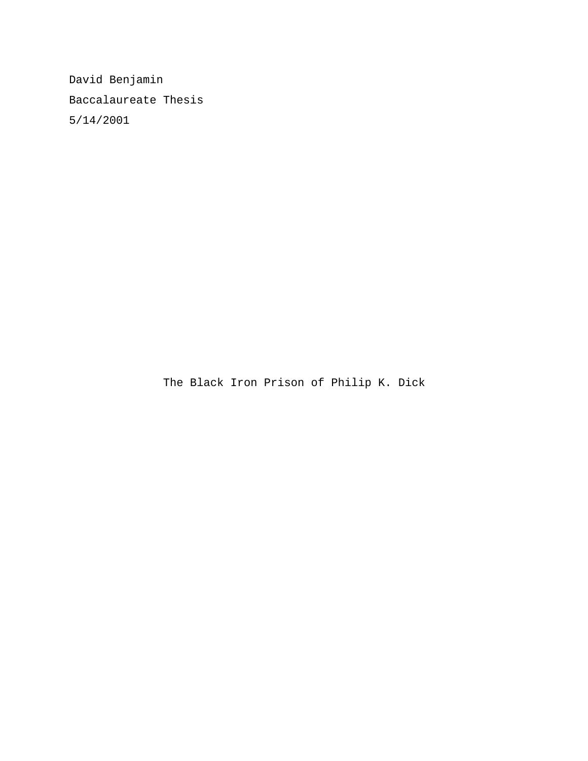David Benjamin

Baccalaureate Thesis

5/14/2001

# The Black Iron Prison of Philip K. Dick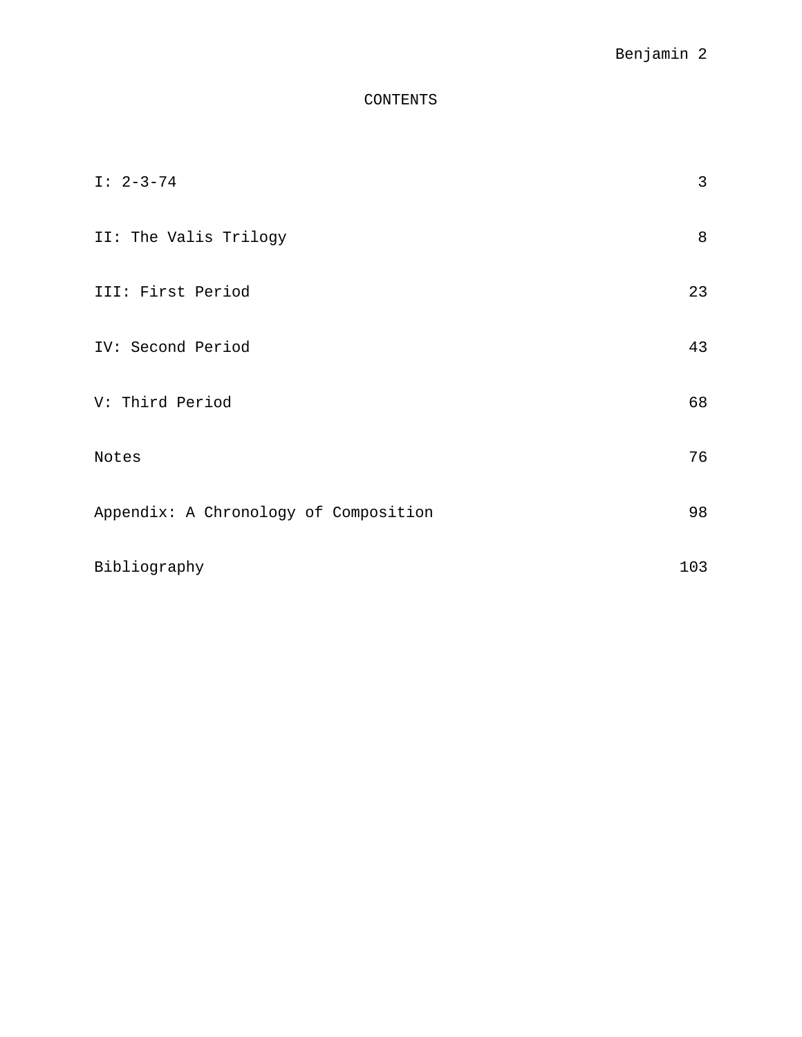# CONTENTS

| | |
|---|---|
| I: 2-3-74 | 3 |
| II: The Valis Trilogy | 8 |
| III: First Period | 23 |
| IV: Second Period | 43 |
| V: Third Period | 68 |
| Notes | 76 |
| Appendix: A Chronology of Composition | 98 |
| Bibliography | 103 |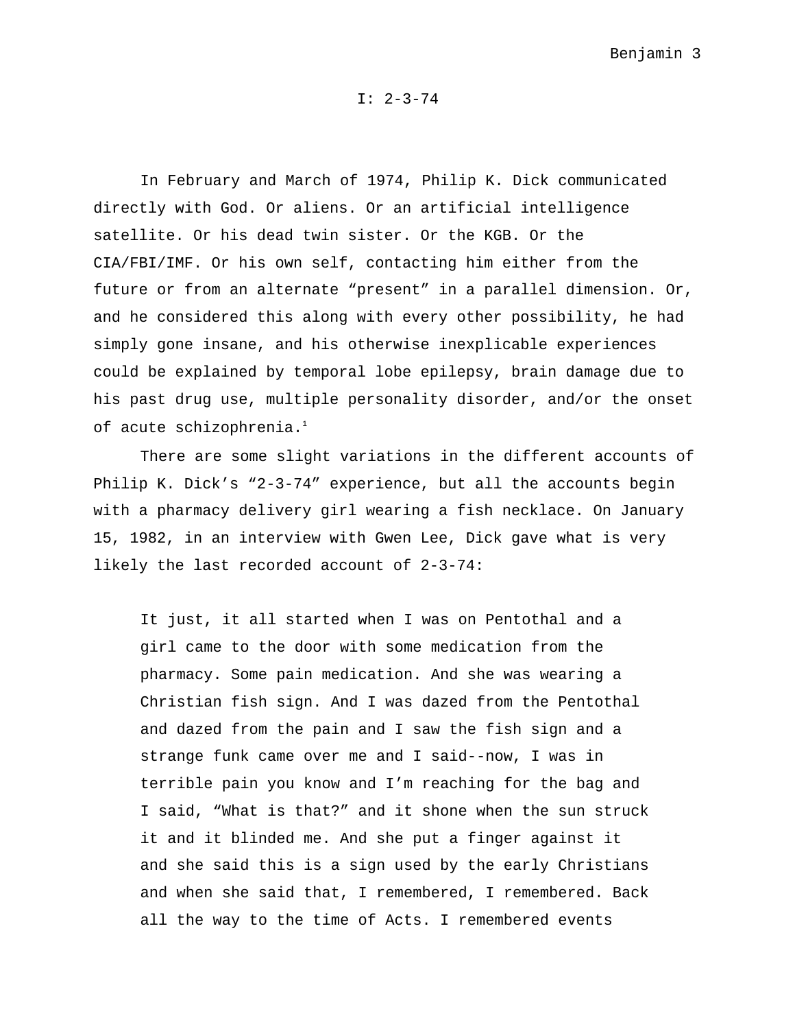## I: 2-3-74

In February and March of 1974, Philip K. Dick communicated directly with God. Or aliens. Or an artificial intelligence satellite. Or his dead twin sister. Or the KGB. Or the CIA/FBI/IMF. Or his own self, contacting him either from the future or from an alternate "present" in a parallel dimension. Or, and he considered this along with every other possibility, he had simply gone insane, and his otherwise inexplicable experiences could be explained by temporal lobe epilepsy, brain damage due to his past drug use, multiple personality disorder, and/or the onset of acute schizophrenia.[1]

There are some slight variations in the different accounts of Philip K. Dick's "2-3-74" experience, but all the accounts begin with a pharmacy delivery girl wearing a fish necklace. On January 15, 1982, in an interview with Gwen Lee, Dick gave what is very likely the last recorded account of 2-3-74:

> It just, it all started when I was on Pentothal and a girl came to the door with some medication from the pharmacy. Some pain medication. And she was wearing a Christian fish sign. And I was dazed from the Pentothal and dazed from the pain and I saw the fish sign and a strange funk came over me and I said--now, I was in terrible pain you know and I'm reaching for the bag and I said, "What is that?" and it shone when the sun struck it and it blinded me. And she put a finger against it and she said this is a sign used by the early Christians and when she said that, I remembered, I remembered. Back all the way to the time of Acts. I remembered events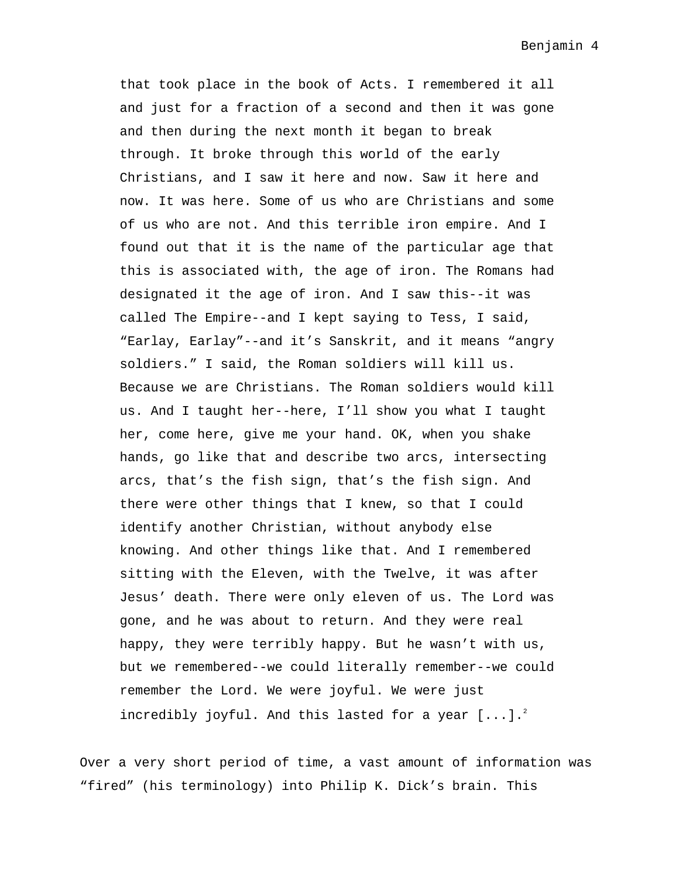> that took place in the book of Acts. I remembered it all and just for a fraction of a second and then it was gone and then during the next month it began to break through. It broke through this world of the early Christians, and I saw it here and now. Saw it here and now. It was here. Some of us who are Christians and some of us who are not. And this terrible iron empire. And I found out that it is the name of the particular age that this is associated with, the age of iron. The Romans had designated it the age of iron. And I saw this--it was called The Empire--and I kept saying to Tess, I said, "Earlay, Earlay"--and it's Sanskrit, and it means "angry soldiers." I said, the Roman soldiers will kill us. Because we are Christians. The Roman soldiers would kill us. And I taught her--here, I'll show you what I taught her, come here, give me your hand. OK, when you shake hands, go like that and describe two arcs, intersecting arcs, that's the fish sign, that's the fish sign. And there were other things that I knew, so that I could identify another Christian, without anybody else knowing. And other things like that. And I remembered sitting with the Eleven, with the Twelve, it was after Jesus' death. There were only eleven of us. The Lord was gone, and he was about to return. And they were real happy, they were terribly happy. But he wasn't with us, but we remembered--we could literally remember--we could remember the Lord. We were joyful. We were just incredibly joyful. And this lasted for a year [...].[2]

Over a very short period of time, a vast amount of information was "fired" (his terminology) into Philip K. Dick's brain. This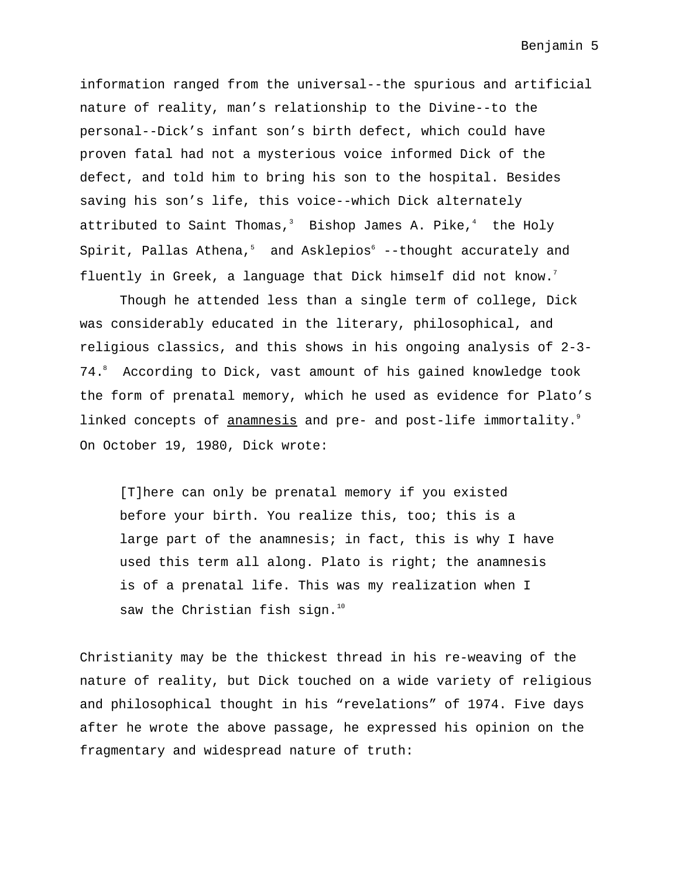information ranged from the universal--the spurious and artificial nature of reality, man's relationship to the Divine--to the personal--Dick's infant son's birth defect, which could have proven fatal had not a mysterious voice informed Dick of the defect, and told him to bring his son to the hospital. Besides saving his son's life, this voice--which Dick alternately attributed to Saint Thomas,[3] Bishop James A. Pike,[4] the Holy Spirit, Pallas Athena,[5] and Asklepios[6] --thought accurately and fluently in Greek, a language that Dick himself did not know.[7]

Though he attended less than a single term of college, Dick was considerably educated in the literary, philosophical, and religious classics, and this shows in his ongoing analysis of 2-3-74.[8] According to Dick, vast amount of his gained knowledge took the form of prenatal memory, which he used as evidence for Plato's linked concepts of <u>anamnesis</u> and pre- and post-life immortality.[9] On October 19, 1980, Dick wrote:

> [T]here can only be prenatal memory if you existed before your birth. You realize this, too; this is a large part of the anamnesis; in fact, this is why I have used this term all along. Plato is right; the anamnesis is of a prenatal life. This was my realization when I saw the Christian fish sign.[10]

Christianity may be the thickest thread in his re-weaving of the nature of reality, but Dick touched on a wide variety of religious and philosophical thought in his "revelations" of 1974. Five days after he wrote the above passage, he expressed his opinion on the fragmentary and widespread nature of truth: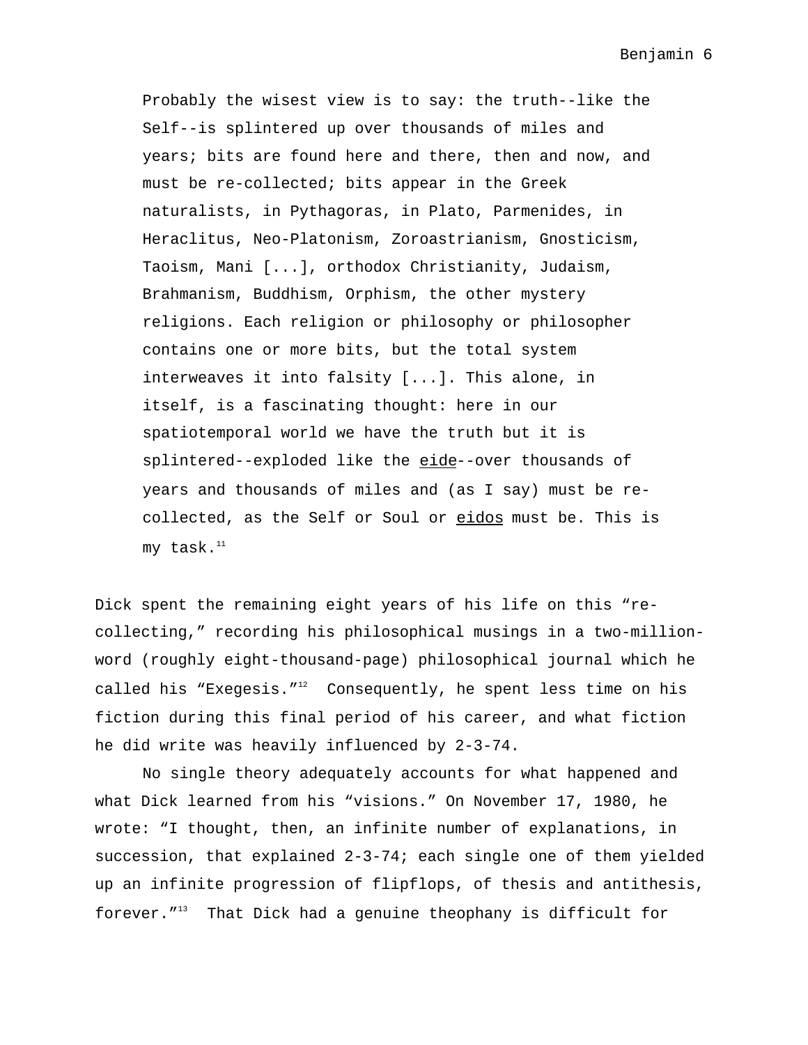> Probably the wisest view is to say: the truth--like the Self--is splintered up over thousands of miles and years; bits are found here and there, then and now, and must be re-collected; bits appear in the Greek naturalists, in Pythagoras, in Plato, Parmenides, in Heraclitus, Neo-Platonism, Zoroastrianism, Gnosticism, Taoism, Mani [...], orthodox Christianity, Judaism, Brahmanism, Buddhism, Orphism, the other mystery religions. Each religion or philosophy or philosopher contains one or more bits, but the total system interweaves it into falsity [...]. This alone, in itself, is a fascinating thought: here in our spatiotemporal world we have the truth but it is splintered--exploded like the <u>eide</u>--over thousands of years and thousands of miles and (as I say) must be re-collected, as the Self or Soul or <u>eidos</u> must be. This is my task.[11]

Dick spent the remaining eight years of his life on this "re-collecting," recording his philosophical musings in a two-million-word (roughly eight-thousand-page) philosophical journal which he called his "Exegesis."[12] Consequently, he spent less time on his fiction during this final period of his career, and what fiction he did write was heavily influenced by 2-3-74.

No single theory adequately accounts for what happened and what Dick learned from his "visions." On November 17, 1980, he wrote: "I thought, then, an infinite number of explanations, in succession, that explained 2-3-74; each single one of them yielded up an infinite progression of flipflops, of thesis and antithesis, forever."[13] That Dick had a genuine theophany is difficult for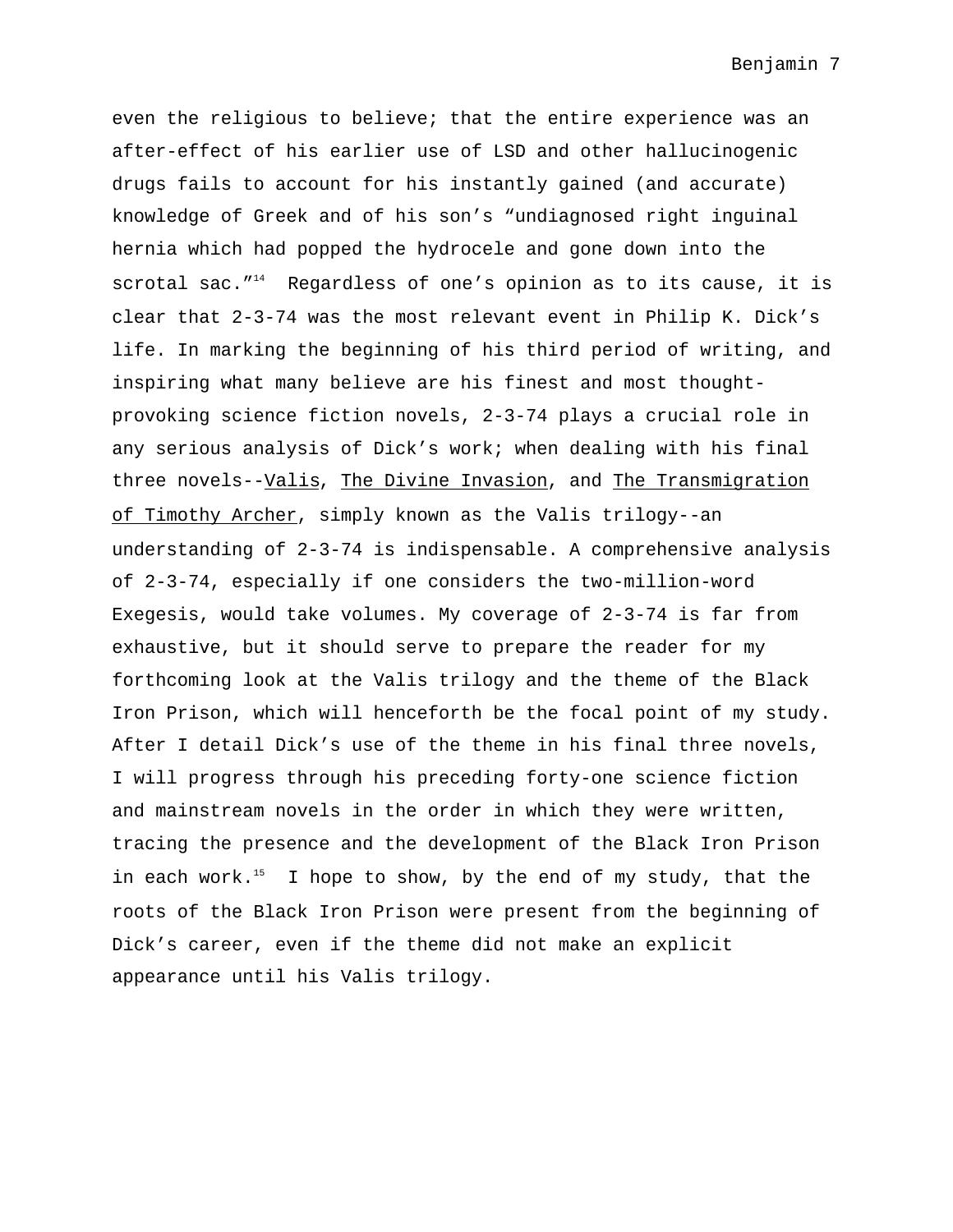even the religious to believe; that the entire experience was an after-effect of his earlier use of LSD and other hallucinogenic drugs fails to account for his instantly gained (and accurate) knowledge of Greek and of his son's "undiagnosed right inguinal hernia which had popped the hydrocele and gone down into the scrotal sac."[14] Regardless of one's opinion as to its cause, it is clear that 2-3-74 was the most relevant event in Philip K. Dick's life. In marking the beginning of his third period of writing, and inspiring what many believe are his finest and most thought-provoking science fiction novels, 2-3-74 plays a crucial role in any serious analysis of Dick's work; when dealing with his final three novels--Valis, The Divine Invasion, and The Transmigration of Timothy Archer, simply known as the Valis trilogy--an understanding of 2-3-74 is indispensable. A comprehensive analysis of 2-3-74, especially if one considers the two-million-word Exegesis, would take volumes. My coverage of 2-3-74 is far from exhaustive, but it should serve to prepare the reader for my forthcoming look at the Valis trilogy and the theme of the Black Iron Prison, which will henceforth be the focal point of my study. After I detail Dick's use of the theme in his final three novels, I will progress through his preceding forty-one science fiction and mainstream novels in the order in which they were written, tracing the presence and the development of the Black Iron Prison in each work.[15] I hope to show, by the end of my study, that the roots of the Black Iron Prison were present from the beginning of Dick's career, even if the theme did not make an explicit appearance until his Valis trilogy.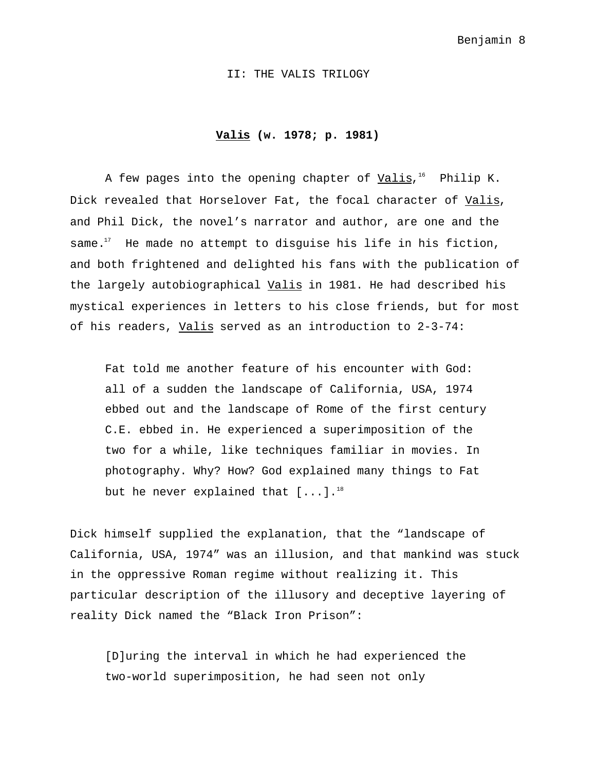## II: THE VALIS TRILOGY

### Valis (w. 1978; p. 1981)

A few pages into the opening chapter of Valis,[16] Philip K. Dick revealed that Horselover Fat, the focal character of Valis, and Phil Dick, the novel's narrator and author, are one and the same.[17] He made no attempt to disguise his life in his fiction, and both frightened and delighted his fans with the publication of the largely autobiographical Valis in 1981. He had described his mystical experiences in letters to his close friends, but for most of his readers, Valis served as an introduction to 2-3-74:

> Fat told me another feature of his encounter with God: all of a sudden the landscape of California, USA, 1974 ebbed out and the landscape of Rome of the first century C.E. ebbed in. He experienced a superimposition of the two for a while, like techniques familiar in movies. In photography. Why? How? God explained many things to Fat but he never explained that [...].[18]

Dick himself supplied the explanation, that the "landscape of California, USA, 1974" was an illusion, and that mankind was stuck in the oppressive Roman regime without realizing it. This particular description of the illusory and deceptive layering of reality Dick named the "Black Iron Prison":

> [D]uring the interval in which he had experienced the two-world superimposition, he had seen not only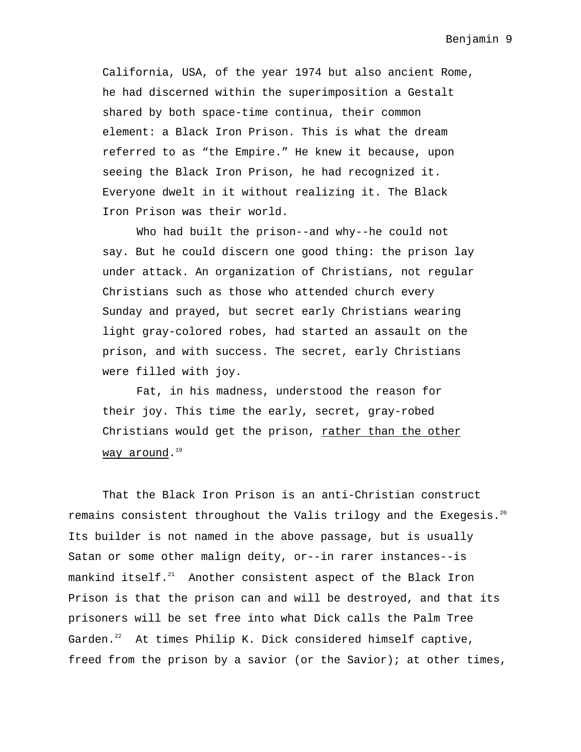> California, USA, of the year 1974 but also ancient Rome, he had discerned within the superimposition a Gestalt shared by both space-time continua, their common element: a Black Iron Prison. This is what the dream referred to as "the Empire." He knew it because, upon seeing the Black Iron Prison, he had recognized it. Everyone dwelt in it without realizing it. The Black Iron Prison was their world.
>
> Who had built the prison--and why--he could not say. But he could discern one good thing: the prison lay under attack. An organization of Christians, not regular Christians such as those who attended church every Sunday and prayed, but secret early Christians wearing light gray-colored robes, had started an assault on the prison, and with success. The secret, early Christians were filled with joy.
>
> Fat, in his madness, understood the reason for their joy. This time the early, secret, gray-robed Christians would get the prison, <u>rather than the other way around</u>.[19]

That the Black Iron Prison is an anti-Christian construct remains consistent throughout the Valis trilogy and the Exegesis.[20] Its builder is not named in the above passage, but is usually Satan or some other malign deity, or--in rarer instances--is mankind itself.[21] Another consistent aspect of the Black Iron Prison is that the prison can and will be destroyed, and that its prisoners will be set free into what Dick calls the Palm Tree Garden.[22] At times Philip K. Dick considered himself captive, freed from the prison by a savior (or the Savior); at other times,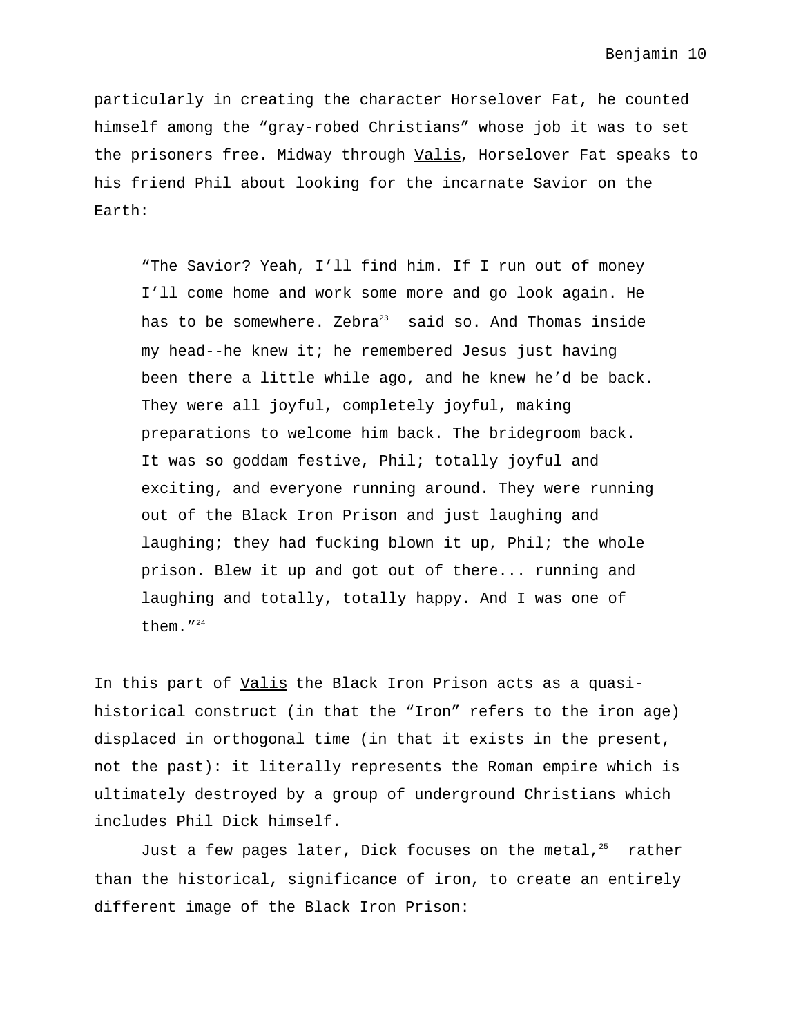particularly in creating the character Horselover Fat, he counted himself among the “gray-robed Christians” whose job it was to set the prisoners free. Midway through Valis, Horselover Fat speaks to his friend Phil about looking for the incarnate Savior on the Earth:

> “The Savior? Yeah, I’ll find him. If I run out of money I’ll come home and work some more and go look again. He has to be somewhere. Zebra[23] said so. And Thomas inside my head--he knew it; he remembered Jesus just having been there a little while ago, and he knew he’d be back. They were all joyful, completely joyful, making preparations to welcome him back. The bridegroom back. It was so goddam festive, Phil; totally joyful and exciting, and everyone running around. They were running out of the Black Iron Prison and just laughing and laughing; they had fucking blown it up, Phil; the whole prison. Blew it up and got out of there... running and laughing and totally, totally happy. And I was one of them.”[24]

In this part of Valis the Black Iron Prison acts as a quasi-historical construct (in that the “Iron” refers to the iron age) displaced in orthogonal time (in that it exists in the present, not the past): it literally represents the Roman empire which is ultimately destroyed by a group of underground Christians which includes Phil Dick himself.

Just a few pages later, Dick focuses on the metal,[25] rather than the historical, significance of iron, to create an entirely different image of the Black Iron Prison: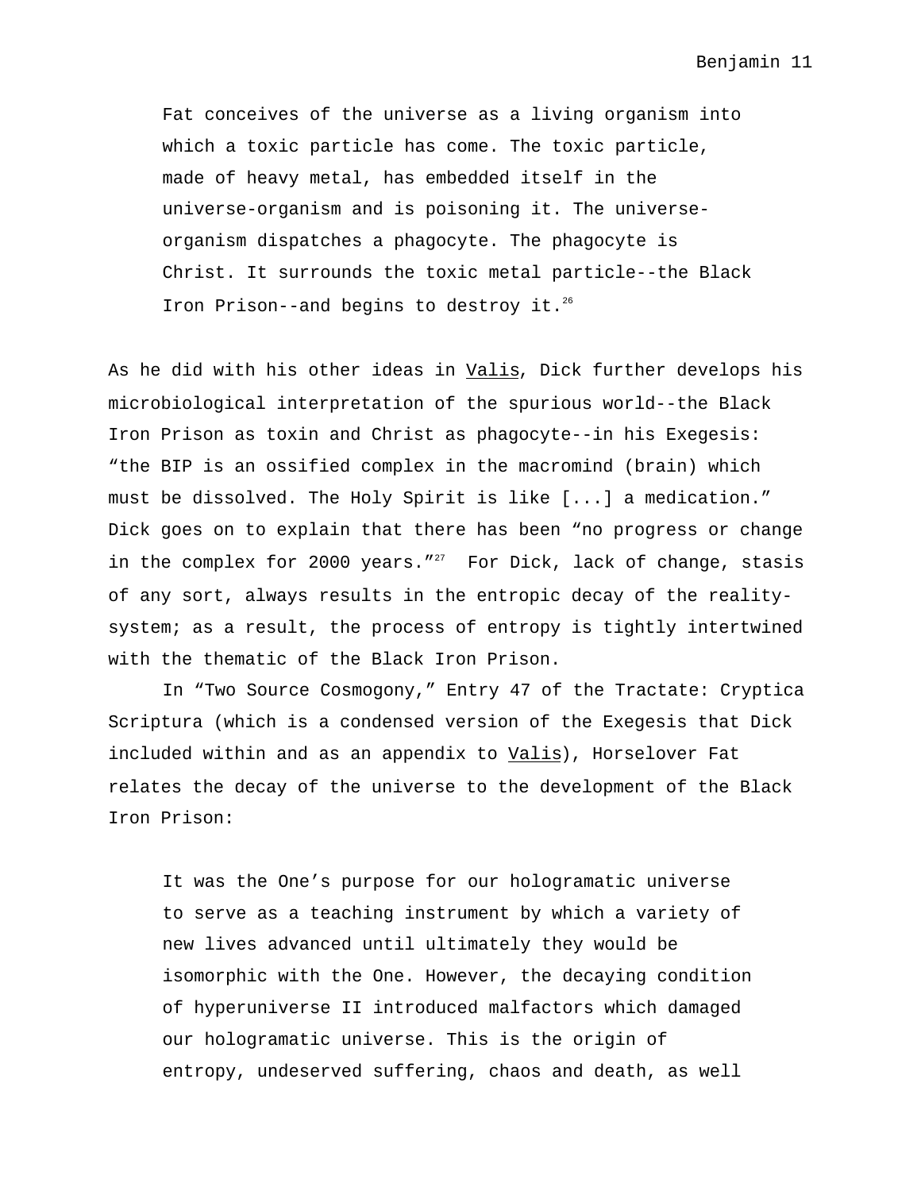> Fat conceives of the universe as a living organism into which a toxic particle has come. The toxic particle, made of heavy metal, has embedded itself in the universe-organism and is poisoning it. The universe-organism dispatches a phagocyte. The phagocyte is Christ. It surrounds the toxic metal particle--the Black Iron Prison--and begins to destroy it.[26]

As he did with his other ideas in Valis, Dick further develops his microbiological interpretation of the spurious world--the Black Iron Prison as toxin and Christ as phagocyte--in his Exegesis: “the BIP is an ossified complex in the macromind (brain) which must be dissolved. The Holy Spirit is like [...] a medication.” Dick goes on to explain that there has been “no progress or change in the complex for 2000 years.”[27] For Dick, lack of change, stasis of any sort, always results in the entropic decay of the reality-system; as a result, the process of entropy is tightly intertwined with the thematic of the Black Iron Prison.

In “Two Source Cosmogony,” Entry 47 of the Tractate: Cryptica Scriptura (which is a condensed version of the Exegesis that Dick included within and as an appendix to Valis), Horselover Fat relates the decay of the universe to the development of the Black Iron Prison:

> It was the One’s purpose for our hologramatic universe to serve as a teaching instrument by which a variety of new lives advanced until ultimately they would be isomorphic with the One. However, the decaying condition of hyperuniverse II introduced malfactors which damaged our hologramatic universe. This is the origin of entropy, undeserved suffering, chaos and death, as well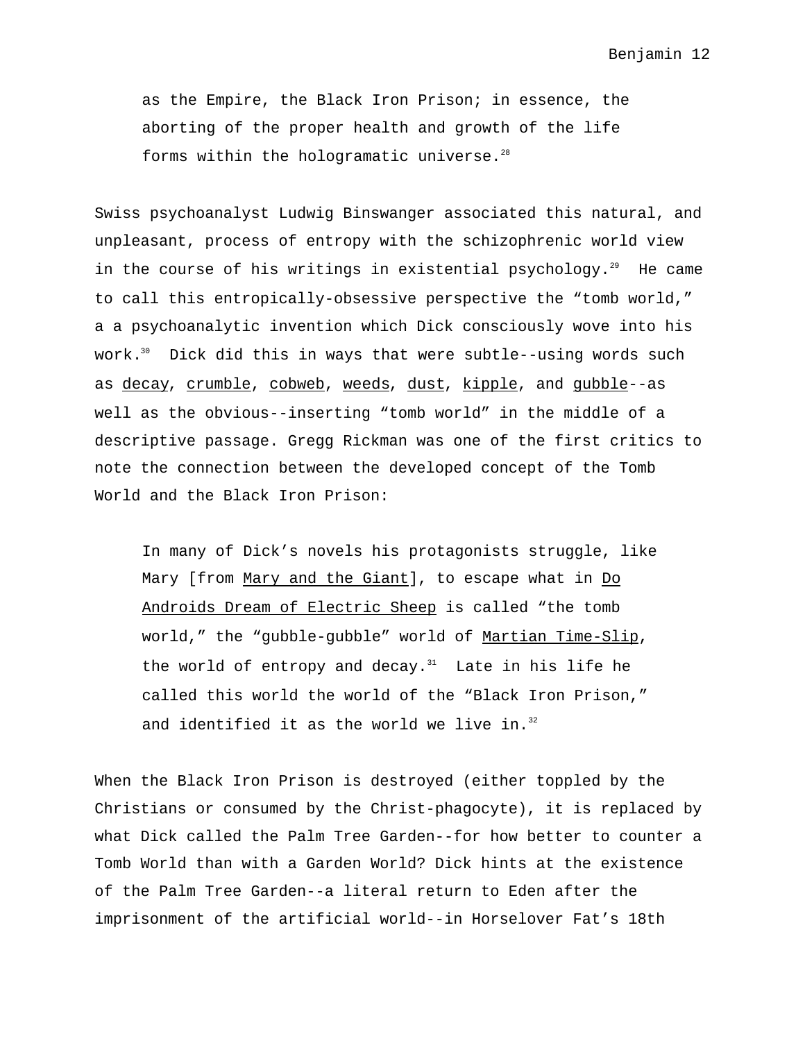> as the Empire, the Black Iron Prison; in essence, the aborting of the proper health and growth of the life forms within the hologramatic universe.[28]

Swiss psychoanalyst Ludwig Binswanger associated this natural, and unpleasant, process of entropy with the schizophrenic world view in the course of his writings in existential psychology.[29] He came to call this entropically-obsessive perspective the "tomb world," a a psychoanalytic invention which Dick consciously wove into his work.[30] Dick did this in ways that were subtle--using words such as <u>decay</u>, <u>crumble</u>, <u>cobweb</u>, <u>weeds</u>, <u>dust</u>, <u>kipple</u>, and <u>gubble</u>--as well as the obvious--inserting "tomb world" in the middle of a descriptive passage. Gregg Rickman was one of the first critics to note the connection between the developed concept of the Tomb World and the Black Iron Prison:

> In many of Dick's novels his protagonists struggle, like Mary [from <u>Mary and the Giant</u>], to escape what in <u>Do Androids Dream of Electric Sheep</u> is called "the tomb world," the "gubble-gubble" world of <u>Martian Time-Slip</u>, the world of entropy and decay.[31] Late in his life he called this world the world of the "Black Iron Prison," and identified it as the world we live in.[32]

When the Black Iron Prison is destroyed (either toppled by the Christians or consumed by the Christ-phagocyte), it is replaced by what Dick called the Palm Tree Garden--for how better to counter a Tomb World than with a Garden World? Dick hints at the existence of the Palm Tree Garden--a literal return to Eden after the imprisonment of the artificial world--in Horselover Fat's 18th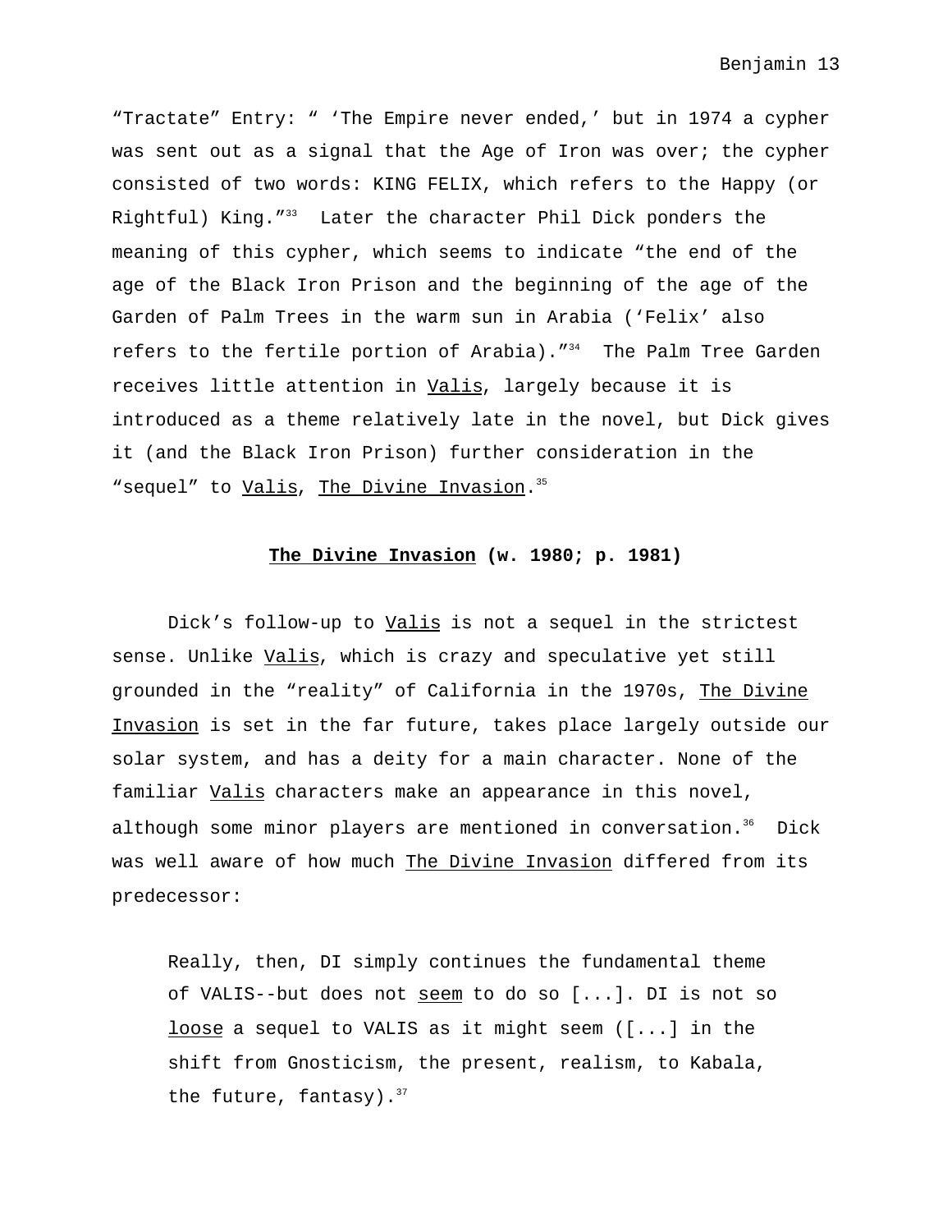"Tractate" Entry: " 'The Empire never ended,' but in 1974 a cypher was sent out as a signal that the Age of Iron was over; the cypher consisted of two words: KING FELIX, which refers to the Happy (or Rightful) King."[33] Later the character Phil Dick ponders the meaning of this cypher, which seems to indicate "the end of the age of the Black Iron Prison and the beginning of the age of the Garden of Palm Trees in the warm sun in Arabia ('Felix' also refers to the fertile portion of Arabia)."[34] The Palm Tree Garden receives little attention in Valis, largely because it is introduced as a theme relatively late in the novel, but Dick gives it (and the Black Iron Prison) further consideration in the "sequel" to Valis, The Divine Invasion.[35]

## The Divine Invasion (w. 1980; p. 1981)

Dick's follow-up to Valis is not a sequel in the strictest sense. Unlike Valis, which is crazy and speculative yet still grounded in the "reality" of California in the 1970s, The Divine Invasion is set in the far future, takes place largely outside our solar system, and has a deity for a main character. None of the familiar Valis characters make an appearance in this novel, although some minor players are mentioned in conversation.[36] Dick was well aware of how much The Divine Invasion differed from its predecessor:

> Really, then, DI simply continues the fundamental theme of VALIS--but does not seem to do so [...]. DI is not so loose a sequel to VALIS as it might seem ([...] in the shift from Gnosticism, the present, realism, to Kabala, the future, fantasy).[37]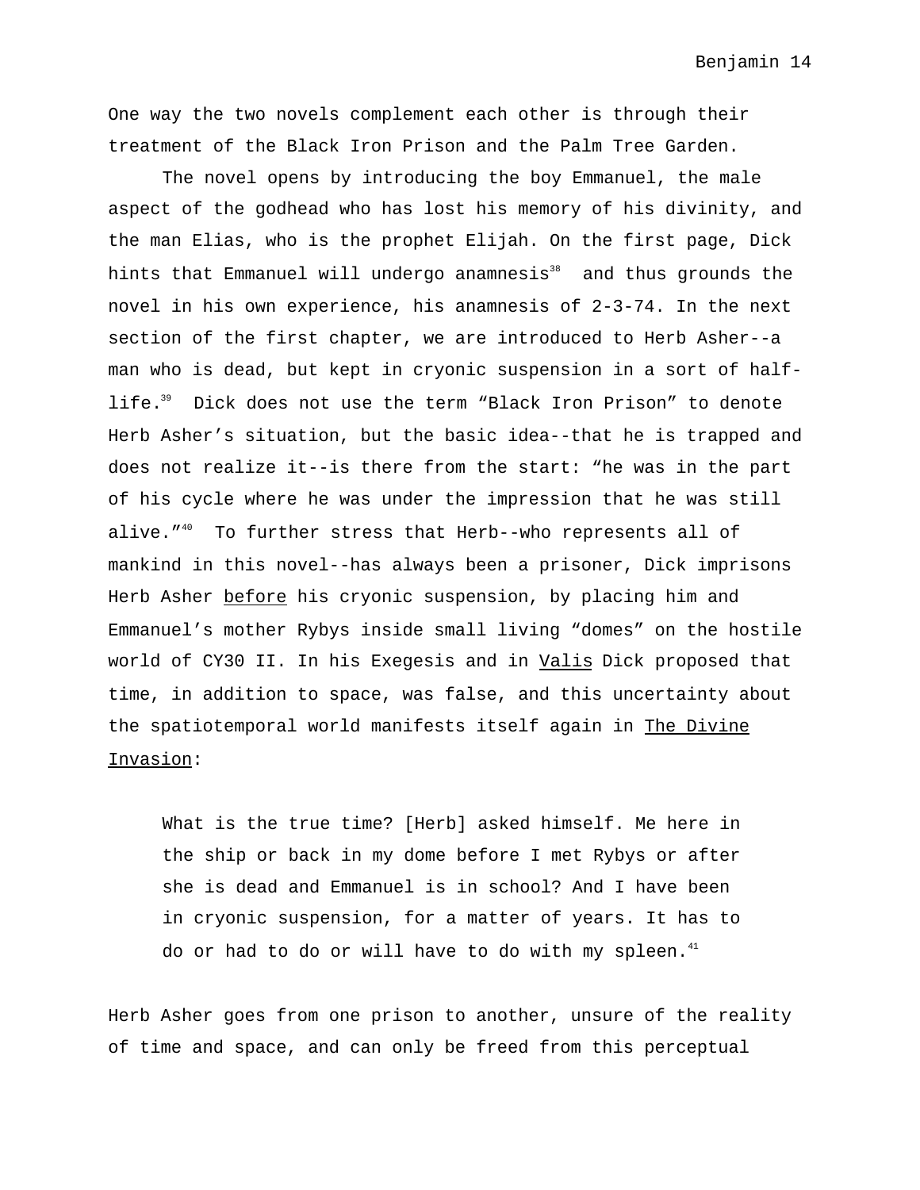One way the two novels complement each other is through their treatment of the Black Iron Prison and the Palm Tree Garden.

The novel opens by introducing the boy Emmanuel, the male aspect of the godhead who has lost his memory of his divinity, and the man Elias, who is the prophet Elijah. On the first page, Dick hints that Emmanuel will undergo anamnesis[38] and thus grounds the novel in his own experience, his anamnesis of 2-3-74. In the next section of the first chapter, we are introduced to Herb Asher--a man who is dead, but kept in cryonic suspension in a sort of half-life.[39] Dick does not use the term “Black Iron Prison” to denote Herb Asher’s situation, but the basic idea--that he is trapped and does not realize it--is there from the start: “he was in the part of his cycle where he was under the impression that he was still alive.”[40] To further stress that Herb--who represents all of mankind in this novel--has always been a prisoner, Dick imprisons Herb Asher <u>before</u> his cryonic suspension, by placing him and Emmanuel’s mother Rybys inside small living “domes” on the hostile world of CY30 II. In his Exegesis and in <u>Valis</u> Dick proposed that time, in addition to space, was false, and this uncertainty about the spatiotemporal world manifests itself again in <u>The Divine Invasion</u>:

> What is the true time? [Herb] asked himself. Me here in the ship or back in my dome before I met Rybys or after she is dead and Emmanuel is in school? And I have been in cryonic suspension, for a matter of years. It has to do or had to do or will have to do with my spleen.[41]

Herb Asher goes from one prison to another, unsure of the reality of time and space, and can only be freed from this perceptual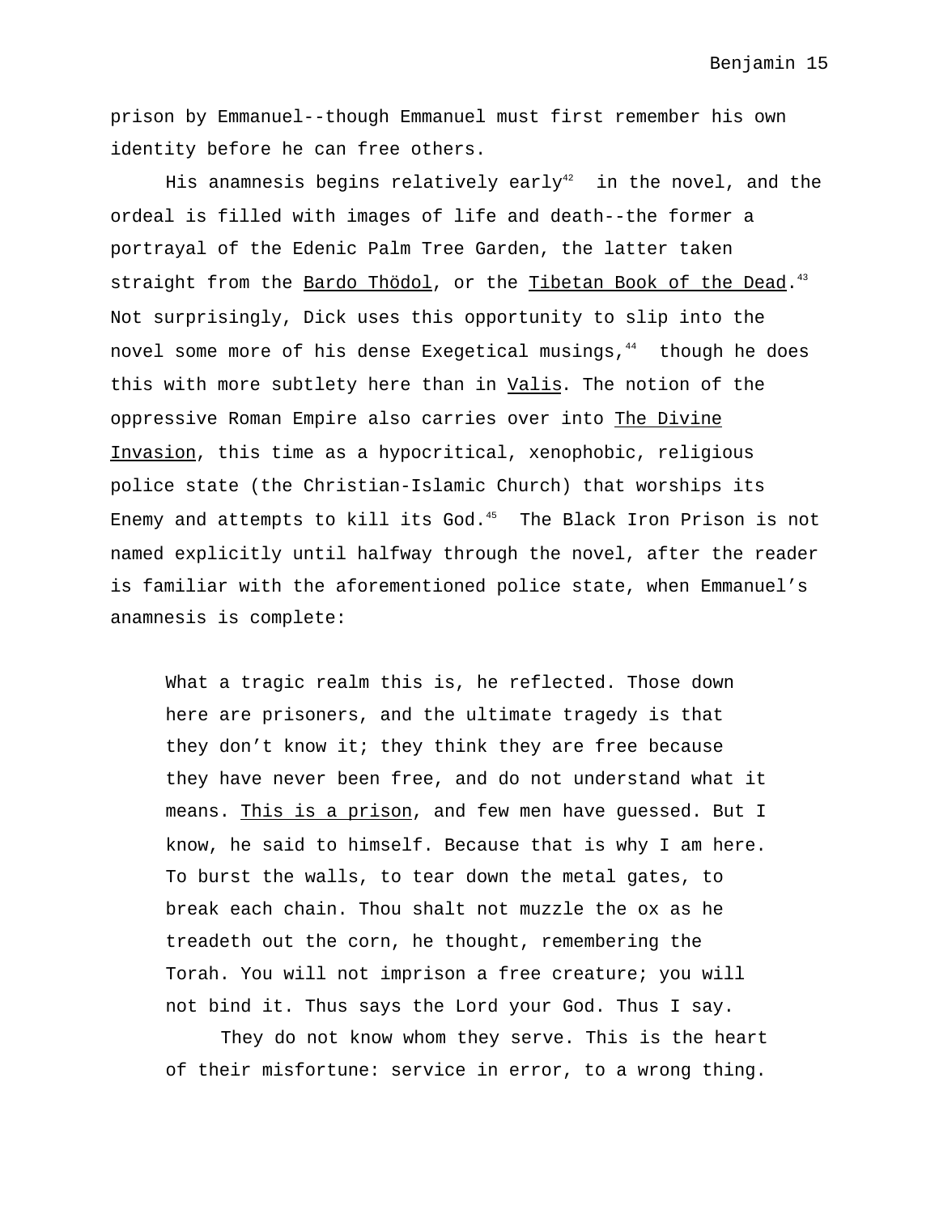prison by Emmanuel--though Emmanuel must first remember his own identity before he can free others.

His anamnesis begins relatively early[42] in the novel, and the ordeal is filled with images of life and death--the former a portrayal of the Edenic Palm Tree Garden, the latter taken straight from the Bardo Thödol, or the Tibetan Book of the Dead.[43] Not surprisingly, Dick uses this opportunity to slip into the novel some more of his dense Exegetical musings,[44] though he does this with more subtlety here than in Valis. The notion of the oppressive Roman Empire also carries over into The Divine Invasion, this time as a hypocritical, xenophobic, religious police state (the Christian-Islamic Church) that worships its Enemy and attempts to kill its God.[45] The Black Iron Prison is not named explicitly until halfway through the novel, after the reader is familiar with the aforementioned police state, when Emmanuel's anamnesis is complete:

> What a tragic realm this is, he reflected. Those down here are prisoners, and the ultimate tragedy is that they don't know it; they think they are free because they have never been free, and do not understand what it means. This is a prison, and few men have guessed. But I know, he said to himself. Because that is why I am here. To burst the walls, to tear down the metal gates, to break each chain. Thou shalt not muzzle the ox as he treadeth out the corn, he thought, remembering the Torah. You will not imprison a free creature; you will not bind it. Thus says the Lord your God. Thus I say.
>
> They do not know whom they serve. This is the heart of their misfortune: service in error, to a wrong thing.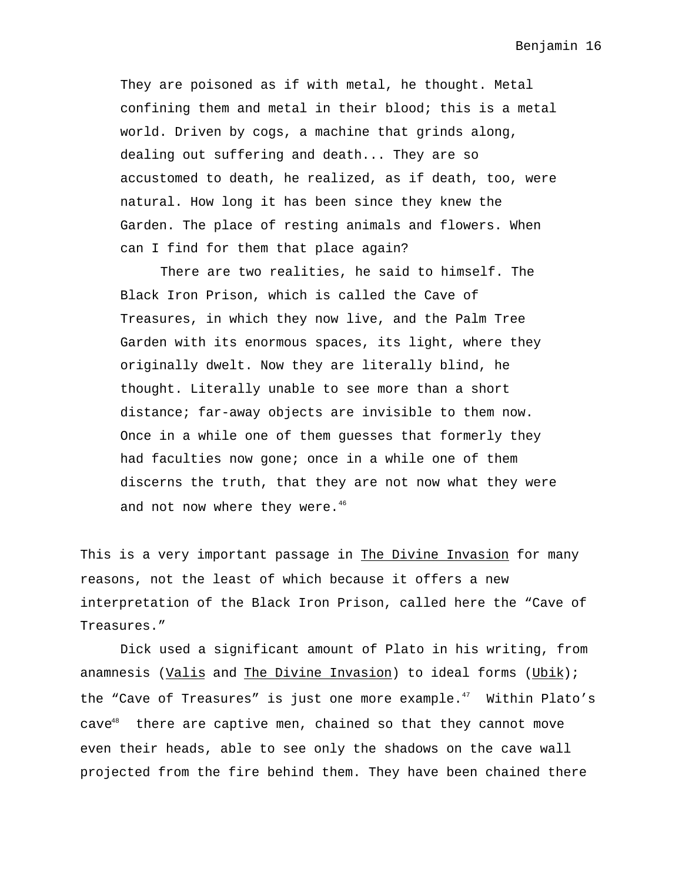> They are poisoned as if with metal, he thought. Metal confining them and metal in their blood; this is a metal world. Driven by cogs, a machine that grinds along, dealing out suffering and death... They are so accustomed to death, he realized, as if death, too, were natural. How long it has been since they knew the Garden. The place of resting animals and flowers. When can I find for them that place again?
>
> There are two realities, he said to himself. The Black Iron Prison, which is called the Cave of Treasures, in which they now live, and the Palm Tree Garden with its enormous spaces, its light, where they originally dwelt. Now they are literally blind, he thought. Literally unable to see more than a short distance; far-away objects are invisible to them now. Once in a while one of them guesses that formerly they had faculties now gone; once in a while one of them discerns the truth, that they are not now what they were and not now where they were.[46]

This is a very important passage in The Divine Invasion for many reasons, not the least of which because it offers a new interpretation of the Black Iron Prison, called here the "Cave of Treasures."

Dick used a significant amount of Plato in his writing, from anamnesis (Valis and The Divine Invasion) to ideal forms (Ubik); the "Cave of Treasures" is just one more example.[47] Within Plato's cave[48] there are captive men, chained so that they cannot move even their heads, able to see only the shadows on the cave wall projected from the fire behind them. They have been chained there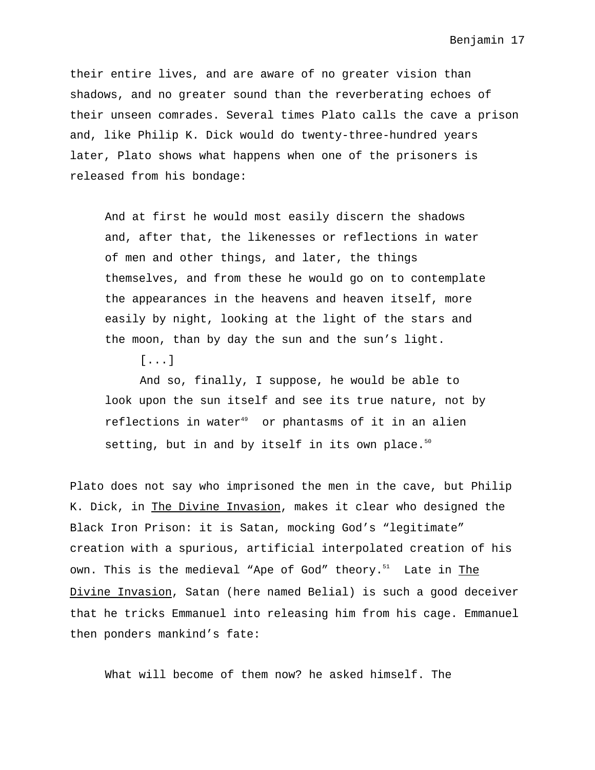their entire lives, and are aware of no greater vision than shadows, and no greater sound than the reverberating echoes of their unseen comrades. Several times Plato calls the cave a prison and, like Philip K. Dick would do twenty-three-hundred years later, Plato shows what happens when one of the prisoners is released from his bondage:

> And at first he would most easily discern the shadows and, after that, the likenesses or reflections in water of men and other things, and later, the things themselves, and from these he would go on to contemplate the appearances in the heavens and heaven itself, more easily by night, looking at the light of the stars and the moon, than by day the sun and the sun's light.
>
> [...]
>
> And so, finally, I suppose, he would be able to look upon the sun itself and see its true nature, not by reflections in water[49] or phantasms of it in an alien setting, but in and by itself in its own place.[50]

Plato does not say who imprisoned the men in the cave, but Philip K. Dick, in The Divine Invasion, makes it clear who designed the Black Iron Prison: it is Satan, mocking God's "legitimate" creation with a spurious, artificial interpolated creation of his own. This is the medieval "Ape of God" theory.[51] Late in The Divine Invasion, Satan (here named Belial) is such a good deceiver that he tricks Emmanuel into releasing him from his cage. Emmanuel then ponders mankind's fate:

> What will become of them now? he asked himself. The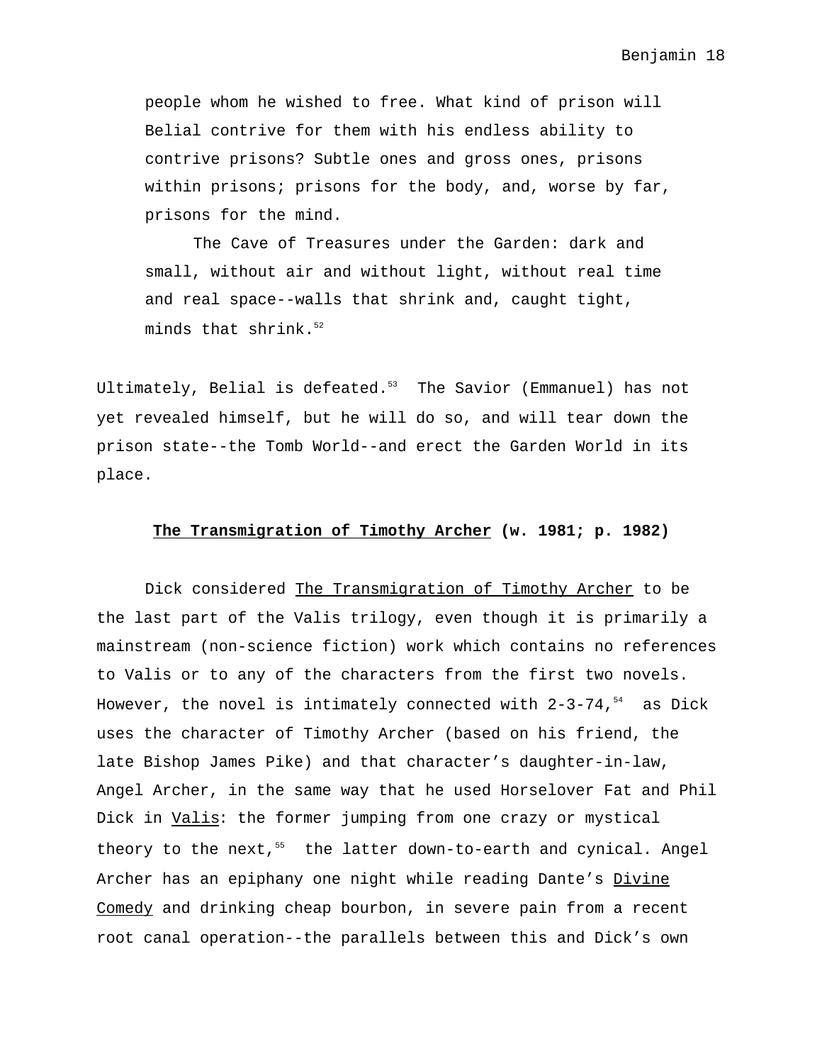> people whom he wished to free. What kind of prison will Belial contrive for them with his endless ability to contrive prisons? Subtle ones and gross ones, prisons within prisons; prisons for the body, and, worse by far, prisons for the mind.
>
> The Cave of Treasures under the Garden: dark and small, without air and without light, without real time and real space--walls that shrink and, caught tight, minds that shrink.[52]

Ultimately, Belial is defeated.[53] The Savior (Emmanuel) has not yet revealed himself, but he will do so, and will tear down the prison state--the Tomb World--and erect the Garden World in its place.

## The Transmigration of Timothy Archer (w. 1981; p. 1982)

Dick considered The Transmigration of Timothy Archer to be the last part of the Valis trilogy, even though it is primarily a mainstream (non-science fiction) work which contains no references to Valis or to any of the characters from the first two novels. However, the novel is intimately connected with 2-3-74,[54] as Dick uses the character of Timothy Archer (based on his friend, the late Bishop James Pike) and that character's daughter-in-law, Angel Archer, in the same way that he used Horselover Fat and Phil Dick in Valis: the former jumping from one crazy or mystical theory to the next,[55] the latter down-to-earth and cynical. Angel Archer has an epiphany one night while reading Dante's Divine Comedy and drinking cheap bourbon, in severe pain from a recent root canal operation--the parallels between this and Dick's own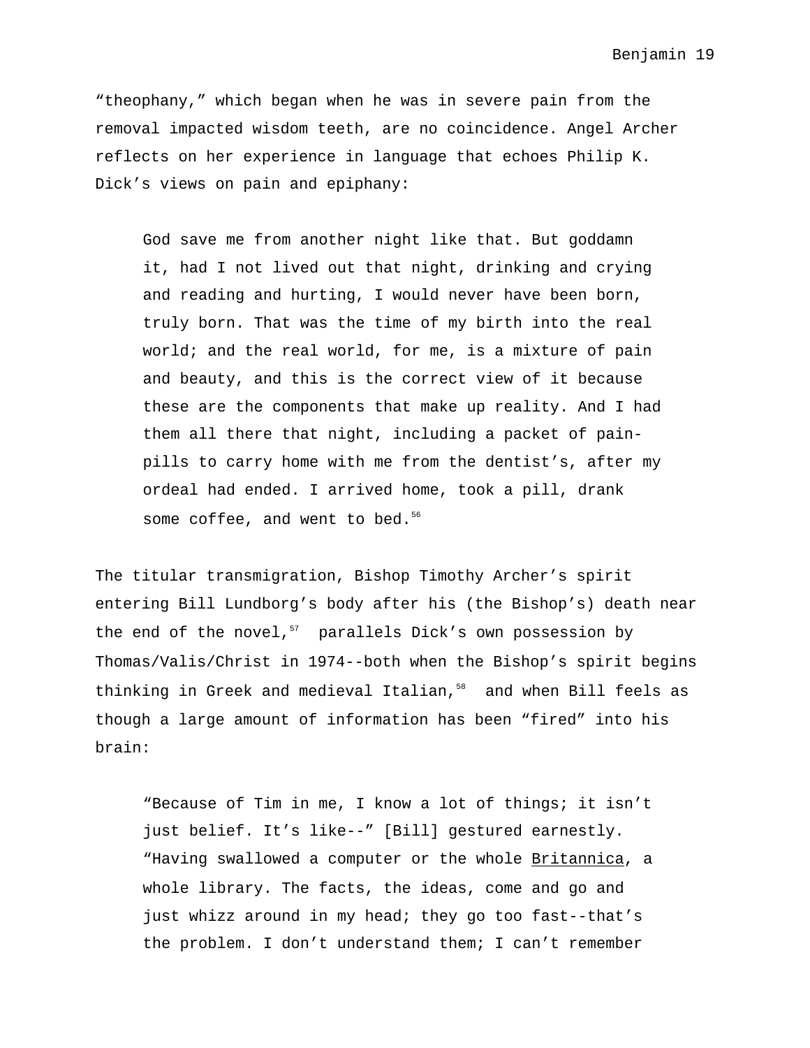"theophany," which began when he was in severe pain from the removal impacted wisdom teeth, are no coincidence. Angel Archer reflects on her experience in language that echoes Philip K. Dick's views on pain and epiphany:

> God save me from another night like that. But goddamn it, had I not lived out that night, drinking and crying and reading and hurting, I would never have been born, truly born. That was the time of my birth into the real world; and the real world, for me, is a mixture of pain and beauty, and this is the correct view of it because these are the components that make up reality. And I had them all there that night, including a packet of pain-pills to carry home with me from the dentist's, after my ordeal had ended. I arrived home, took a pill, drank some coffee, and went to bed.[56]

The titular transmigration, Bishop Timothy Archer's spirit entering Bill Lundborg's body after his (the Bishop's) death near the end of the novel,[57] parallels Dick's own possession by Thomas/Valis/Christ in 1974--both when the Bishop's spirit begins thinking in Greek and medieval Italian,[58] and when Bill feels as though a large amount of information has been "fired" into his brain:

> "Because of Tim in me, I know a lot of things; it isn't just belief. It's like--" [Bill] gestured earnestly. "Having swallowed a computer or the whole <u>Britannica</u>, a whole library. The facts, the ideas, come and go and just whizz around in my head; they go too fast--that's the problem. I don't understand them; I can't remember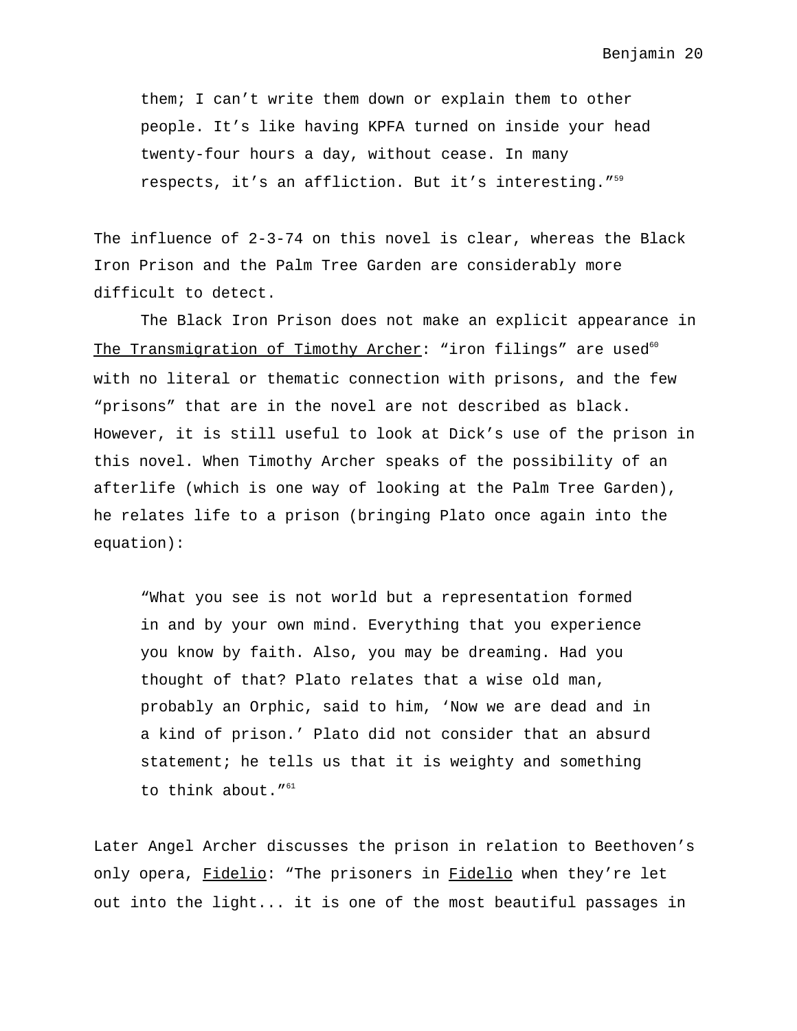> them; I can't write them down or explain them to other people. It's like having KPFA turned on inside your head twenty-four hours a day, without cease. In many respects, it's an affliction. But it's interesting."[59]

The influence of 2-3-74 on this novel is clear, whereas the Black Iron Prison and the Palm Tree Garden are considerably more difficult to detect.

The Black Iron Prison does not make an explicit appearance in The Transmigration of Timothy Archer: "iron filings" are used[60] with no literal or thematic connection with prisons, and the few "prisons" that are in the novel are not described as black. However, it is still useful to look at Dick's use of the prison in this novel. When Timothy Archer speaks of the possibility of an afterlife (which is one way of looking at the Palm Tree Garden), he relates life to a prison (bringing Plato once again into the equation):

> "What you see is not world but a representation formed in and by your own mind. Everything that you experience you know by faith. Also, you may be dreaming. Had you thought of that? Plato relates that a wise old man, probably an Orphic, said to him, 'Now we are dead and in a kind of prison.' Plato did not consider that an absurd statement; he tells us that it is weighty and something to think about."[61]

Later Angel Archer discusses the prison in relation to Beethoven's only opera, Fidelio: "The prisoners in Fidelio when they're let out into the light... it is one of the most beautiful passages in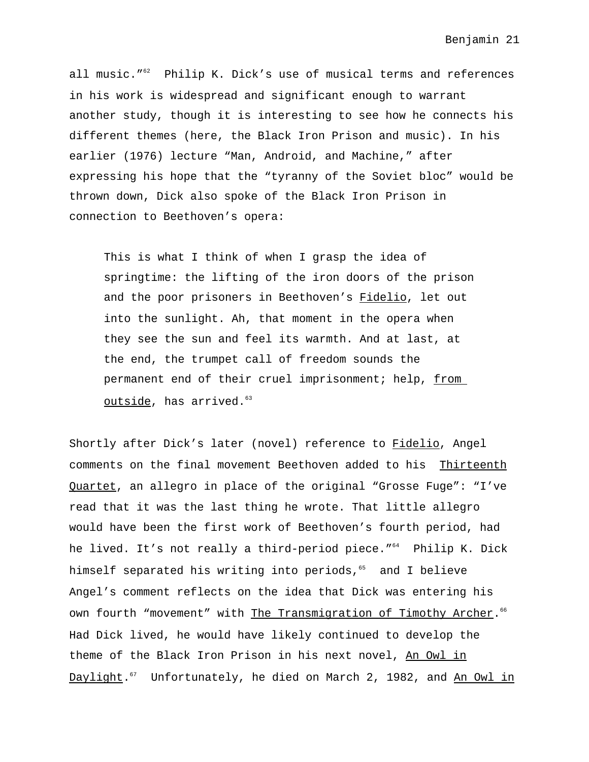all music."[62] Philip K. Dick's use of musical terms and references in his work is widespread and significant enough to warrant another study, though it is interesting to see how he connects his different themes (here, the Black Iron Prison and music). In his earlier (1976) lecture "Man, Android, and Machine," after expressing his hope that the "tyranny of the Soviet bloc" would be thrown down, Dick also spoke of the Black Iron Prison in connection to Beethoven's opera:

> This is what I think of when I grasp the idea of springtime: the lifting of the iron doors of the prison and the poor prisoners in Beethoven's _Fidelio_, let out into the sunlight. Ah, that moment in the opera when they see the sun and feel its warmth. And at last, at the end, the trumpet call of freedom sounds the permanent end of their cruel imprisonment; help, _from outside_, has arrived.[63]

Shortly after Dick's later (novel) reference to _Fidelio_, Angel comments on the final movement Beethoven added to his _Thirteenth Quartet_, an allegro in place of the original "Grosse Fuge": "I've read that it was the last thing he wrote. That little allegro would have been the first work of Beethoven's fourth period, had he lived. It's not really a third-period piece."[64] Philip K. Dick himself separated his writing into periods,[65] and I believe Angel's comment reflects on the idea that Dick was entering his own fourth "movement" with _The Transmigration of Timothy Archer_.[66] Had Dick lived, he would have likely continued to develop the theme of the Black Iron Prison in his next novel, _An Owl in Daylight_.[67] Unfortunately, he died on March 2, 1982, and _An Owl in_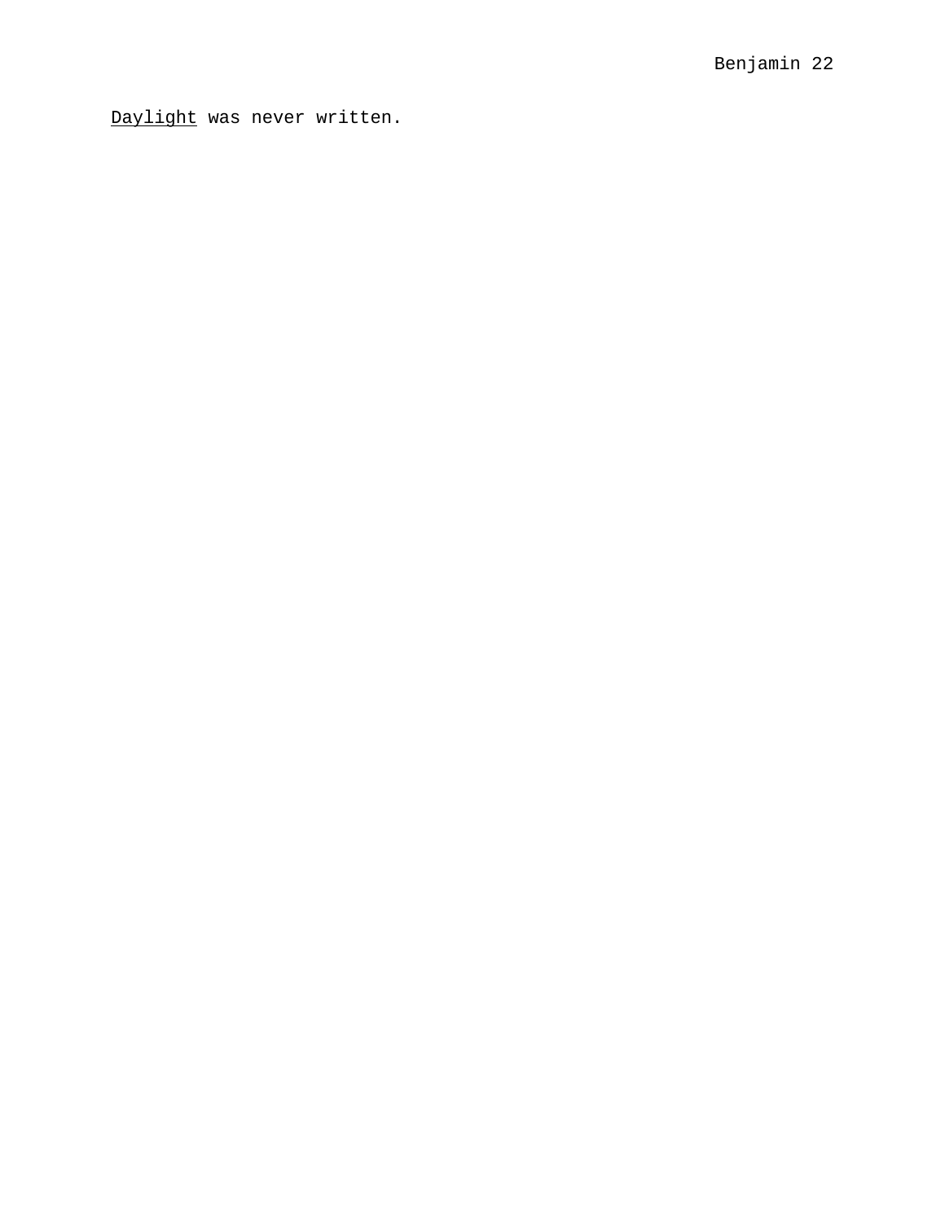<u>Daylight</u> was never written.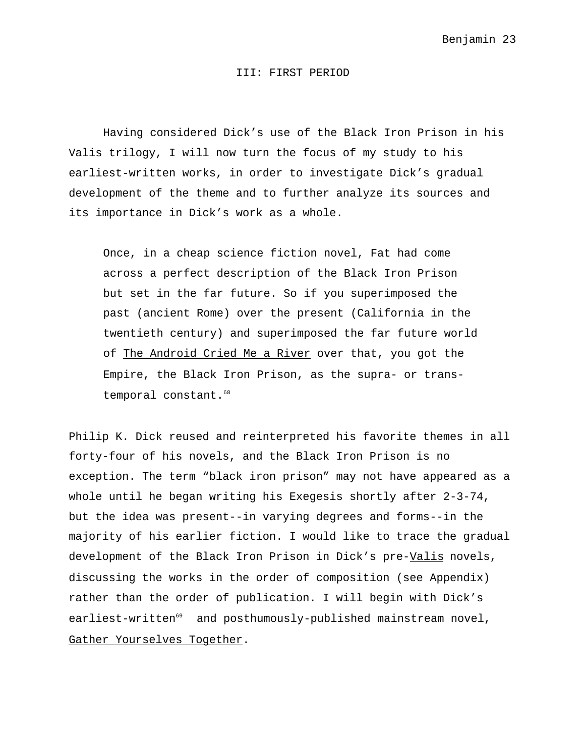# III: FIRST PERIOD

Having considered Dick's use of the Black Iron Prison in his Valis trilogy, I will now turn the focus of my study to his earliest-written works, in order to investigate Dick's gradual development of the theme and to further analyze its sources and its importance in Dick's work as a whole.

> Once, in a cheap science fiction novel, Fat had come across a perfect description of the Black Iron Prison but set in the far future. So if you superimposed the past (ancient Rome) over the present (California in the twentieth century) and superimposed the far future world of The Android Cried Me a River over that, you got the Empire, the Black Iron Prison, as the supra- or trans-temporal constant.[68]

Philip K. Dick reused and reinterpreted his favorite themes in all forty-four of his novels, and the Black Iron Prison is no exception. The term "black iron prison" may not have appeared as a whole until he began writing his Exegesis shortly after 2-3-74, but the idea was present--in varying degrees and forms--in the majority of his earlier fiction. I would like to trace the gradual development of the Black Iron Prison in Dick's pre-Valis novels, discussing the works in the order of composition (see Appendix) rather than the order of publication. I will begin with Dick's earliest-written[69] and posthumously-published mainstream novel, Gather Yourselves Together.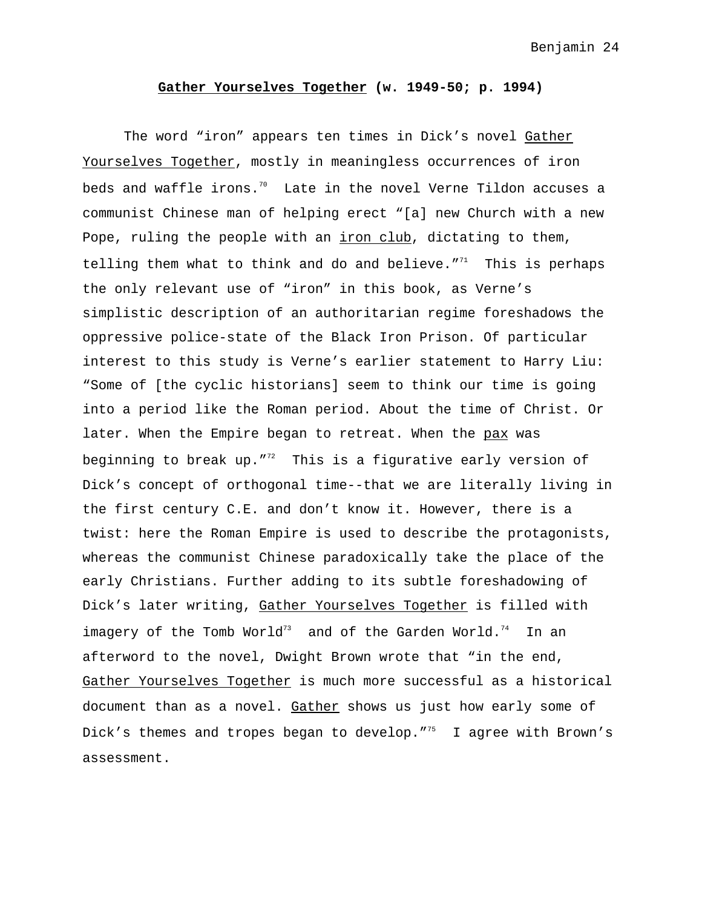## Gather Yourselves Together (w. 1949-50; p. 1994)

The word "iron" appears ten times in Dick's novel Gather Yourselves Together, mostly in meaningless occurrences of iron beds and waffle irons.[70] Late in the novel Verne Tildon accuses a communist Chinese man of helping erect "[a] new Church with a new Pope, ruling the people with an iron club, dictating to them, telling them what to think and do and believe."[71] This is perhaps the only relevant use of "iron" in this book, as Verne's simplistic description of an authoritarian regime foreshadows the oppressive police-state of the Black Iron Prison. Of particular interest to this study is Verne's earlier statement to Harry Liu: "Some of [the cyclic historians] seem to think our time is going into a period like the Roman period. About the time of Christ. Or later. When the Empire began to retreat. When the pax was beginning to break up."[72] This is a figurative early version of Dick's concept of orthogonal time--that we are literally living in the first century C.E. and don't know it. However, there is a twist: here the Roman Empire is used to describe the protagonists, whereas the communist Chinese paradoxically take the place of the early Christians. Further adding to its subtle foreshadowing of Dick's later writing, Gather Yourselves Together is filled with imagery of the Tomb World[73] and of the Garden World.[74] In an afterword to the novel, Dwight Brown wrote that "in the end, Gather Yourselves Together is much more successful as a historical document than as a novel. Gather shows us just how early some of Dick's themes and tropes began to develop."[75] I agree with Brown's assessment.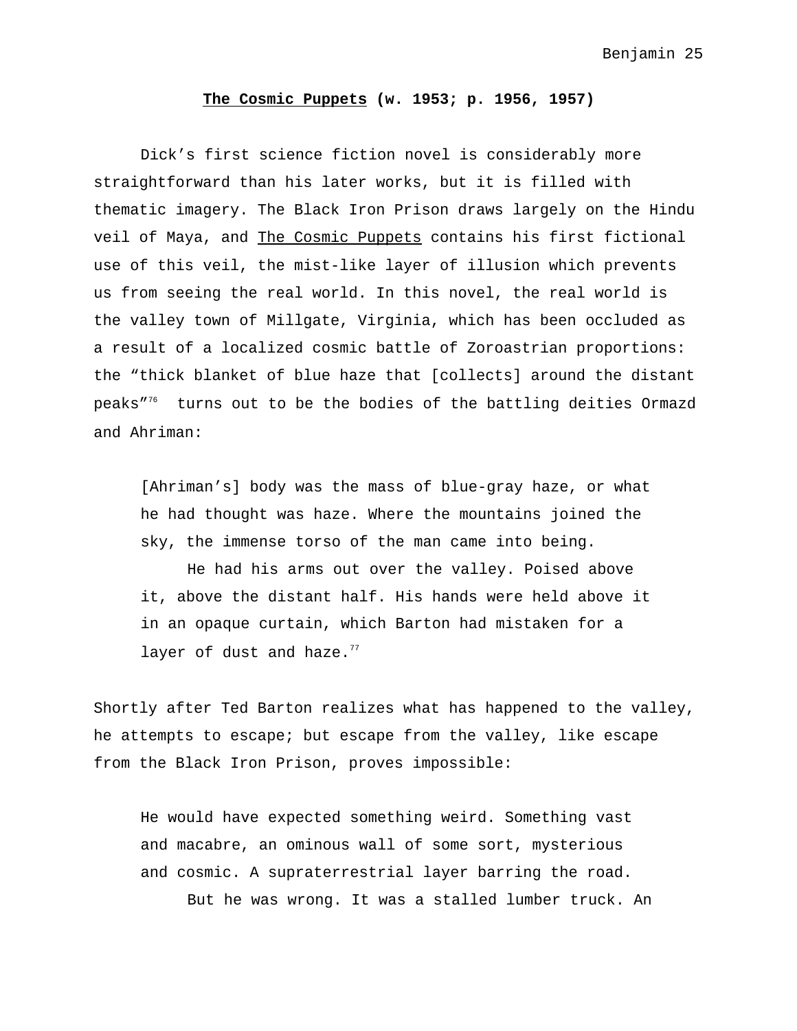## ***The Cosmic Puppets*** **(w. 1953; p. 1956, 1957)**

Dick's first science fiction novel is considerably more straightforward than his later works, but it is filled with thematic imagery. The Black Iron Prison draws largely on the Hindu veil of Maya, and *The Cosmic Puppets* contains his first fictional use of this veil, the mist-like layer of illusion which prevents us from seeing the real world. In this novel, the real world is the valley town of Millgate, Virginia, which has been occluded as a result of a localized cosmic battle of Zoroastrian proportions: the "thick blanket of blue haze that [collects] around the distant peaks"[76] turns out to be the bodies of the battling deities Ormazd and Ahriman:

> [Ahriman's] body was the mass of blue-gray haze, or what he had thought was haze. Where the mountains joined the sky, the immense torso of the man came into being.
>
> He had his arms out over the valley. Poised above it, above the distant half. His hands were held above it in an opaque curtain, which Barton had mistaken for a layer of dust and haze.[77]

Shortly after Ted Barton realizes what has happened to the valley, he attempts to escape; but escape from the valley, like escape from the Black Iron Prison, proves impossible:

> He would have expected something weird. Something vast and macabre, an ominous wall of some sort, mysterious and cosmic. A supraterrestrial layer barring the road.
>
> But he was wrong. It was a stalled lumber truck. An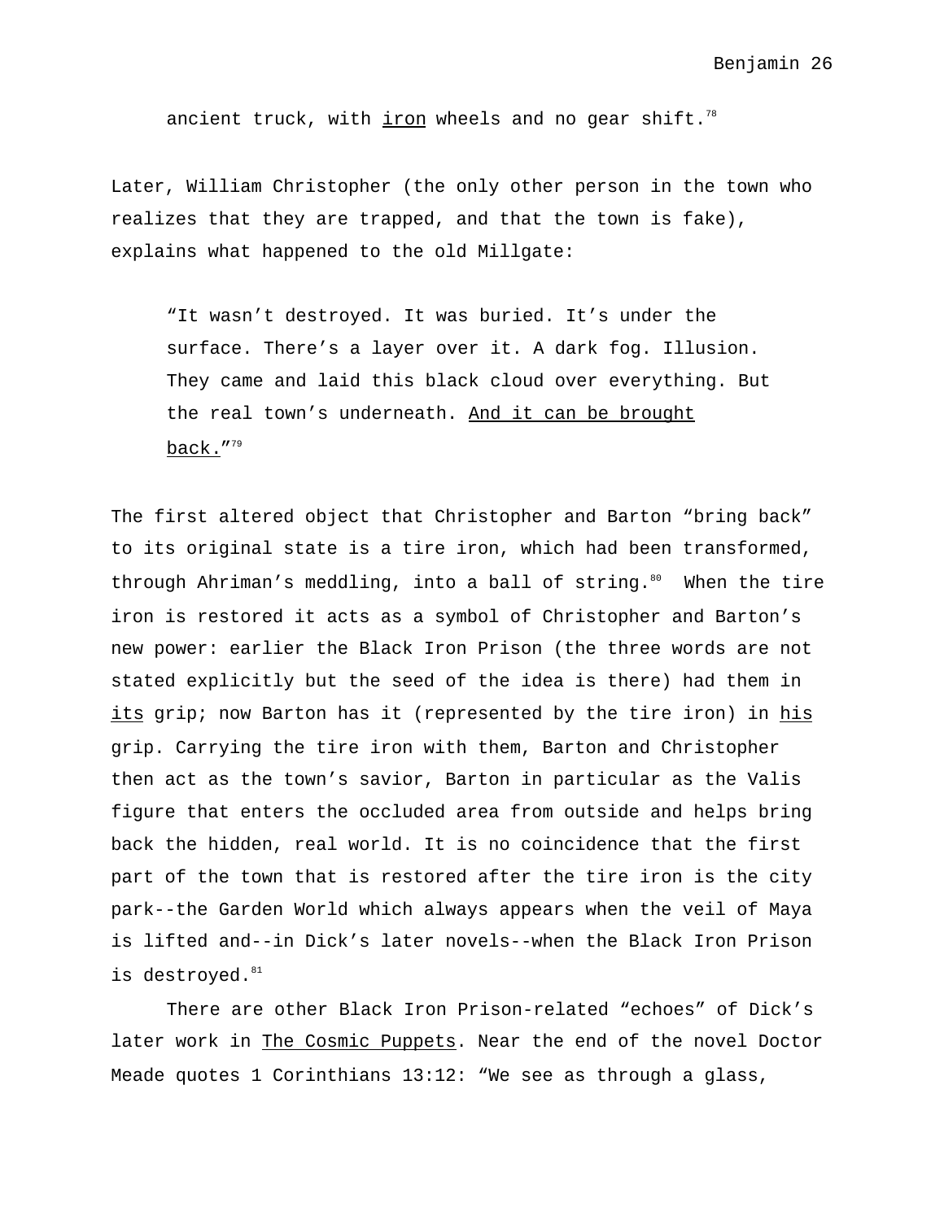ancient truck, with <u>iron</u> wheels and no gear shift.[78]

Later, William Christopher (the only other person in the town who realizes that they are trapped, and that the town is fake), explains what happened to the old Millgate:

> "It wasn't destroyed. It was buried. It's under the surface. There's a layer over it. A dark fog. Illusion. They came and laid this black cloud over everything. But the real town's underneath. <u>And it can be brought back.</u>"[79]

The first altered object that Christopher and Barton "bring back" to its original state is a tire iron, which had been transformed, through Ahriman's meddling, into a ball of string.[80] When the tire iron is restored it acts as a symbol of Christopher and Barton's new power: earlier the Black Iron Prison (the three words are not stated explicitly but the seed of the idea is there) had them in <u>its</u> grip; now Barton has it (represented by the tire iron) in <u>his</u> grip. Carrying the tire iron with them, Barton and Christopher then act as the town's savior, Barton in particular as the Valis figure that enters the occluded area from outside and helps bring back the hidden, real world. It is no coincidence that the first part of the town that is restored after the tire iron is the city park--the Garden World which always appears when the veil of Maya is lifted and--in Dick's later novels--when the Black Iron Prison is destroyed.[81]

There are other Black Iron Prison-related "echoes" of Dick's later work in <u>The Cosmic Puppets</u>. Near the end of the novel Doctor Meade quotes 1 Corinthians 13:12: "We see as through a glass,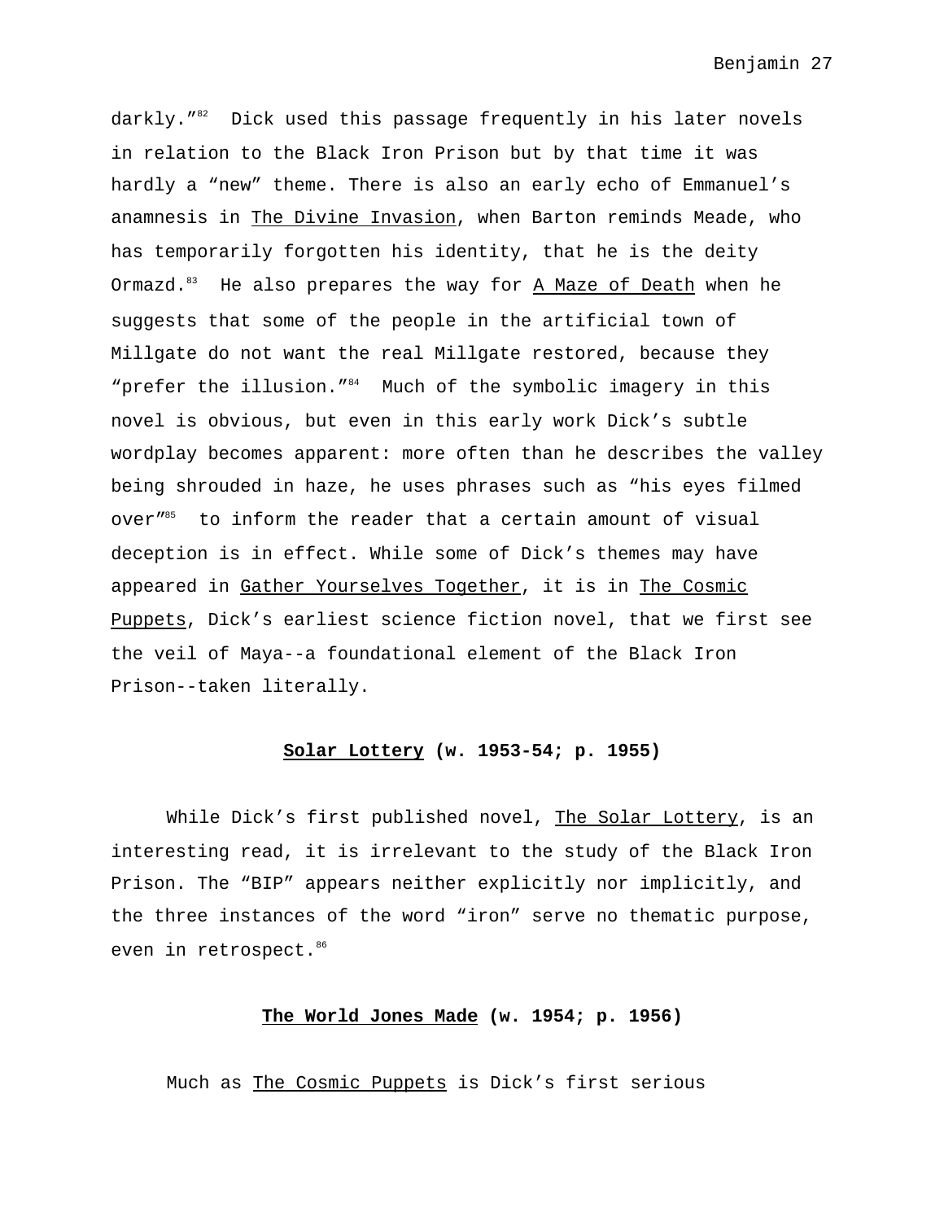darkly."[82] Dick used this passage frequently in his later novels in relation to the Black Iron Prison but by that time it was hardly a "new" theme. There is also an early echo of Emmanuel's anamnesis in The Divine Invasion, when Barton reminds Meade, who has temporarily forgotten his identity, that he is the deity Ormazd.[83] He also prepares the way for A Maze of Death when he suggests that some of the people in the artificial town of Millgate do not want the real Millgate restored, because they "prefer the illusion."[84] Much of the symbolic imagery in this novel is obvious, but even in this early work Dick's subtle wordplay becomes apparent: more often than he describes the valley being shrouded in haze, he uses phrases such as "his eyes filmed over"[85] to inform the reader that a certain amount of visual deception is in effect. While some of Dick's themes may have appeared in Gather Yourselves Together, it is in The Cosmic Puppets, Dick's earliest science fiction novel, that we first see the veil of Maya--a foundational element of the Black Iron Prison--taken literally.

### Solar Lottery (w. 1953-54; p. 1955)

While Dick's first published novel, The Solar Lottery, is an interesting read, it is irrelevant to the study of the Black Iron Prison. The "BIP" appears neither explicitly nor implicitly, and the three instances of the word "iron" serve no thematic purpose, even in retrospect.[86]

### The World Jones Made (w. 1954; p. 1956)

Much as The Cosmic Puppets is Dick's first serious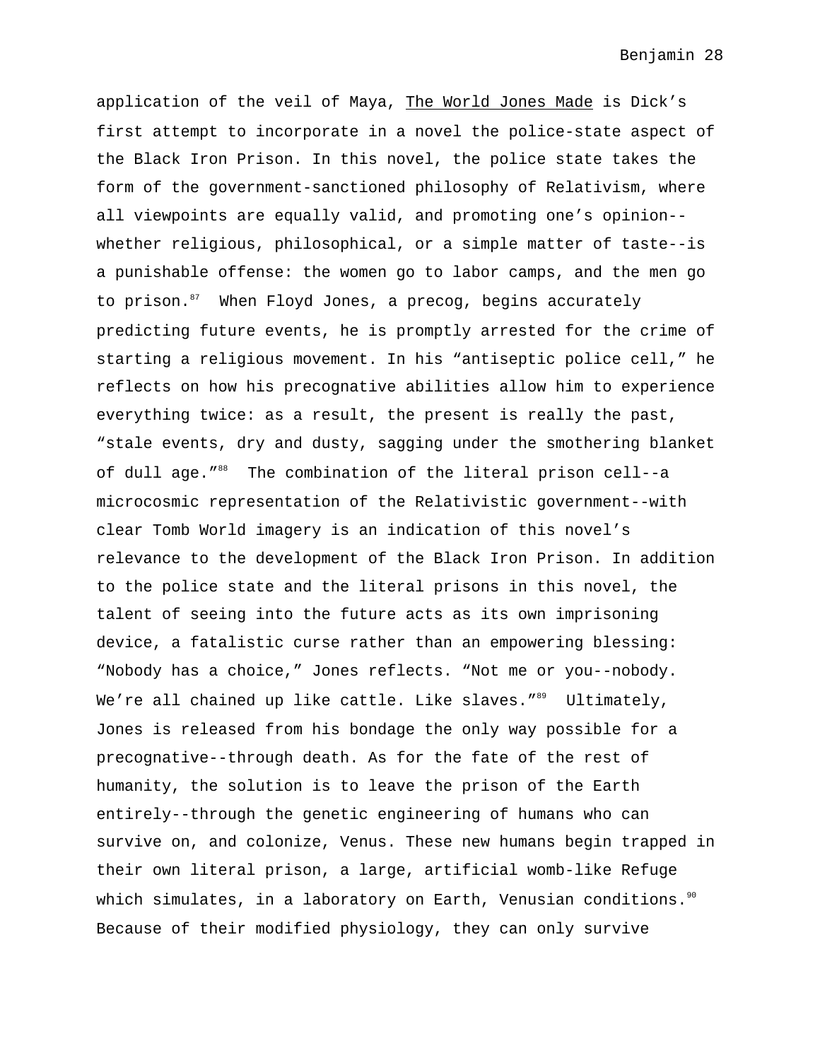application of the veil of Maya, The World Jones Made is Dick’s first attempt to incorporate in a novel the police-state aspect of the Black Iron Prison. In this novel, the police state takes the form of the government-sanctioned philosophy of Relativism, where all viewpoints are equally valid, and promoting one’s opinion--whether religious, philosophical, or a simple matter of taste--is a punishable offense: the women go to labor camps, and the men go to prison.[87] When Floyd Jones, a precog, begins accurately predicting future events, he is promptly arrested for the crime of starting a religious movement. In his “antiseptic police cell,” he reflects on how his precognative abilities allow him to experience everything twice: as a result, the present is really the past, “stale events, dry and dusty, sagging under the smothering blanket of dull age.”[88] The combination of the literal prison cell--a microcosmic representation of the Relativistic government--with clear Tomb World imagery is an indication of this novel’s relevance to the development of the Black Iron Prison. In addition to the police state and the literal prisons in this novel, the talent of seeing into the future acts as its own imprisoning device, a fatalistic curse rather than an empowering blessing: “Nobody has a choice,” Jones reflects. “Not me or you--nobody. We’re all chained up like cattle. Like slaves.”[89] Ultimately, Jones is released from his bondage the only way possible for a precognative--through death. As for the fate of the rest of humanity, the solution is to leave the prison of the Earth entirely--through the genetic engineering of humans who can survive on, and colonize, Venus. These new humans begin trapped in their own literal prison, a large, artificial womb-like Refuge which simulates, in a laboratory on Earth, Venusian conditions.[90] Because of their modified physiology, they can only survive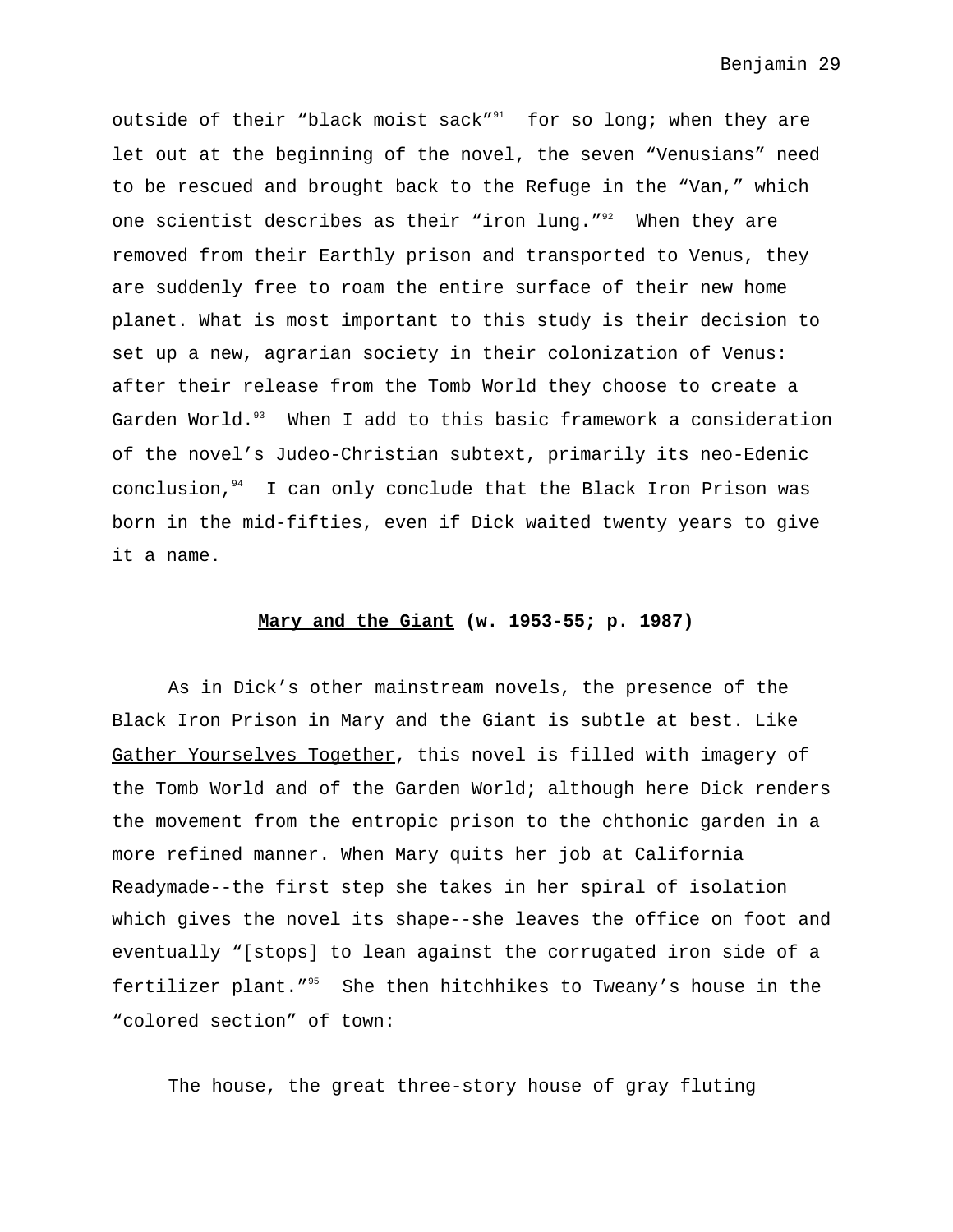outside of their "black moist sack"[91] for so long; when they are let out at the beginning of the novel, the seven "Venusians" need to be rescued and brought back to the Refuge in the "Van," which one scientist describes as their "iron lung."[92] When they are removed from their Earthly prison and transported to Venus, they are suddenly free to roam the entire surface of their new home planet. What is most important to this study is their decision to set up a new, agrarian society in their colonization of Venus: after their release from the Tomb World they choose to create a Garden World.[93] When I add to this basic framework a consideration of the novel's Judeo-Christian subtext, primarily its neo-Edenic conclusion,[94] I can only conclude that the Black Iron Prison was born in the mid-fifties, even if Dick waited twenty years to give it a name.

## **Mary and the Giant (w. 1953-55; p. 1987)**

As in Dick's other mainstream novels, the presence of the Black Iron Prison in Mary and the Giant is subtle at best. Like Gather Yourselves Together, this novel is filled with imagery of the Tomb World and of the Garden World; although here Dick renders the movement from the entropic prison to the chthonic garden in a more refined manner. When Mary quits her job at California Readymade--the first step she takes in her spiral of isolation which gives the novel its shape--she leaves the office on foot and eventually "[stops] to lean against the corrugated iron side of a fertilizer plant."[95] She then hitchhikes to Tweany's house in the "colored section" of town:

The house, the great three-story house of gray fluting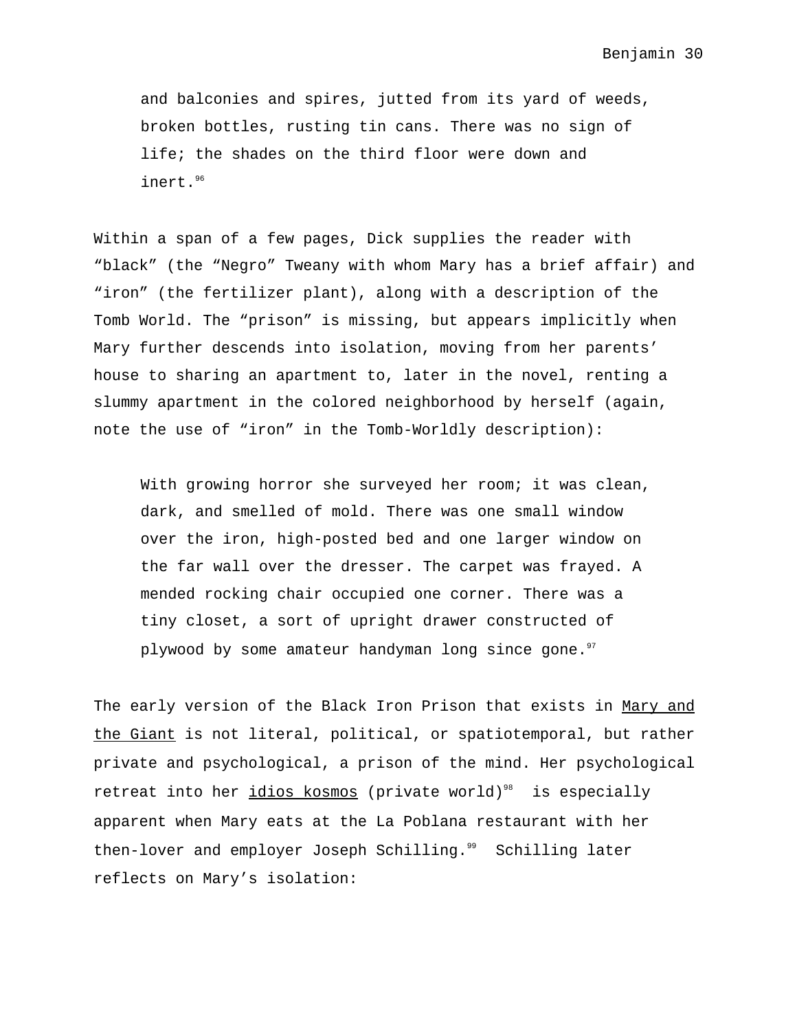> and balconies and spires, jutted from its yard of weeds, broken bottles, rusting tin cans. There was no sign of life; the shades on the third floor were down and inert.[96]

Within a span of a few pages, Dick supplies the reader with "black" (the "Negro" Tweany with whom Mary has a brief affair) and "iron" (the fertilizer plant), along with a description of the Tomb World. The "prison" is missing, but appears implicitly when Mary further descends into isolation, moving from her parents' house to sharing an apartment to, later in the novel, renting a slummy apartment in the colored neighborhood by herself (again, note the use of "iron" in the Tomb-Worldly description):

> With growing horror she surveyed her room; it was clean, dark, and smelled of mold. There was one small window over the iron, high-posted bed and one larger window on the far wall over the dresser. The carpet was frayed. A mended rocking chair occupied one corner. There was a tiny closet, a sort of upright drawer constructed of plywood by some amateur handyman long since gone.[97]

The early version of the Black Iron Prison that exists in <u>Mary and the Giant</u> is not literal, political, or spatiotemporal, but rather private and psychological, a prison of the mind. Her psychological retreat into her <u>idios kosmos</u> (private world)[98] is especially apparent when Mary eats at the La Poblana restaurant with her then-lover and employer Joseph Schilling.[99] Schilling later reflects on Mary's isolation: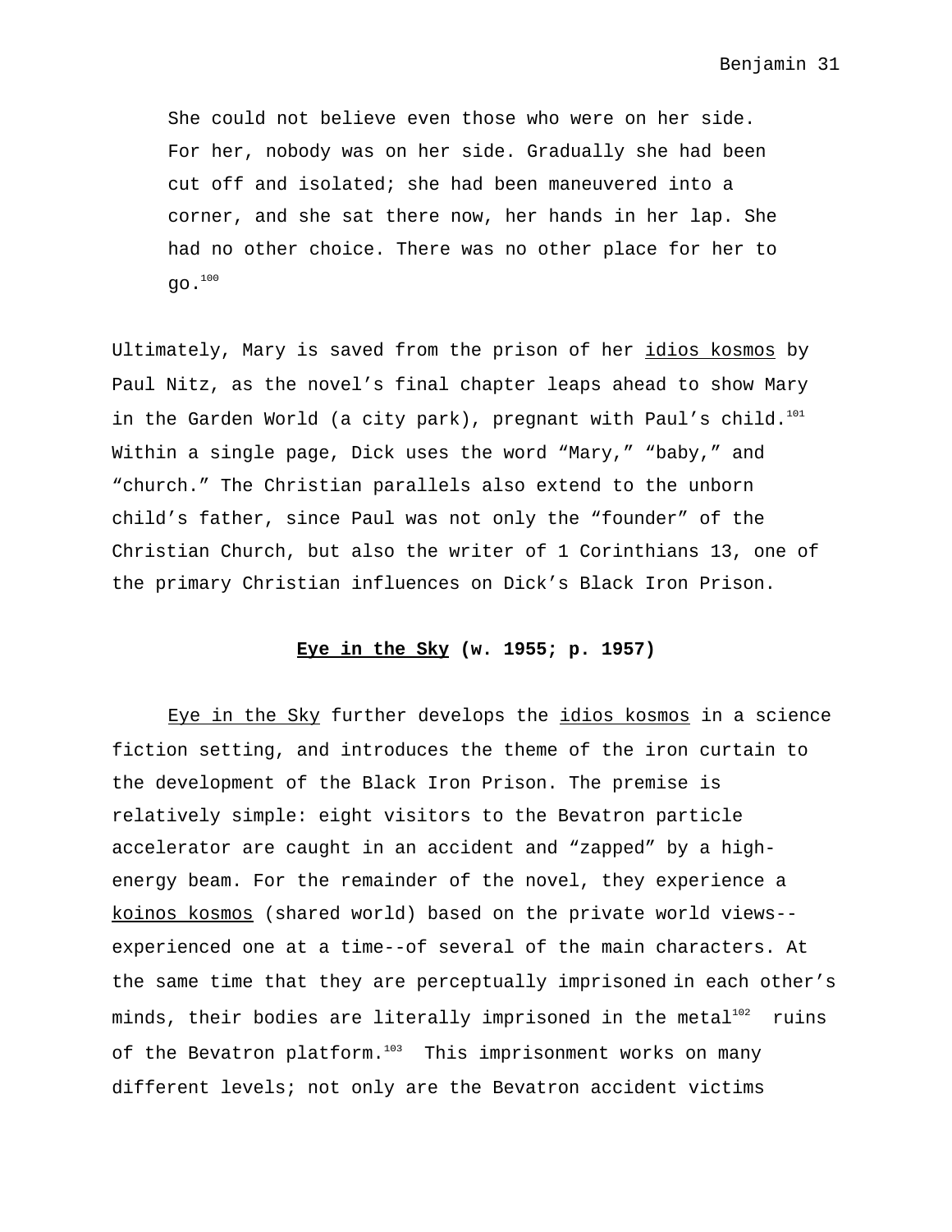> She could not believe even those who were on her side. For her, nobody was on her side. Gradually she had been cut off and isolated; she had been maneuvered into a corner, and she sat there now, her hands in her lap. She had no other choice. There was no other place for her to go.[100]

Ultimately, Mary is saved from the prison of her idios kosmos by Paul Nitz, as the novel's final chapter leaps ahead to show Mary in the Garden World (a city park), pregnant with Paul's child.[101] Within a single page, Dick uses the word "Mary," "baby," and "church." The Christian parallels also extend to the unborn child's father, since Paul was not only the "founder" of the Christian Church, but also the writer of 1 Corinthians 13, one of the primary Christian influences on Dick's Black Iron Prison.

## **Eye in the Sky (w. 1955; p. 1957)**

Eye in the Sky further develops the idios kosmos in a science fiction setting, and introduces the theme of the iron curtain to the development of the Black Iron Prison. The premise is relatively simple: eight visitors to the Bevatron particle accelerator are caught in an accident and "zapped" by a high-energy beam. For the remainder of the novel, they experience a koinos kosmos (shared world) based on the private world views--experienced one at a time--of several of the main characters. At the same time that they are perceptually imprisoned in each other's minds, their bodies are literally imprisoned in the metal[102] ruins of the Bevatron platform.[103] This imprisonment works on many different levels; not only are the Bevatron accident victims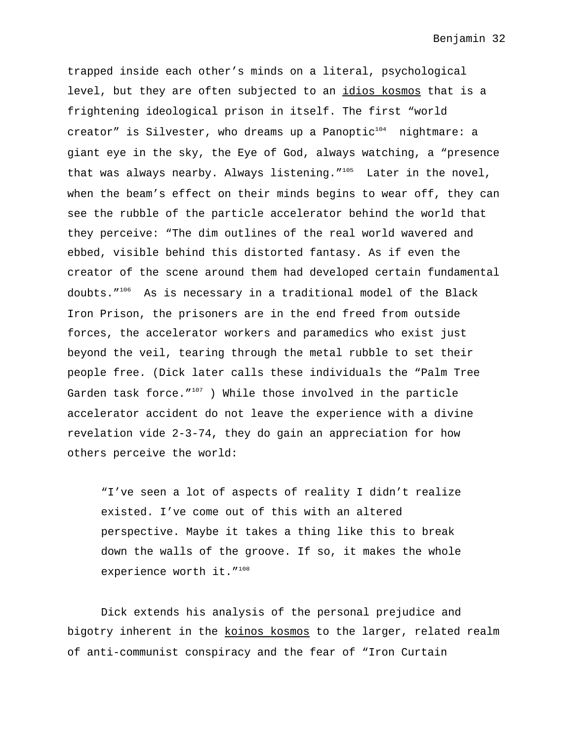trapped inside each other's minds on a literal, psychological level, but they are often subjected to an idios kosmos that is a frightening ideological prison in itself. The first "world creator" is Silvester, who dreams up a Panoptic[104] nightmare: a giant eye in the sky, the Eye of God, always watching, a "presence that was always nearby. Always listening."[105] Later in the novel, when the beam's effect on their minds begins to wear off, they can see the rubble of the particle accelerator behind the world that they perceive: "The dim outlines of the real world wavered and ebbed, visible behind this distorted fantasy. As if even the creator of the scene around them had developed certain fundamental doubts."[106] As is necessary in a traditional model of the Black Iron Prison, the prisoners are in the end freed from outside forces, the accelerator workers and paramedics who exist just beyond the veil, tearing through the metal rubble to set their people free. (Dick later calls these individuals the "Palm Tree Garden task force."[107] ) While those involved in the particle accelerator accident do not leave the experience with a divine revelation vide 2-3-74, they do gain an appreciation for how others perceive the world:

> "I've seen a lot of aspects of reality I didn't realize existed. I've come out of this with an altered perspective. Maybe it takes a thing like this to break down the walls of the groove. If so, it makes the whole experience worth it."[108]

Dick extends his analysis of the personal prejudice and bigotry inherent in the koinos kosmos to the larger, related realm of anti-communist conspiracy and the fear of "Iron Curtain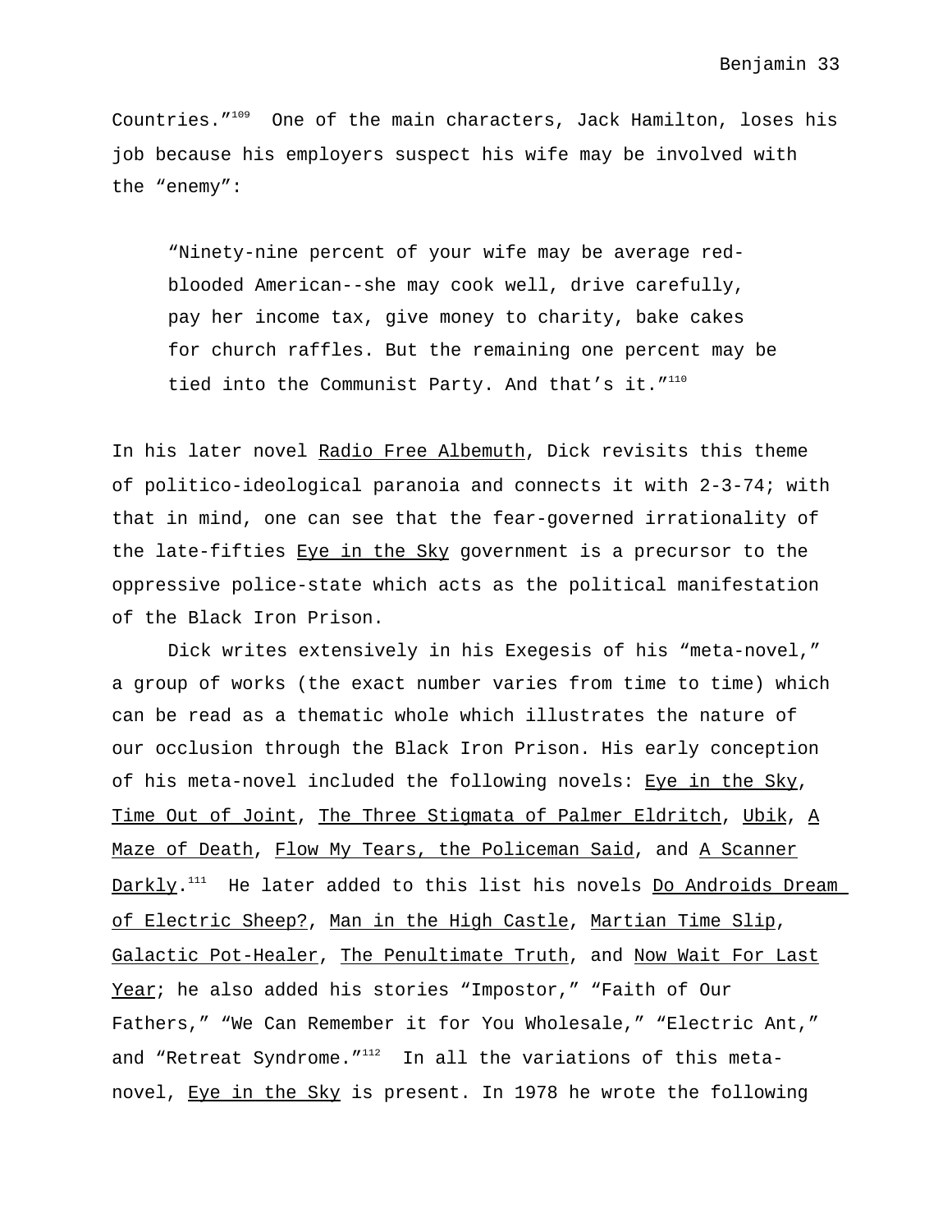Countries."[109] One of the main characters, Jack Hamilton, loses his job because his employers suspect his wife may be involved with the "enemy":

> "Ninety-nine percent of your wife may be average red-blooded American--she may cook well, drive carefully, pay her income tax, give money to charity, bake cakes for church raffles. But the remaining one percent may be tied into the Communist Party. And that's it."[110]

In his later novel Radio Free Albemuth, Dick revisits this theme of politico-ideological paranoia and connects it with 2-3-74; with that in mind, one can see that the fear-governed irrationality of the late-fifties Eye in the Sky government is a precursor to the oppressive police-state which acts as the political manifestation of the Black Iron Prison.

Dick writes extensively in his Exegesis of his "meta-novel," a group of works (the exact number varies from time to time) which can be read as a thematic whole which illustrates the nature of our occlusion through the Black Iron Prison. His early conception of his meta-novel included the following novels: Eye in the Sky, Time Out of Joint, The Three Stigmata of Palmer Eldritch, Ubik, A Maze of Death, Flow My Tears, the Policeman Said, and A Scanner Darkly.[111] He later added to this list his novels Do Androids Dream of Electric Sheep?, Man in the High Castle, Martian Time Slip, Galactic Pot-Healer, The Penultimate Truth, and Now Wait For Last Year; he also added his stories "Impostor," "Faith of Our Fathers," "We Can Remember it for You Wholesale," "Electric Ant," and "Retreat Syndrome."[112] In all the variations of this meta-novel, Eye in the Sky is present. In 1978 he wrote the following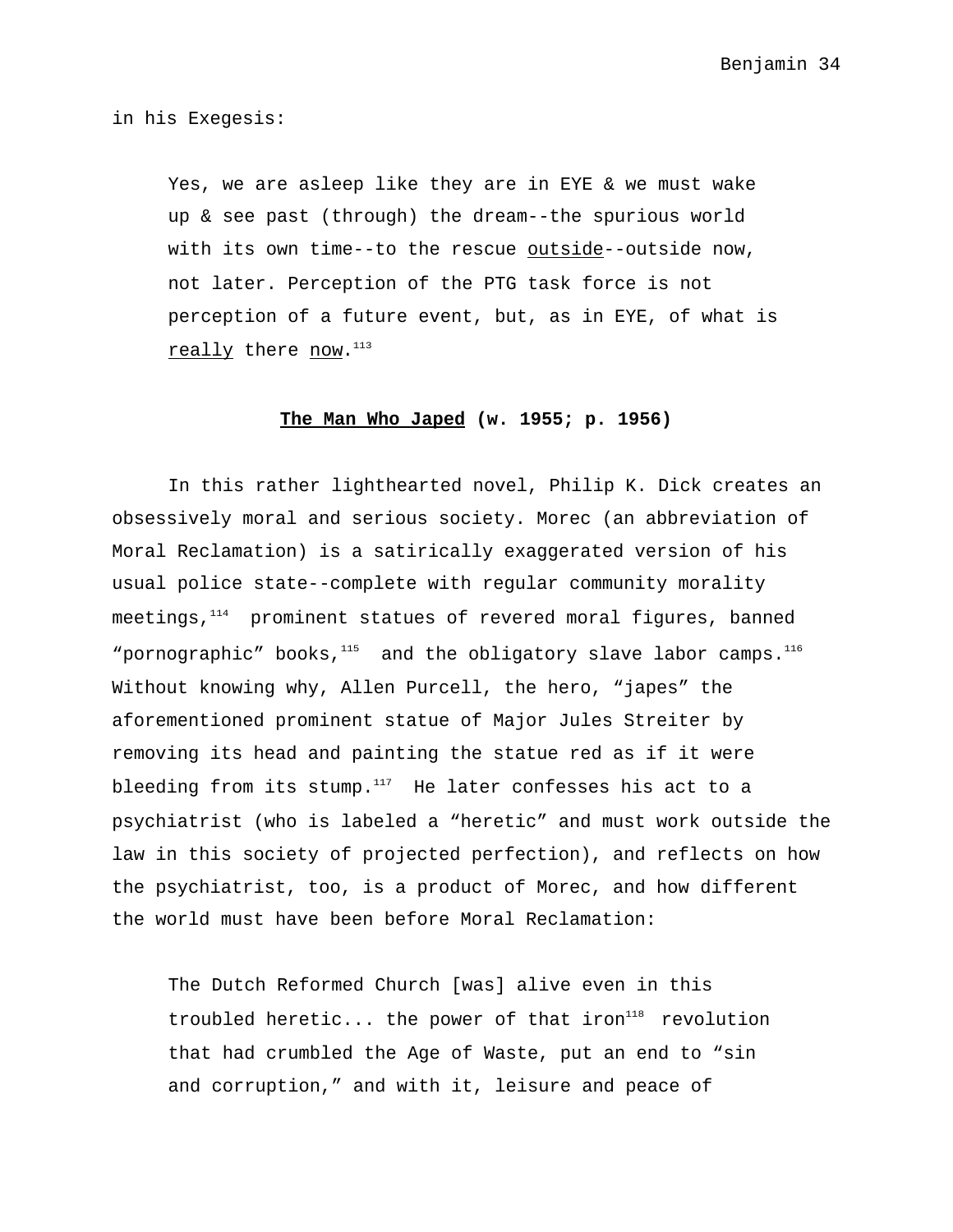in his Exegesis:

> Yes, we are asleep like they are in EYE & we must wake up & see past (through) the dream--the spurious world with its own time--to the rescue <u>outside</u>--outside now, not later. Perception of the PTG task force is not perception of a future event, but, as in EYE, of what is <u>really</u> there <u>now</u>.[113]

## <u>The Man Who Japed</u> (w. 1955; p. 1956)

In this rather lighthearted novel, Philip K. Dick creates an obsessively moral and serious society. Morec (an abbreviation of Moral Reclamation) is a satirically exaggerated version of his usual police state--complete with regular community morality meetings,[114] prominent statues of revered moral figures, banned "pornographic" books,[115] and the obligatory slave labor camps.[116] Without knowing why, Allen Purcell, the hero, "japes" the aforementioned prominent statue of Major Jules Streiter by removing its head and painting the statue red as if it were bleeding from its stump.[117] He later confesses his act to a psychiatrist (who is labeled a "heretic" and must work outside the law in this society of projected perfection), and reflects on how the psychiatrist, too, is a product of Morec, and how different the world must have been before Moral Reclamation:

> The Dutch Reformed Church [was] alive even in this troubled heretic... the power of that iron[118] revolution that had crumbled the Age of Waste, put an end to "sin and corruption," and with it, leisure and peace of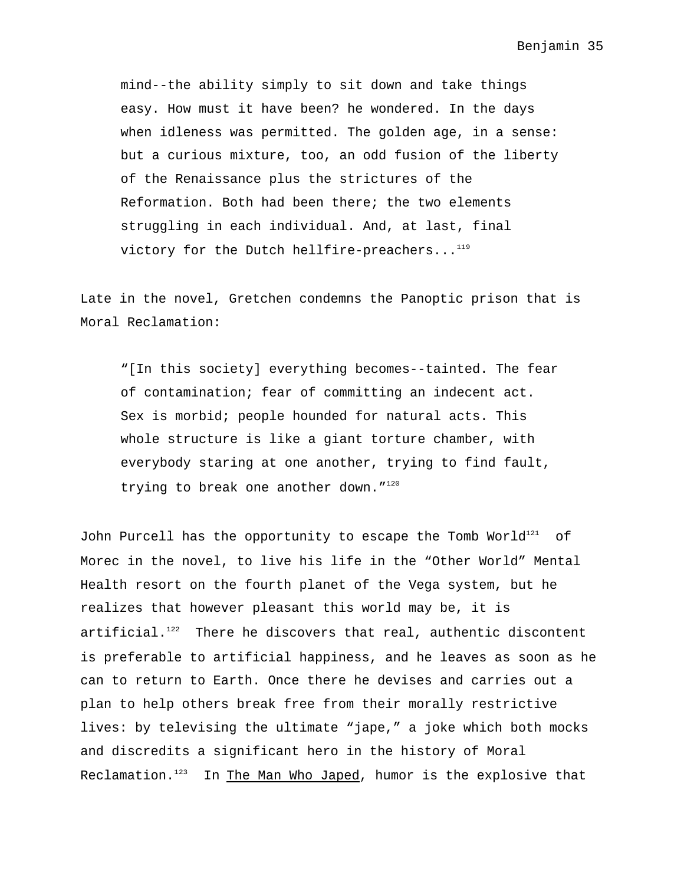> mind--the ability simply to sit down and take things easy. How must it have been? he wondered. In the days when idleness was permitted. The golden age, in a sense: but a curious mixture, too, an odd fusion of the liberty of the Renaissance plus the strictures of the Reformation. Both had been there; the two elements struggling in each individual. And, at last, final victory for the Dutch hellfire-preachers...[119]

Late in the novel, Gretchen condemns the Panoptic prison that is Moral Reclamation:

> "[In this society] everything becomes--tainted. The fear of contamination; fear of committing an indecent act. Sex is morbid; people hounded for natural acts. This whole structure is like a giant torture chamber, with everybody staring at one another, trying to find fault, trying to break one another down."[120]

John Purcell has the opportunity to escape the Tomb World[121] of Morec in the novel, to live his life in the "Other World" Mental Health resort on the fourth planet of the Vega system, but he realizes that however pleasant this world may be, it is artificial.[122] There he discovers that real, authentic discontent is preferable to artificial happiness, and he leaves as soon as he can to return to Earth. Once there he devises and carries out a plan to help others break free from their morally restrictive lives: by televising the ultimate "jape," a joke which both mocks and discredits a significant hero in the history of Moral Reclamation.[123] In <u>The Man Who Japed</u>, humor is the explosive that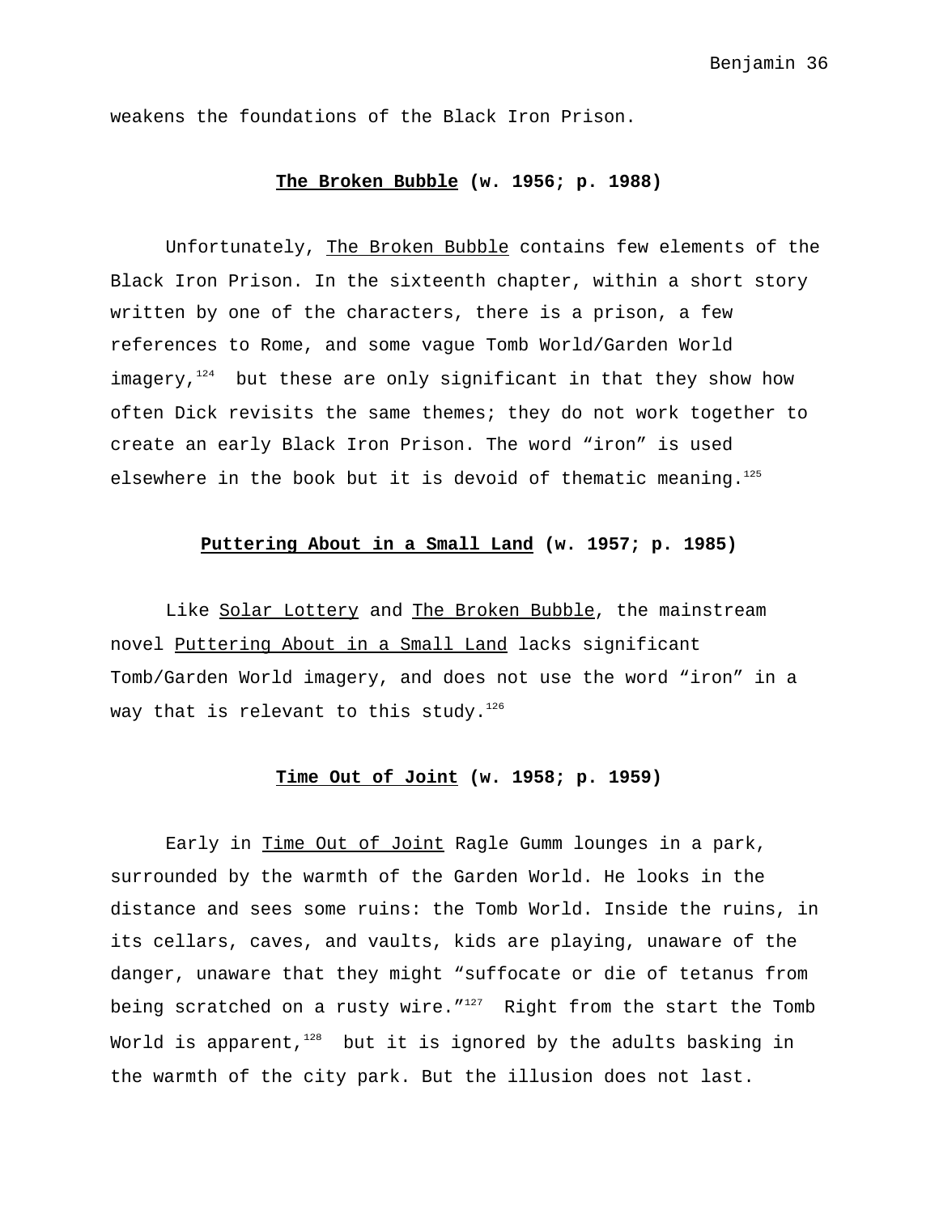weakens the foundations of the Black Iron Prison.

## **_The Broken Bubble_ (w. 1956; p. 1988)**

Unfortunately, _The Broken Bubble_ contains few elements of the Black Iron Prison. In the sixteenth chapter, within a short story written by one of the characters, there is a prison, a few references to Rome, and some vague Tomb World/Garden World imagery,[124] but these are only significant in that they show how often Dick revisits the same themes; they do not work together to create an early Black Iron Prison. The word "iron" is used elsewhere in the book but it is devoid of thematic meaning.[125]

## **_Puttering About in a Small Land_ (w. 1957; p. 1985)**

Like _Solar Lottery_ and _The Broken Bubble_, the mainstream novel _Puttering About in a Small Land_ lacks significant Tomb/Garden World imagery, and does not use the word "iron" in a way that is relevant to this study.[126]

## **_Time Out of Joint_ (w. 1958; p. 1959)**

Early in _Time Out of Joint_ Ragle Gumm lounges in a park, surrounded by the warmth of the Garden World. He looks in the distance and sees some ruins: the Tomb World. Inside the ruins, in its cellars, caves, and vaults, kids are playing, unaware of the danger, unaware that they might "suffocate or die of tetanus from being scratched on a rusty wire."[127] Right from the start the Tomb World is apparent,[128] but it is ignored by the adults basking in the warmth of the city park. But the illusion does not last.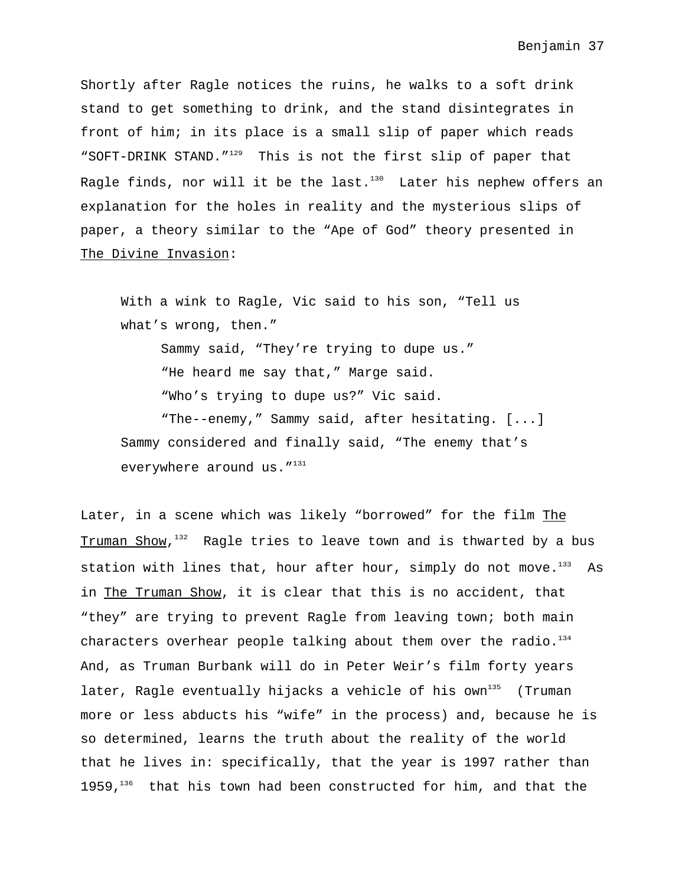Shortly after Ragle notices the ruins, he walks to a soft drink stand to get something to drink, and the stand disintegrates in front of him; in its place is a small slip of paper which reads "SOFT-DRINK STAND."[129] This is not the first slip of paper that Ragle finds, nor will it be the last.[130] Later his nephew offers an explanation for the holes in reality and the mysterious slips of paper, a theory similar to the "Ape of God" theory presented in The Divine Invasion:

> With a wink to Ragle, Vic said to his son, "Tell us what's wrong, then."
>
> Sammy said, "They're trying to dupe us."
>
> "He heard me say that," Marge said.
>
> "Who's trying to dupe us?" Vic said.
>
> "The--enemy," Sammy said, after hesitating. [...] Sammy considered and finally said, "The enemy that's everywhere around us."[131]

Later, in a scene which was likely "borrowed" for the film The Truman Show,[132] Ragle tries to leave town and is thwarted by a bus station with lines that, hour after hour, simply do not move.[133] As in The Truman Show, it is clear that this is no accident, that "they" are trying to prevent Ragle from leaving town; both main characters overhear people talking about them over the radio.[134] And, as Truman Burbank will do in Peter Weir's film forty years later, Ragle eventually hijacks a vehicle of his own[135] (Truman more or less abducts his "wife" in the process) and, because he is so determined, learns the truth about the reality of the world that he lives in: specifically, that the year is 1997 rather than 1959,[136] that his town had been constructed for him, and that the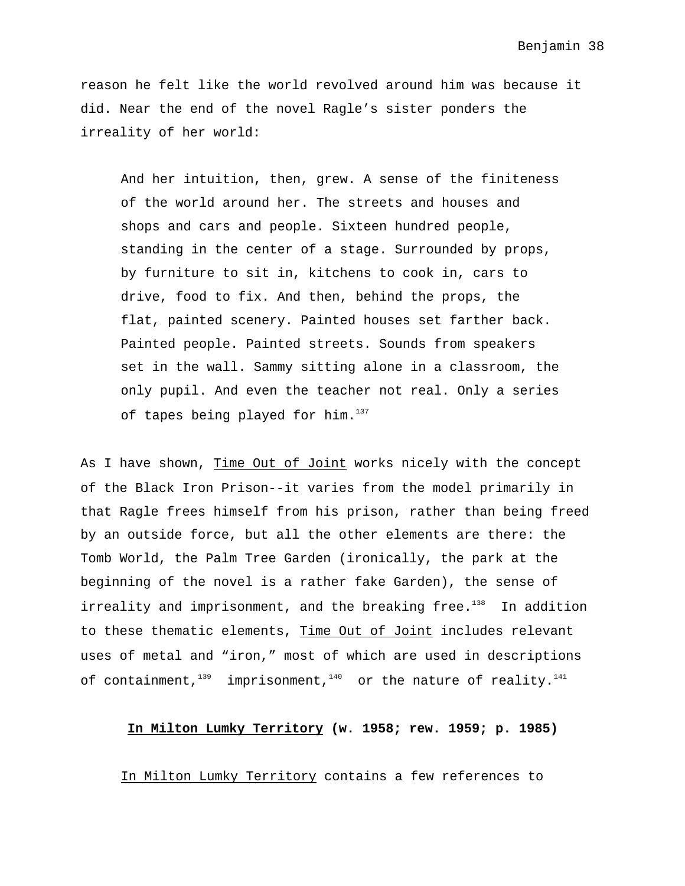reason he felt like the world revolved around him was because it did. Near the end of the novel Ragle's sister ponders the irreality of her world:

> And her intuition, then, grew. A sense of the finiteness of the world around her. The streets and houses and shops and cars and people. Sixteen hundred people, standing in the center of a stage. Surrounded by props, by furniture to sit in, kitchens to cook in, cars to drive, food to fix. And then, behind the props, the flat, painted scenery. Painted houses set farther back. Painted people. Painted streets. Sounds from speakers set in the wall. Sammy sitting alone in a classroom, the only pupil. And even the teacher not real. Only a series of tapes being played for him.[137]

As I have shown, Time Out of Joint works nicely with the concept of the Black Iron Prison--it varies from the model primarily in that Ragle frees himself from his prison, rather than being freed by an outside force, but all the other elements are there: the Tomb World, the Palm Tree Garden (ironically, the park at the beginning of the novel is a rather fake Garden), the sense of irreality and imprisonment, and the breaking free.[138] In addition to these thematic elements, Time Out of Joint includes relevant uses of metal and "iron," most of which are used in descriptions of containment,[139] imprisonment,[140] or the nature of reality.[141]

## In Milton Lumky Territory (w. 1958; rew. 1959; p. 1985)

In Milton Lumky Territory contains a few references to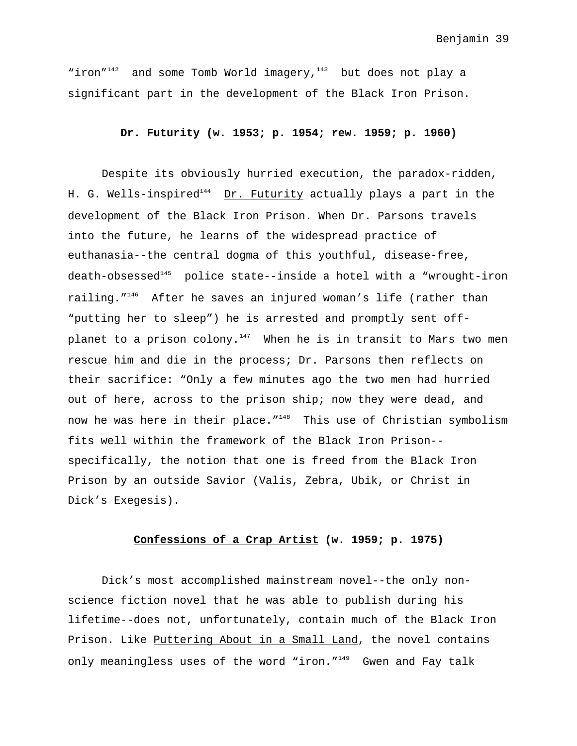"iron"[142] and some Tomb World imagery,[143] but does not play a significant part in the development of the Black Iron Prison.

### Dr. Futurity (w. 1953; p. 1954; rew. 1959; p. 1960)

Despite its obviously hurried execution, the paradox-ridden, H. G. Wells-inspired[144] Dr. Futurity actually plays a part in the development of the Black Iron Prison. When Dr. Parsons travels into the future, he learns of the widespread practice of euthanasia--the central dogma of this youthful, disease-free, death-obsessed[145] police state--inside a hotel with a "wrought-iron railing."[146] After he saves an injured woman's life (rather than "putting her to sleep") he is arrested and promptly sent off-planet to a prison colony.[147] When he is in transit to Mars two men rescue him and die in the process; Dr. Parsons then reflects on their sacrifice: "Only a few minutes ago the two men had hurried out of here, across to the prison ship; now they were dead, and now he was here in their place."[148] This use of Christian symbolism fits well within the framework of the Black Iron Prison--specifically, the notion that one is freed from the Black Iron Prison by an outside Savior (Valis, Zebra, Ubik, or Christ in Dick's Exegesis).

### Confessions of a Crap Artist (w. 1959; p. 1975)

Dick's most accomplished mainstream novel--the only non-science fiction novel that he was able to publish during his lifetime--does not, unfortunately, contain much of the Black Iron Prison. Like Puttering About in a Small Land, the novel contains only meaningless uses of the word "iron."[149] Gwen and Fay talk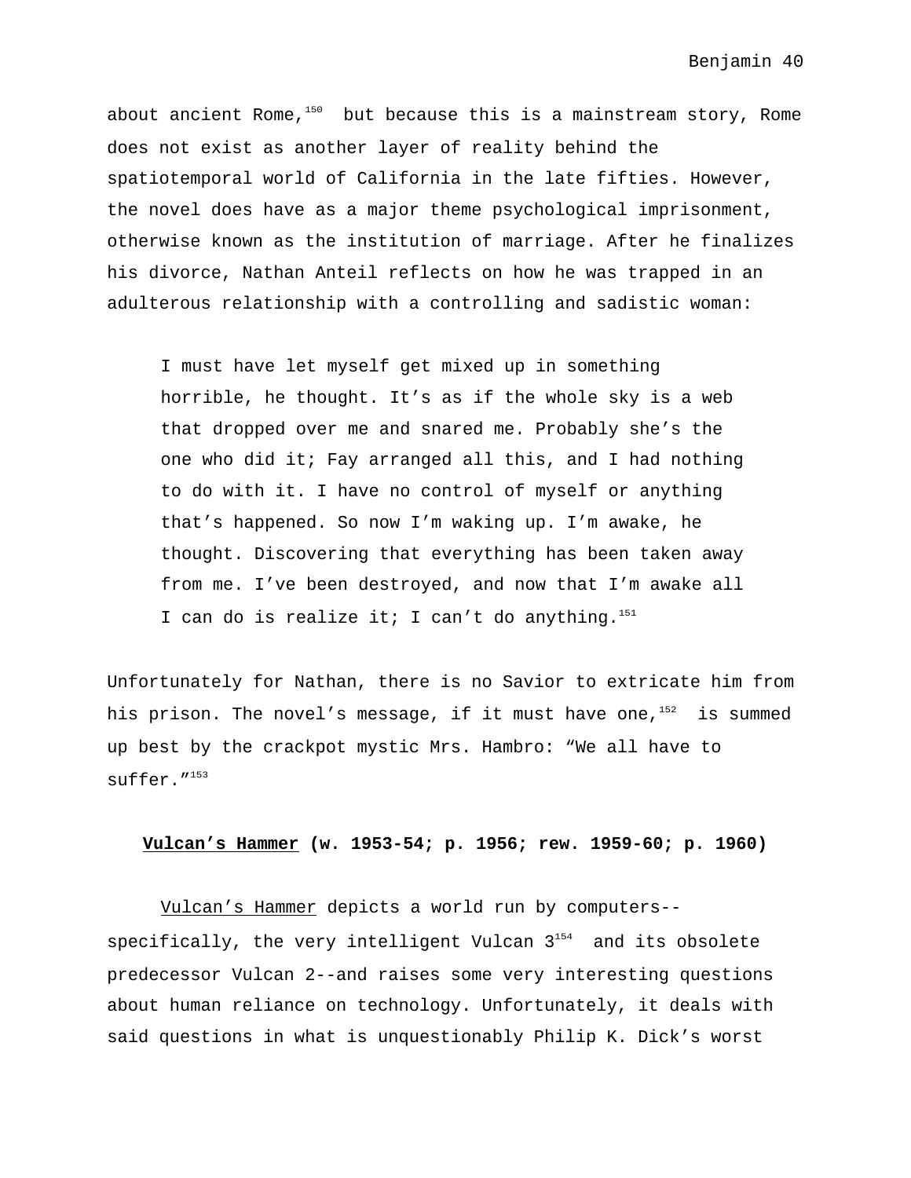about ancient Rome,[150] but because this is a mainstream story, Rome does not exist as another layer of reality behind the spatiotemporal world of California in the late fifties. However, the novel does have as a major theme psychological imprisonment, otherwise known as the institution of marriage. After he finalizes his divorce, Nathan Anteil reflects on how he was trapped in an adulterous relationship with a controlling and sadistic woman:

> I must have let myself get mixed up in something horrible, he thought. It's as if the whole sky is a web that dropped over me and snared me. Probably she's the one who did it; Fay arranged all this, and I had nothing to do with it. I have no control of myself or anything that's happened. So now I'm waking up. I'm awake, he thought. Discovering that everything has been taken away from me. I've been destroyed, and now that I'm awake all I can do is realize it; I can't do anything.[151]

Unfortunately for Nathan, there is no Savior to extricate him from his prison. The novel's message, if it must have one,[152] is summed up best by the crackpot mystic Mrs. Hambro: "We all have to suffer."[153]

## *Vulcan's Hammer* (w. 1953-54; p. 1956; rew. 1959-60; p. 1960)

*Vulcan's Hammer* depicts a world run by computers--specifically, the very intelligent Vulcan 3[154] and its obsolete predecessor Vulcan 2--and raises some very interesting questions about human reliance on technology. Unfortunately, it deals with said questions in what is unquestionably Philip K. Dick's worst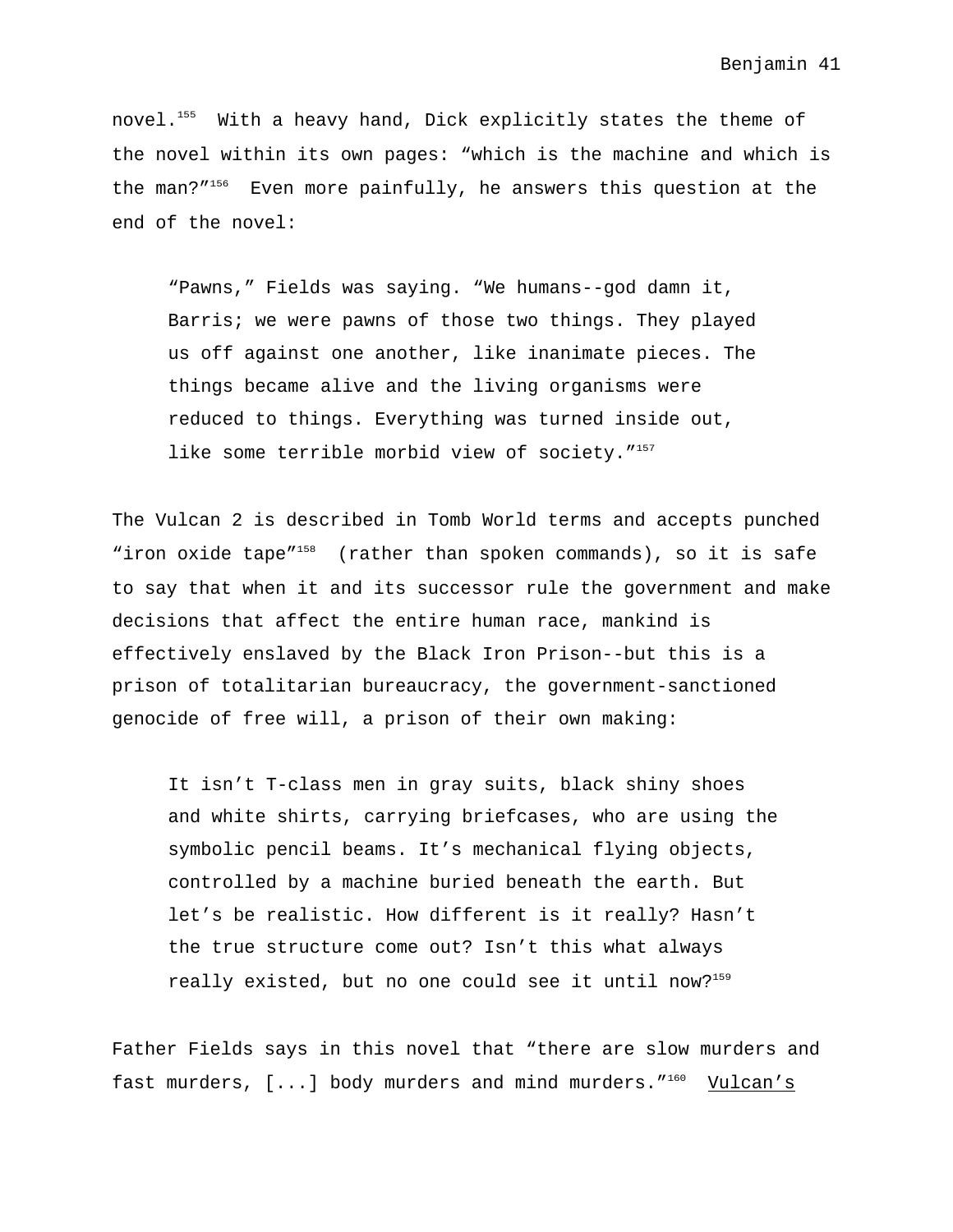novel.[155] With a heavy hand, Dick explicitly states the theme of the novel within its own pages: "which is the machine and which is the man?"[156] Even more painfully, he answers this question at the end of the novel:

> "Pawns," Fields was saying. "We humans--god damn it, Barris; we were pawns of those two things. They played us off against one another, like inanimate pieces. The things became alive and the living organisms were reduced to things. Everything was turned inside out, like some terrible morbid view of society."[157]

The Vulcan 2 is described in Tomb World terms and accepts punched "iron oxide tape"[158] (rather than spoken commands), so it is safe to say that when it and its successor rule the government and make decisions that affect the entire human race, mankind is effectively enslaved by the Black Iron Prison--but this is a prison of totalitarian bureaucracy, the government-sanctioned genocide of free will, a prison of their own making:

> It isn't T-class men in gray suits, black shiny shoes and white shirts, carrying briefcases, who are using the symbolic pencil beams. It's mechanical flying objects, controlled by a machine buried beneath the earth. But let's be realistic. How different is it really? Hasn't the true structure come out? Isn't this what always really existed, but no one could see it until now?[159]

Father Fields says in this novel that "there are slow murders and fast murders, [...] body murders and mind murders."[160] <u>Vulcan's</u>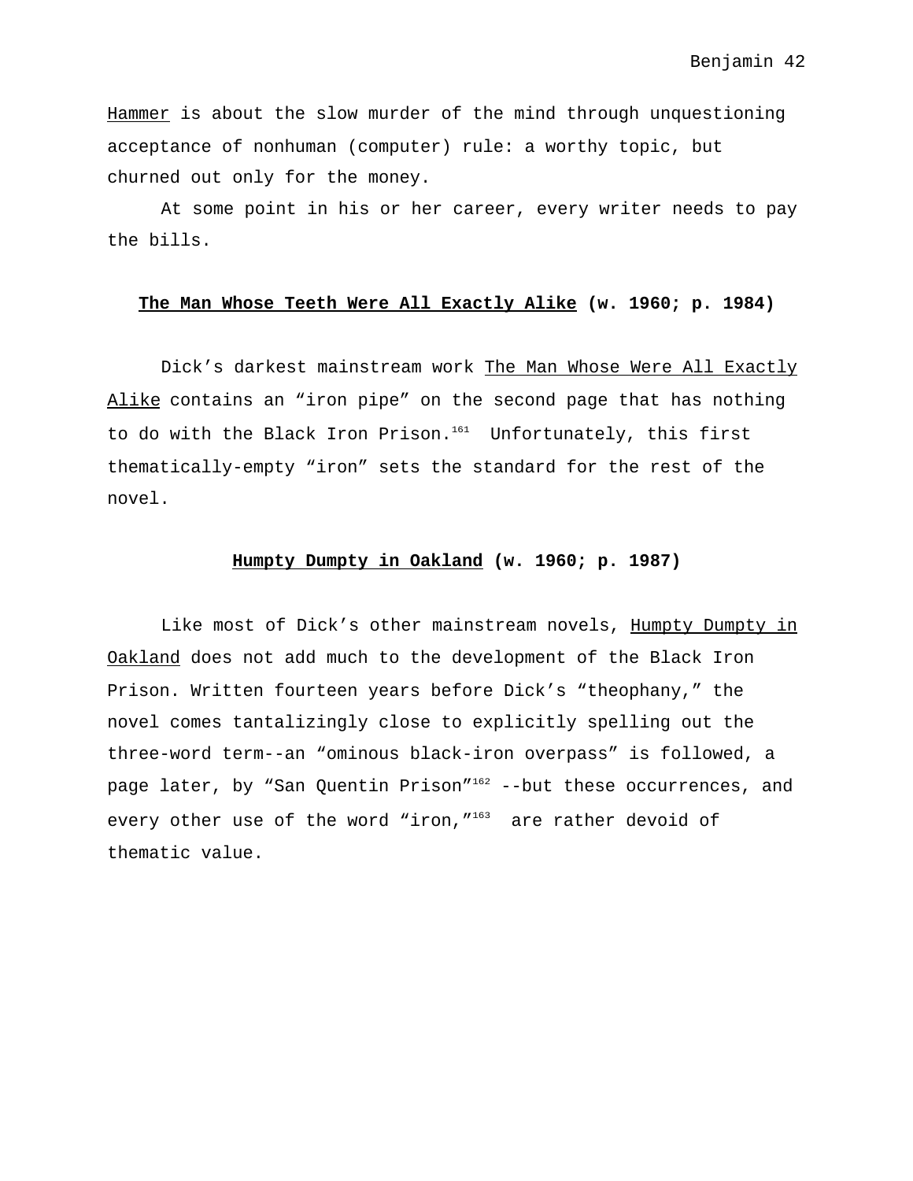Hammer is about the slow murder of the mind through unquestioning acceptance of nonhuman (computer) rule: a worthy topic, but churned out only for the money.

At some point in his or her career, every writer needs to pay the bills.

### The Man Whose Teeth Were All Exactly Alike (w. 1960; p. 1984)

Dick's darkest mainstream work The Man Whose Were All Exactly Alike contains an "iron pipe" on the second page that has nothing to do with the Black Iron Prison.[161] Unfortunately, this first thematically-empty "iron" sets the standard for the rest of the novel.

### Humpty Dumpty in Oakland (w. 1960; p. 1987)

Like most of Dick's other mainstream novels, Humpty Dumpty in Oakland does not add much to the development of the Black Iron Prison. Written fourteen years before Dick's "theophany," the novel comes tantalizingly close to explicitly spelling out the three-word term--an "ominous black-iron overpass" is followed, a page later, by "San Quentin Prison"[162] --but these occurrences, and every other use of the word "iron,"[163] are rather devoid of thematic value.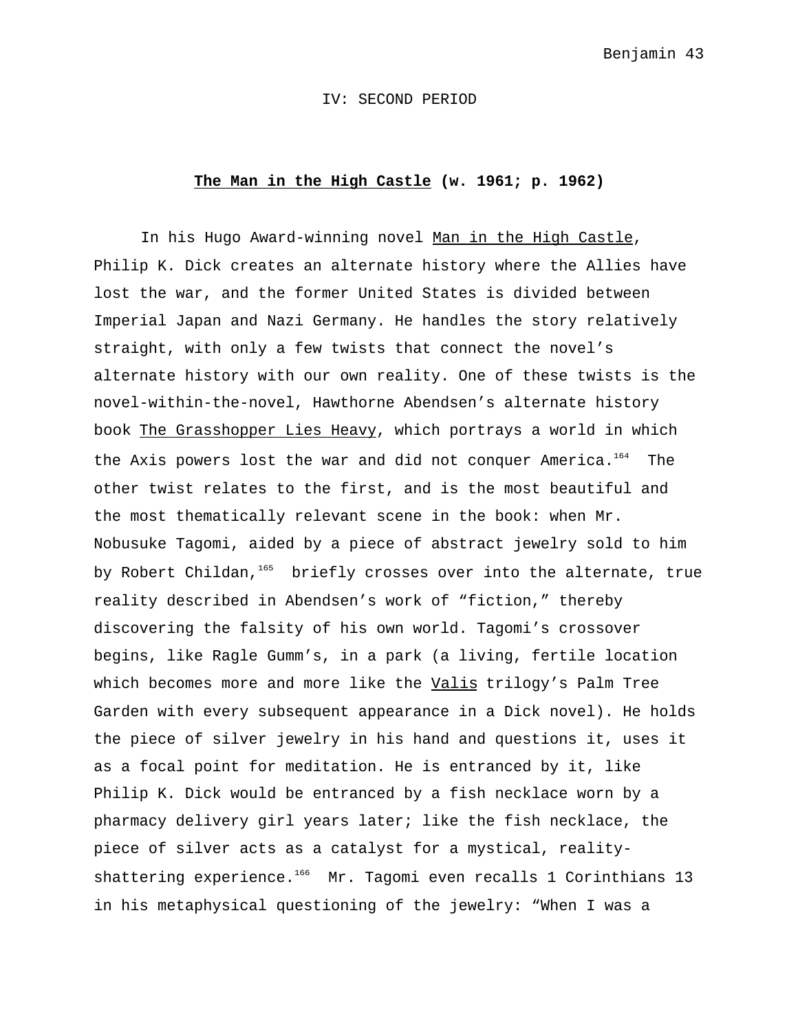## IV: SECOND PERIOD

### <u>The Man in the High Castle</u> (w. 1961; p. 1962)

In his Hugo Award-winning novel <u>Man in the High Castle</u>, Philip K. Dick creates an alternate history where the Allies have lost the war, and the former United States is divided between Imperial Japan and Nazi Germany. He handles the story relatively straight, with only a few twists that connect the novel's alternate history with our own reality. One of these twists is the novel-within-the-novel, Hawthorne Abendsen's alternate history book <u>The Grasshopper Lies Heavy</u>, which portrays a world in which the Axis powers lost the war and did not conquer America.[164] The other twist relates to the first, and is the most beautiful and the most thematically relevant scene in the book: when Mr. Nobusuke Tagomi, aided by a piece of abstract jewelry sold to him by Robert Childan,[165] briefly crosses over into the alternate, true reality described in Abendsen's work of "fiction," thereby discovering the falsity of his own world. Tagomi's crossover begins, like Ragle Gumm's, in a park (a living, fertile location which becomes more and more like the <u>Valis</u> trilogy's Palm Tree Garden with every subsequent appearance in a Dick novel). He holds the piece of silver jewelry in his hand and questions it, uses it as a focal point for meditation. He is entranced by it, like Philip K. Dick would be entranced by a fish necklace worn by a pharmacy delivery girl years later; like the fish necklace, the piece of silver acts as a catalyst for a mystical, reality-shattering experience.[166] Mr. Tagomi even recalls 1 Corinthians 13 in his metaphysical questioning of the jewelry: "When I was a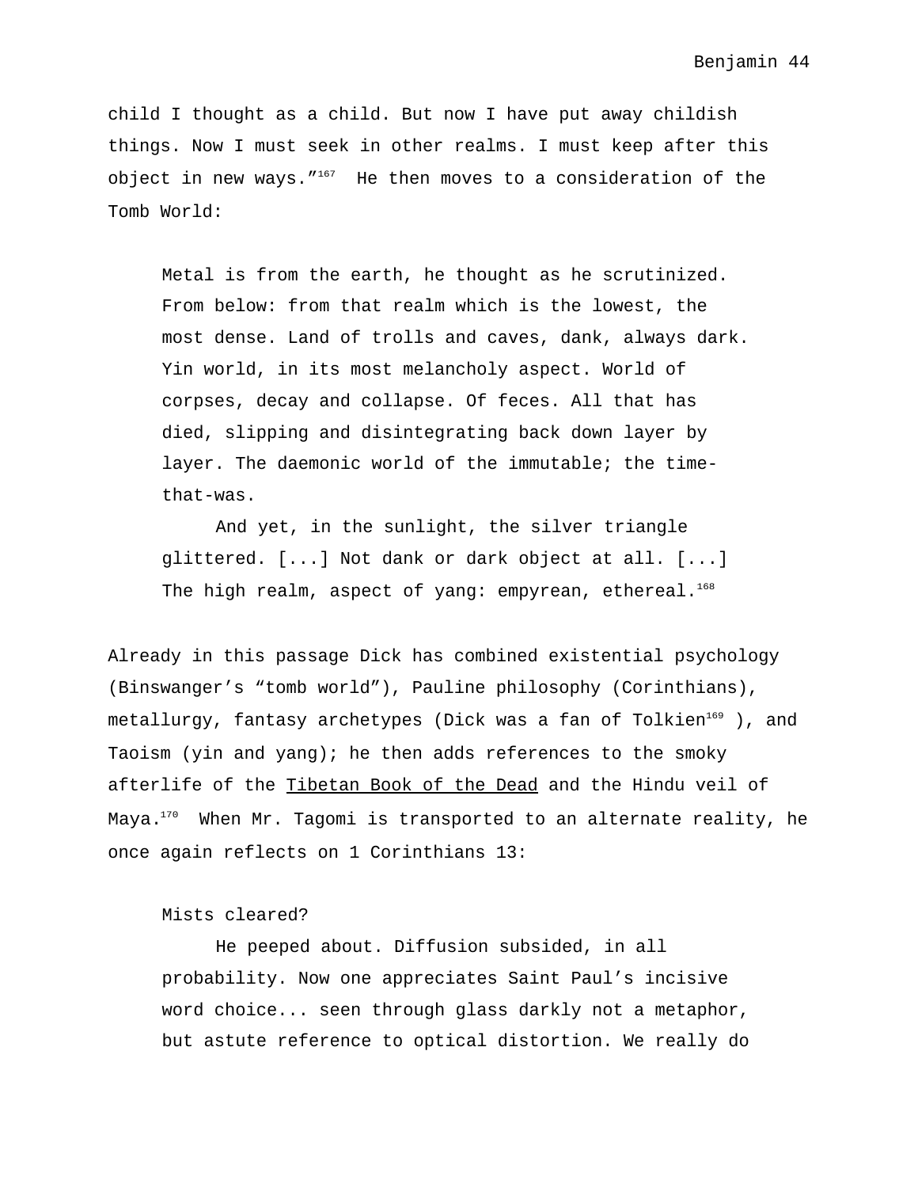child I thought as a child. But now I have put away childish things. Now I must seek in other realms. I must keep after this object in new ways."[167] He then moves to a consideration of the Tomb World:

> Metal is from the earth, he thought as he scrutinized. From below: from that realm which is the lowest, the most dense. Land of trolls and caves, dank, always dark. Yin world, in its most melancholy aspect. World of corpses, decay and collapse. Of feces. All that has died, slipping and disintegrating back down layer by layer. The daemonic world of the immutable; the time-that-was.
>
> And yet, in the sunlight, the silver triangle glittered. [...] Not dank or dark object at all. [...] The high realm, aspect of yang: empyrean, ethereal.[168]

Already in this passage Dick has combined existential psychology (Binswanger's "tomb world"), Pauline philosophy (Corinthians), metallurgy, fantasy archetypes (Dick was a fan of Tolkien[169] ), and Taoism (yin and yang); he then adds references to the smoky afterlife of the <u>Tibetan Book of the Dead</u> and the Hindu veil of Maya.[170] When Mr. Tagomi is transported to an alternate reality, he once again reflects on 1 Corinthians 13:

> Mists cleared?
>
> He peeped about. Diffusion subsided, in all probability. Now one appreciates Saint Paul's incisive word choice... seen through glass darkly not a metaphor, but astute reference to optical distortion. We really do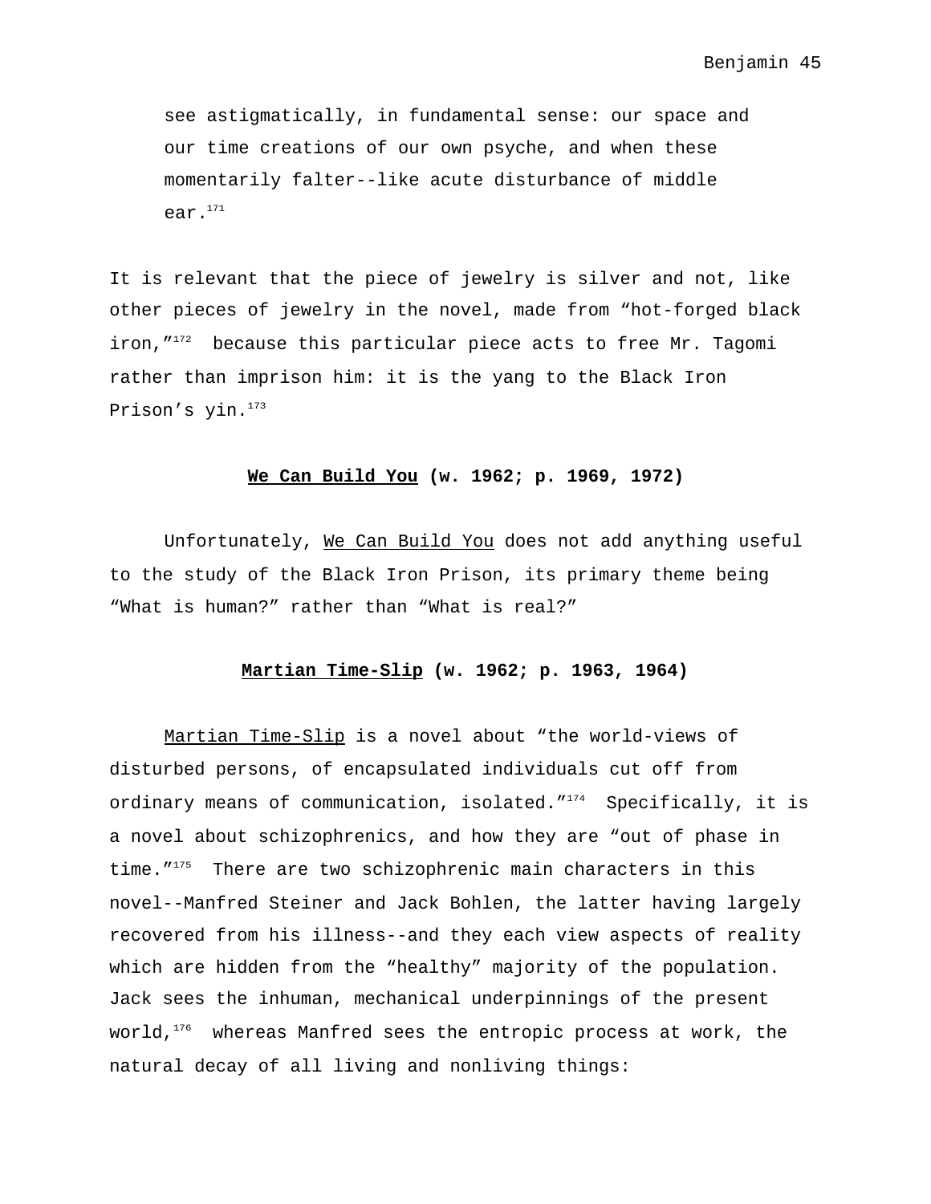> see astigmatically, in fundamental sense: our space and our time creations of our own psyche, and when these momentarily falter--like acute disturbance of middle ear.[171]

It is relevant that the piece of jewelry is silver and not, like other pieces of jewelry in the novel, made from "hot-forged black iron,"[172] because this particular piece acts to free Mr. Tagomi rather than imprison him: it is the yang to the Black Iron Prison's yin.[173]

### **We Can Build You (w. 1962; p. 1969, 1972)**

Unfortunately, We Can Build You does not add anything useful to the study of the Black Iron Prison, its primary theme being "What is human?" rather than "What is real?"

### **Martian Time-Slip (w. 1962; p. 1963, 1964)**

Martian Time-Slip is a novel about "the world-views of disturbed persons, of encapsulated individuals cut off from ordinary means of communication, isolated."[174] Specifically, it is a novel about schizophrenics, and how they are "out of phase in time."[175] There are two schizophrenic main characters in this novel--Manfred Steiner and Jack Bohlen, the latter having largely recovered from his illness--and they each view aspects of reality which are hidden from the "healthy" majority of the population. Jack sees the inhuman, mechanical underpinnings of the present world,[176] whereas Manfred sees the entropic process at work, the natural decay of all living and nonliving things: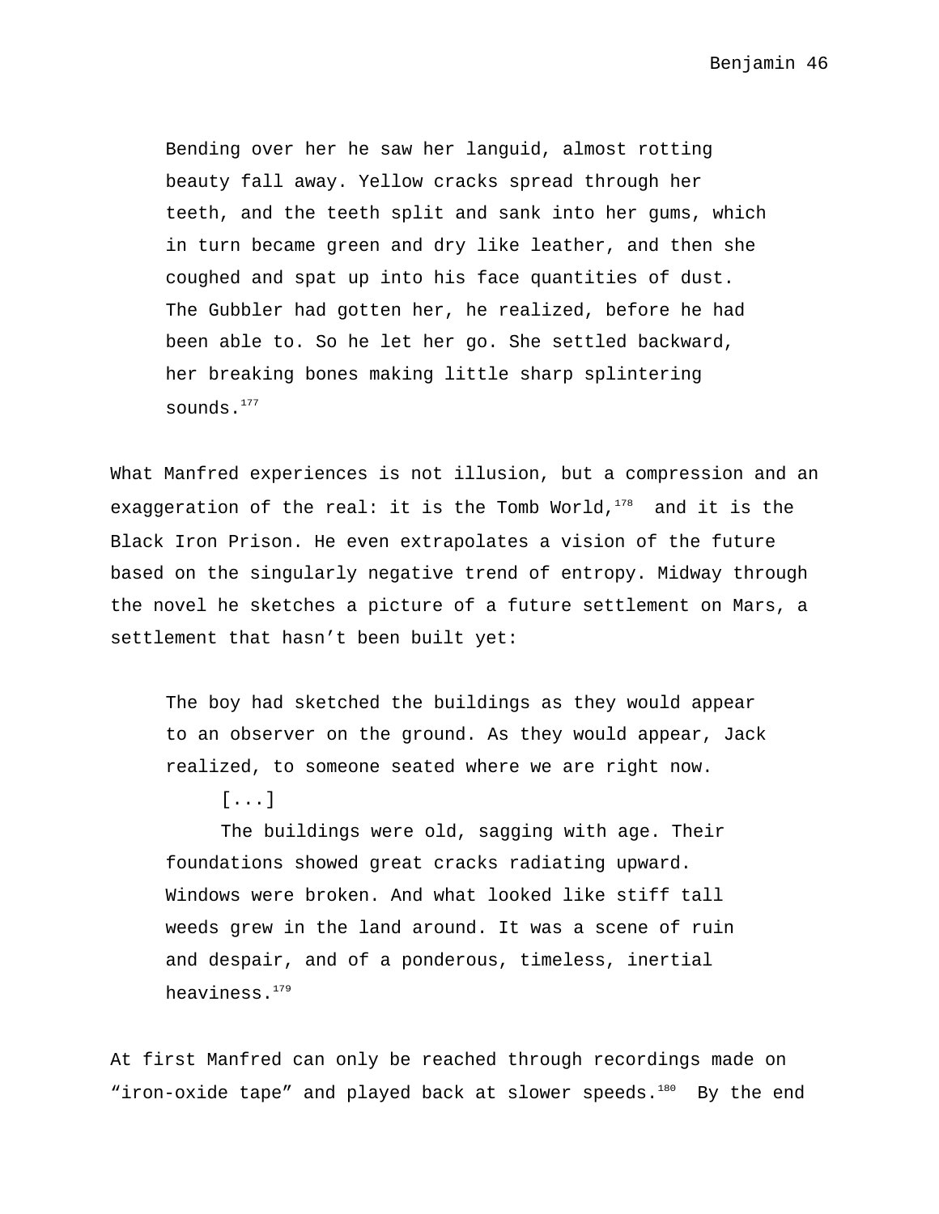> Bending over her he saw her languid, almost rotting beauty fall away. Yellow cracks spread through her teeth, and the teeth split and sank into her gums, which in turn became green and dry like leather, and then she coughed and spat up into his face quantities of dust. The Gubbler had gotten her, he realized, before he had been able to. So he let her go. She settled backward, her breaking bones making little sharp splintering sounds.[177]

What Manfred experiences is not illusion, but a compression and an exaggeration of the real: it is the Tomb World,[178] and it is the Black Iron Prison. He even extrapolates a vision of the future based on the singularly negative trend of entropy. Midway through the novel he sketches a picture of a future settlement on Mars, a settlement that hasn't been built yet:

> The boy had sketched the buildings as they would appear to an observer on the ground. As they would appear, Jack realized, to someone seated where we are right now.
>
> [...]
>
> The buildings were old, sagging with age. Their foundations showed great cracks radiating upward. Windows were broken. And what looked like stiff tall weeds grew in the land around. It was a scene of ruin and despair, and of a ponderous, timeless, inertial heaviness.[179]

At first Manfred can only be reached through recordings made on "iron-oxide tape" and played back at slower speeds.[180] By the end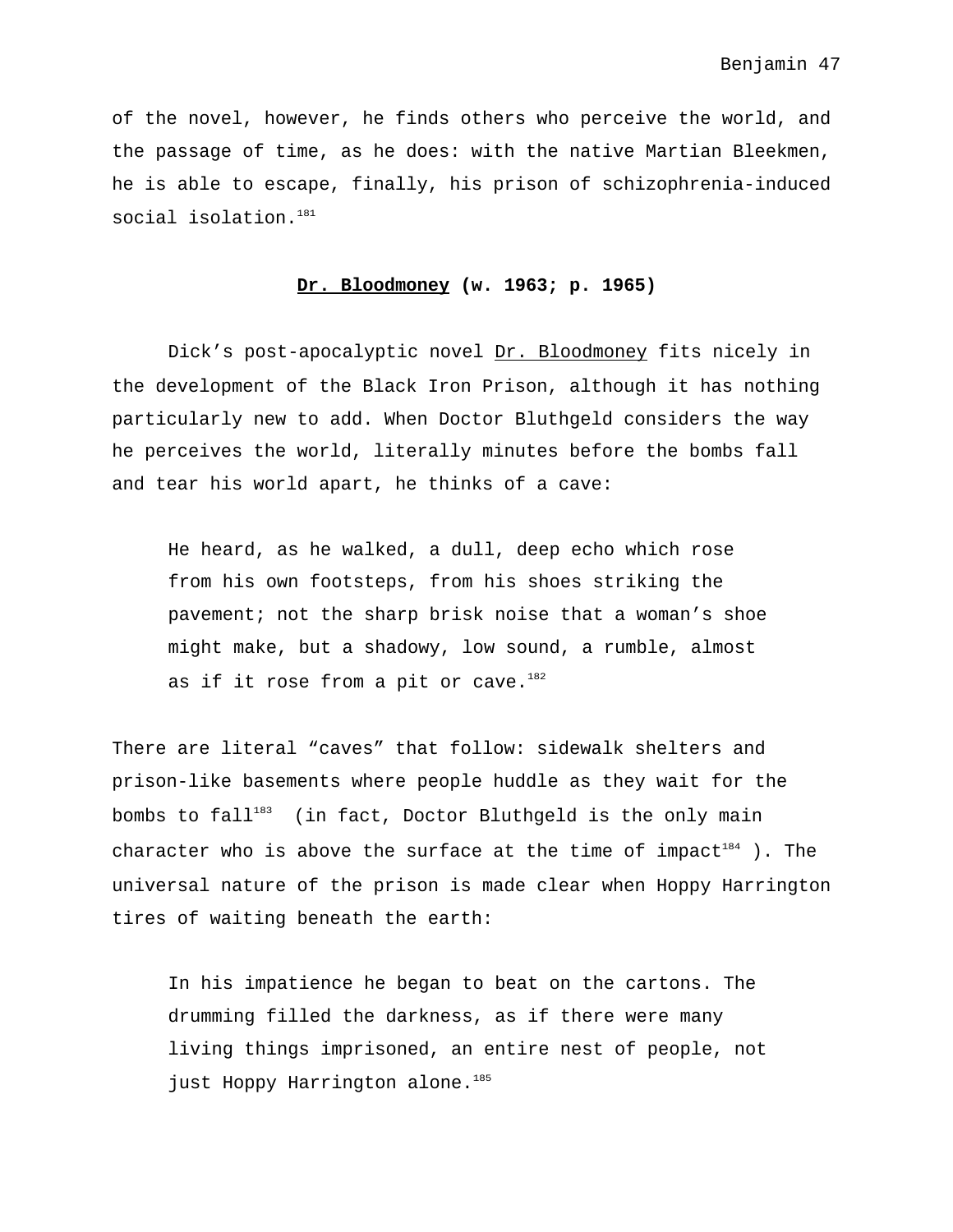of the novel, however, he finds others who perceive the world, and the passage of time, as he does: with the native Martian Bleekmen, he is able to escape, finally, his prison of schizophrenia-induced social isolation.[181]

## **<u>Dr. Bloodmoney</u> (w. 1963; p. 1965)**

Dick's post-apocalyptic novel <u>Dr. Bloodmoney</u> fits nicely in the development of the Black Iron Prison, although it has nothing particularly new to add. When Doctor Bluthgeld considers the way he perceives the world, literally minutes before the bombs fall and tear his world apart, he thinks of a cave:

> He heard, as he walked, a dull, deep echo which rose from his own footsteps, from his shoes striking the pavement; not the sharp brisk noise that a woman's shoe might make, but a shadowy, low sound, a rumble, almost as if it rose from a pit or cave.[182]

There are literal "caves" that follow: sidewalk shelters and prison-like basements where people huddle as they wait for the bombs to fall[183] (in fact, Doctor Bluthgeld is the only main character who is above the surface at the time of impact[184] ). The universal nature of the prison is made clear when Hoppy Harrington tires of waiting beneath the earth:

> In his impatience he began to beat on the cartons. The drumming filled the darkness, as if there were many living things imprisoned, an entire nest of people, not just Hoppy Harrington alone.[185]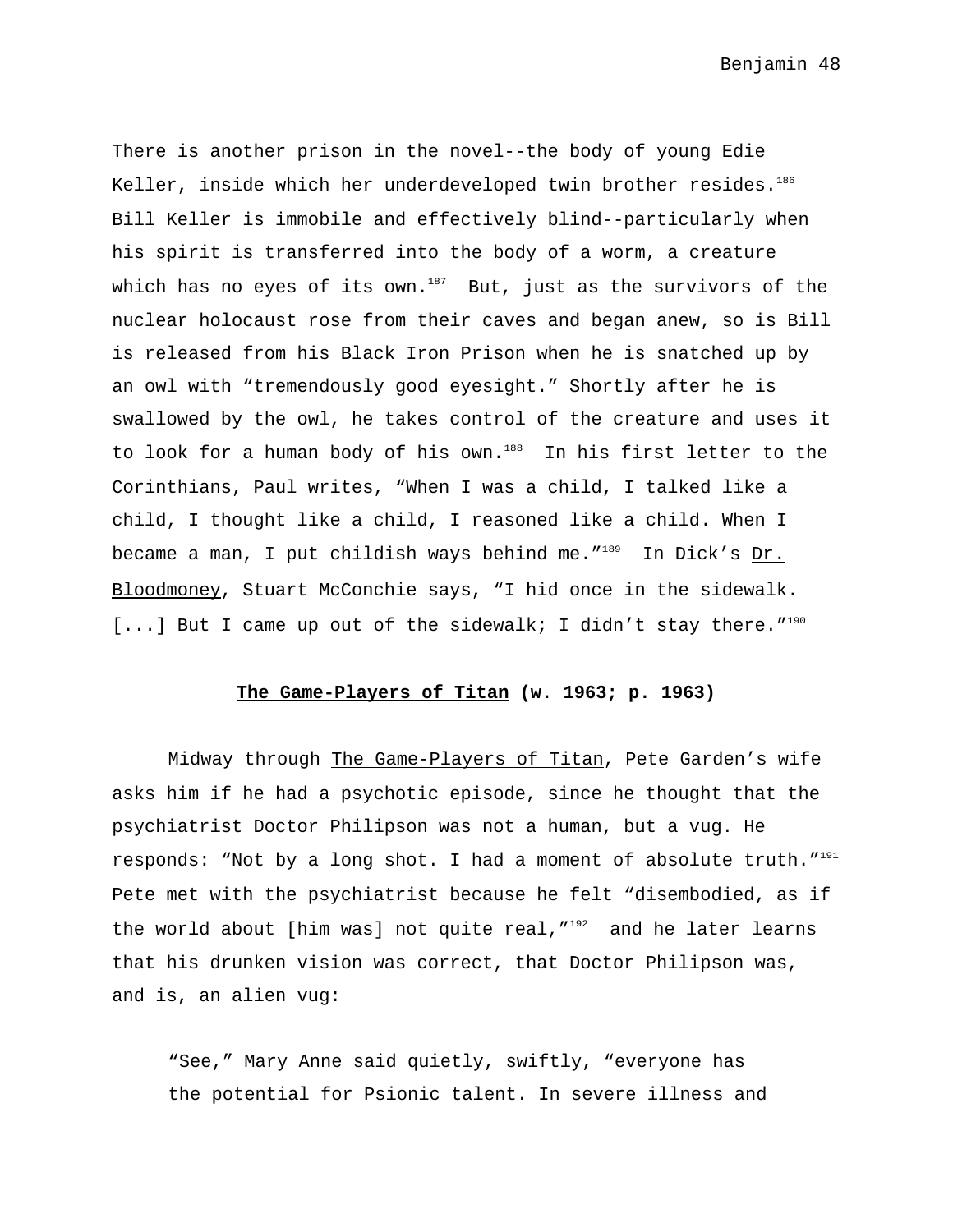There is another prison in the novel--the body of young Edie Keller, inside which her underdeveloped twin brother resides.[186] Bill Keller is immobile and effectively blind--particularly when his spirit is transferred into the body of a worm, a creature which has no eyes of its own.[187] But, just as the survivors of the nuclear holocaust rose from their caves and began anew, so is Bill is released from his Black Iron Prison when he is snatched up by an owl with "tremendously good eyesight." Shortly after he is swallowed by the owl, he takes control of the creature and uses it to look for a human body of his own.[188] In his first letter to the Corinthians, Paul writes, "When I was a child, I talked like a child, I thought like a child, I reasoned like a child. When I became a man, I put childish ways behind me."[189] In Dick's Dr. Bloodmoney, Stuart McConchie says, "I hid once in the sidewalk. [...] But I came up out of the sidewalk; I didn't stay there."[190]

## **The Game-Players of Titan (w. 1963; p. 1963)**

Midway through The Game-Players of Titan, Pete Garden's wife asks him if he had a psychotic episode, since he thought that the psychiatrist Doctor Philipson was not a human, but a vug. He responds: "Not by a long shot. I had a moment of absolute truth."[191] Pete met with the psychiatrist because he felt "disembodied, as if the world about [him was] not quite real,"[192] and he later learns that his drunken vision was correct, that Doctor Philipson was, and is, an alien vug:

> "See," Mary Anne said quietly, swiftly, "everyone has the potential for Psionic talent. In severe illness and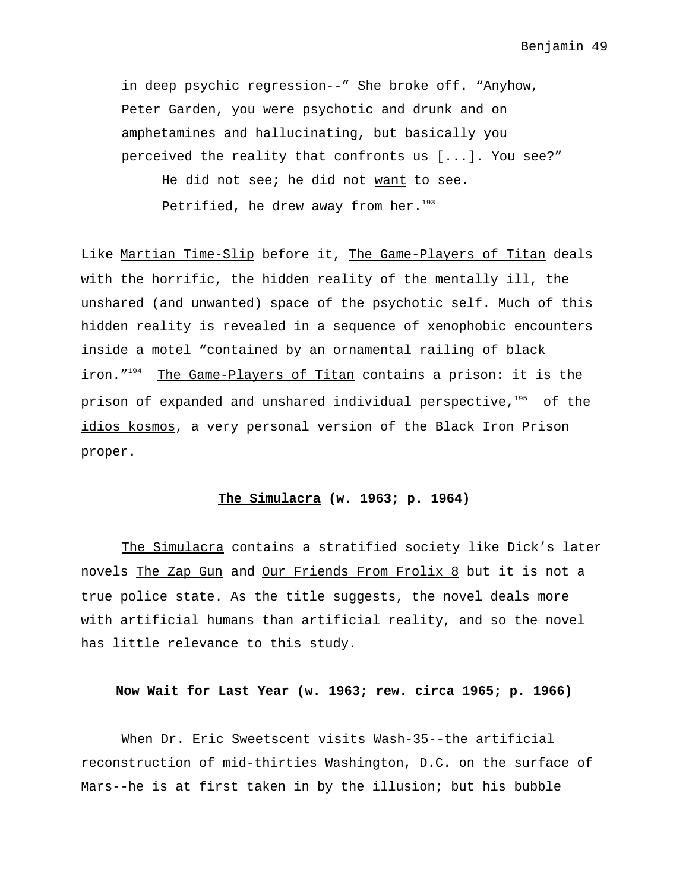> in deep psychic regression--" She broke off. "Anyhow, Peter Garden, you were psychotic and drunk and on amphetamines and hallucinating, but basically you perceived the reality that confronts us [...]. You see?"
>
> He did not see; he did not <u>want</u> to see.
>
> Petrified, he drew away from her.[193]

Like <u>Martian Time-Slip</u> before it, <u>The Game-Players of Titan</u> deals with the horrific, the hidden reality of the mentally ill, the unshared (and unwanted) space of the psychotic self. Much of this hidden reality is revealed in a sequence of xenophobic encounters inside a motel "contained by an ornamental railing of black iron."[194] <u>The Game-Players of Titan</u> contains a prison: it is the prison of expanded and unshared individual perspective,[195] of the <u>idios kosmos</u>, a very personal version of the Black Iron Prison proper.

### <u>The Simulacra</u> (w. 1963; p. 1964)

<u>The Simulacra</u> contains a stratified society like Dick's later novels <u>The Zap Gun</u> and <u>Our Friends From Frolix 8</u> but it is not a true police state. As the title suggests, the novel deals more with artificial humans than artificial reality, and so the novel has little relevance to this study.

### <u>Now Wait for Last Year</u> (w. 1963; rew. circa 1965; p. 1966)

When Dr. Eric Sweetscent visits Wash-35--the artificial reconstruction of mid-thirties Washington, D.C. on the surface of Mars--he is at first taken in by the illusion; but his bubble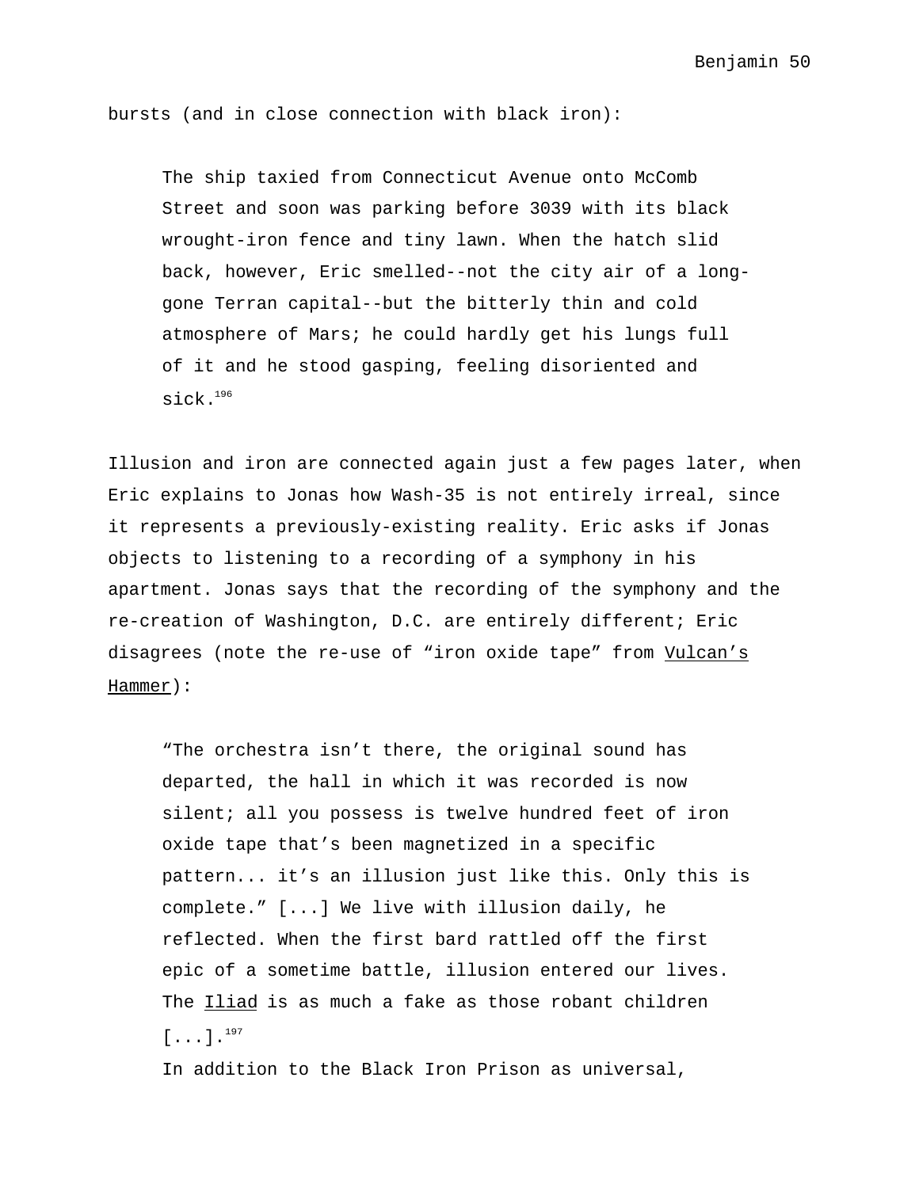bursts (and in close connection with black iron):

> The ship taxied from Connecticut Avenue onto McComb Street and soon was parking before 3039 with its black wrought-iron fence and tiny lawn. When the hatch slid back, however, Eric smelled--not the city air of a long-gone Terran capital--but the bitterly thin and cold atmosphere of Mars; he could hardly get his lungs full of it and he stood gasping, feeling disoriented and sick.[196]

Illusion and iron are connected again just a few pages later, when Eric explains to Jonas how Wash-35 is not entirely irreal, since it represents a previously-existing reality. Eric asks if Jonas objects to listening to a recording of a symphony in his apartment. Jonas says that the recording of the symphony and the re-creation of Washington, D.C. are entirely different; Eric disagrees (note the re-use of "iron oxide tape" from <u>Vulcan's Hammer</u>):

> "The orchestra isn't there, the original sound has departed, the hall in which it was recorded is now silent; all you possess is twelve hundred feet of iron oxide tape that's been magnetized in a specific pattern... it's an illusion just like this. Only this is complete." [...] We live with illusion daily, he reflected. When the first bard rattled off the first epic of a sometime battle, illusion entered our lives. The <u>Iliad</u> is as much a fake as those robant children [...].[197]

In addition to the Black Iron Prison as universal,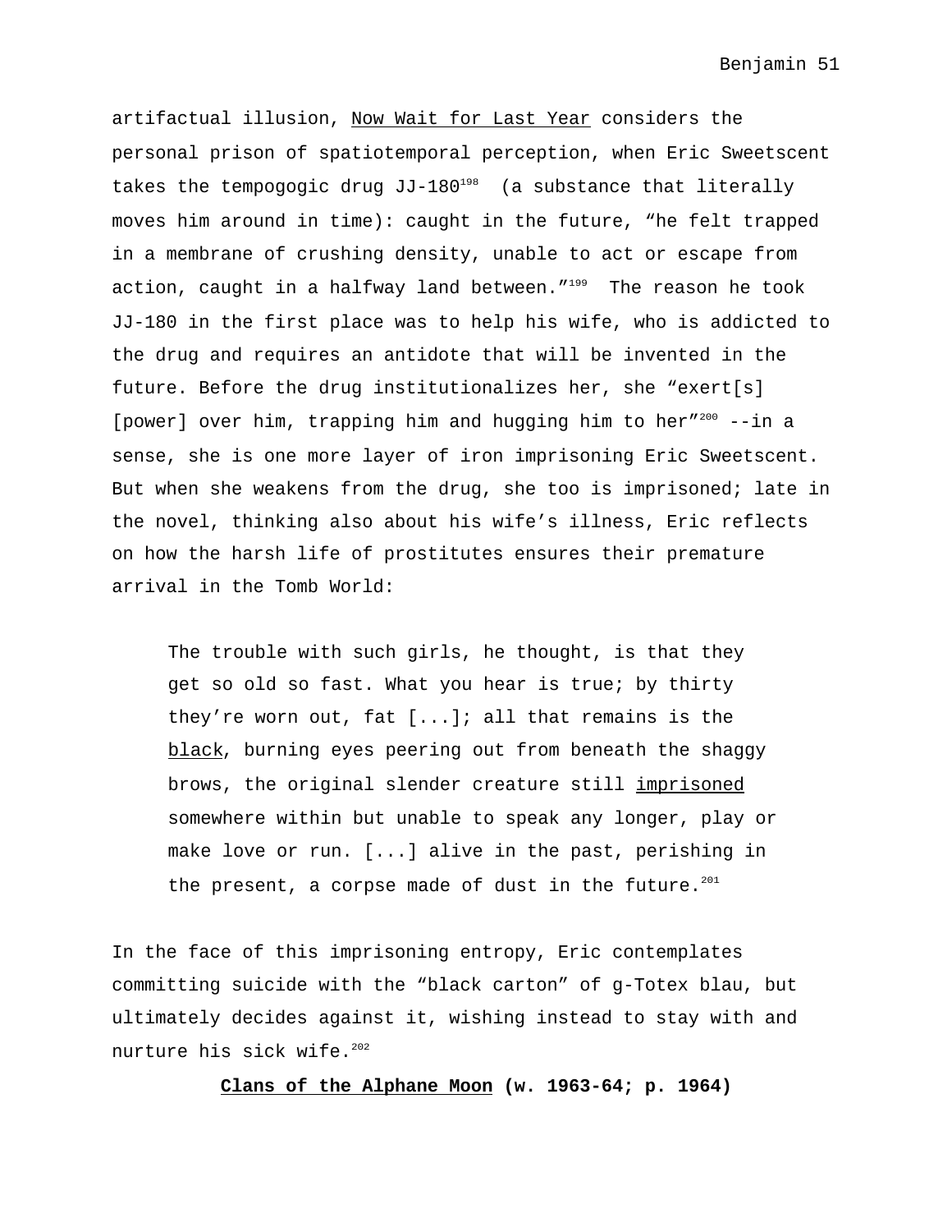artifactual illusion, <u>Now Wait for Last Year</u> considers the personal prison of spatiotemporal perception, when Eric Sweetscent takes the tempogogic drug JJ-180[198] (a substance that literally moves him around in time): caught in the future, “he felt trapped in a membrane of crushing density, unable to act or escape from action, caught in a halfway land between.”[199] The reason he took JJ-180 in the first place was to help his wife, who is addicted to the drug and requires an antidote that will be invented in the future. Before the drug institutionalizes her, she “exert[s] [power] over him, trapping him and hugging him to her”[200] --in a sense, she is one more layer of iron imprisoning Eric Sweetscent. But when she weakens from the drug, she too is imprisoned; late in the novel, thinking also about his wife’s illness, Eric reflects on how the harsh life of prostitutes ensures their premature arrival in the Tomb World:

> The trouble with such girls, he thought, is that they get so old so fast. What you hear is true; by thirty they’re worn out, fat [...]; all that remains is the <u>black</u>, burning eyes peering out from beneath the shaggy brows, the original slender creature still <u>imprisoned</u> somewhere within but unable to speak any longer, play or make love or run. [...] alive in the past, perishing in the present, a corpse made of dust in the future.[201]

In the face of this imprisoning entropy, Eric contemplates committing suicide with the “black carton” of g-Totex blau, but ultimately decides against it, wishing instead to stay with and nurture his sick wife.[202]

### <u>Clans of the Alphane Moon</u> (w. 1963-64; p. 1964)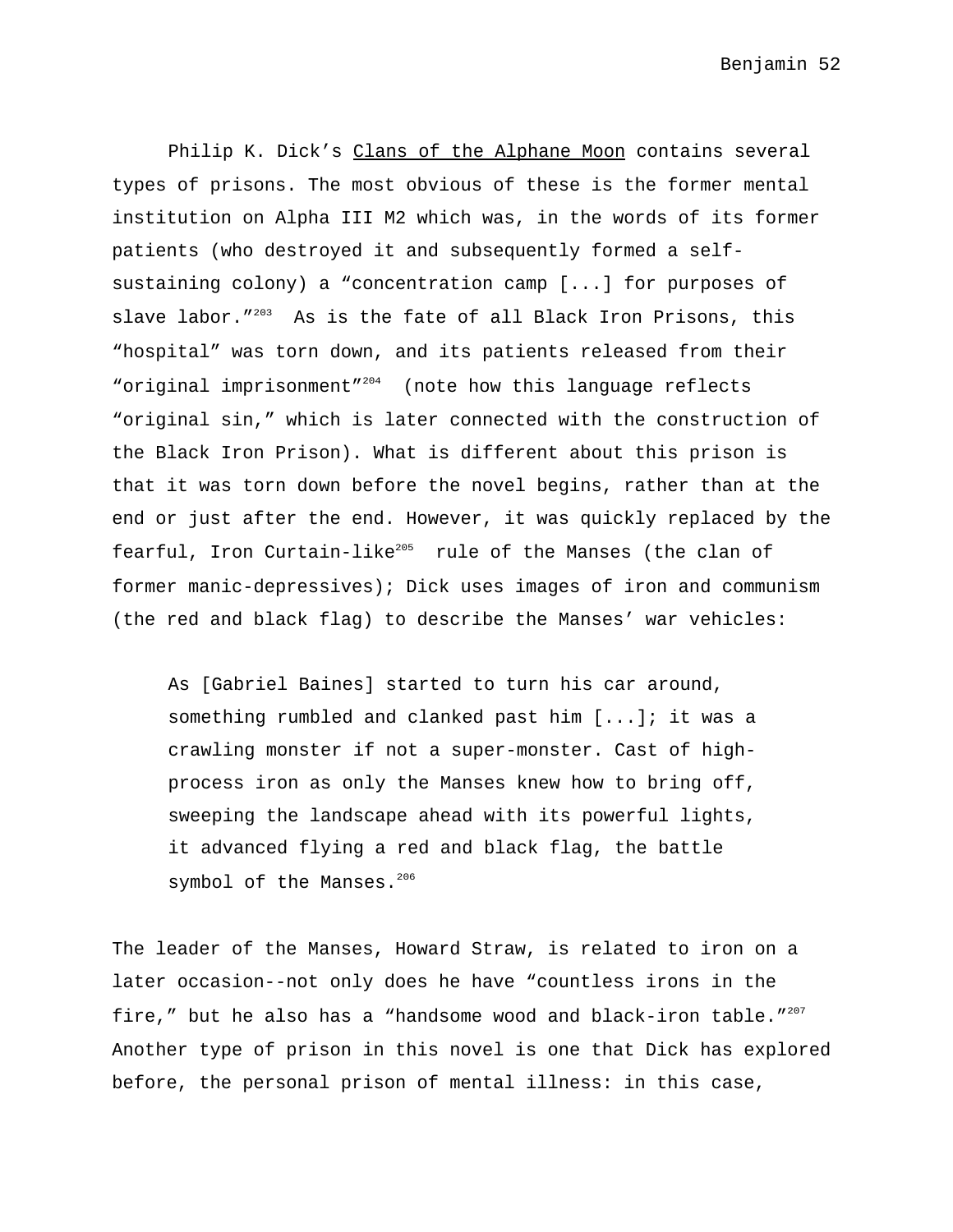Philip K. Dick's <u>Clans of the Alphane Moon</u> contains several types of prisons. The most obvious of these is the former mental institution on Alpha III M2 which was, in the words of its former patients (who destroyed it and subsequently formed a self-sustaining colony) a "concentration camp [...] for purposes of slave labor."[203] As is the fate of all Black Iron Prisons, this "hospital" was torn down, and its patients released from their "original imprisonment"[204] (note how this language reflects "original sin," which is later connected with the construction of the Black Iron Prison). What is different about this prison is that it was torn down before the novel begins, rather than at the end or just after the end. However, it was quickly replaced by the fearful, Iron Curtain-like[205] rule of the Manses (the clan of former manic-depressives); Dick uses images of iron and communism (the red and black flag) to describe the Manses' war vehicles:

> As [Gabriel Baines] started to turn his car around, something rumbled and clanked past him [...]; it was a crawling monster if not a super-monster. Cast of high-process iron as only the Manses knew how to bring off, sweeping the landscape ahead with its powerful lights, it advanced flying a red and black flag, the battle symbol of the Manses.[206]

The leader of the Manses, Howard Straw, is related to iron on a later occasion--not only does he have "countless irons in the fire," but he also has a "handsome wood and black-iron table."[207] Another type of prison in this novel is one that Dick has explored before, the personal prison of mental illness: in this case,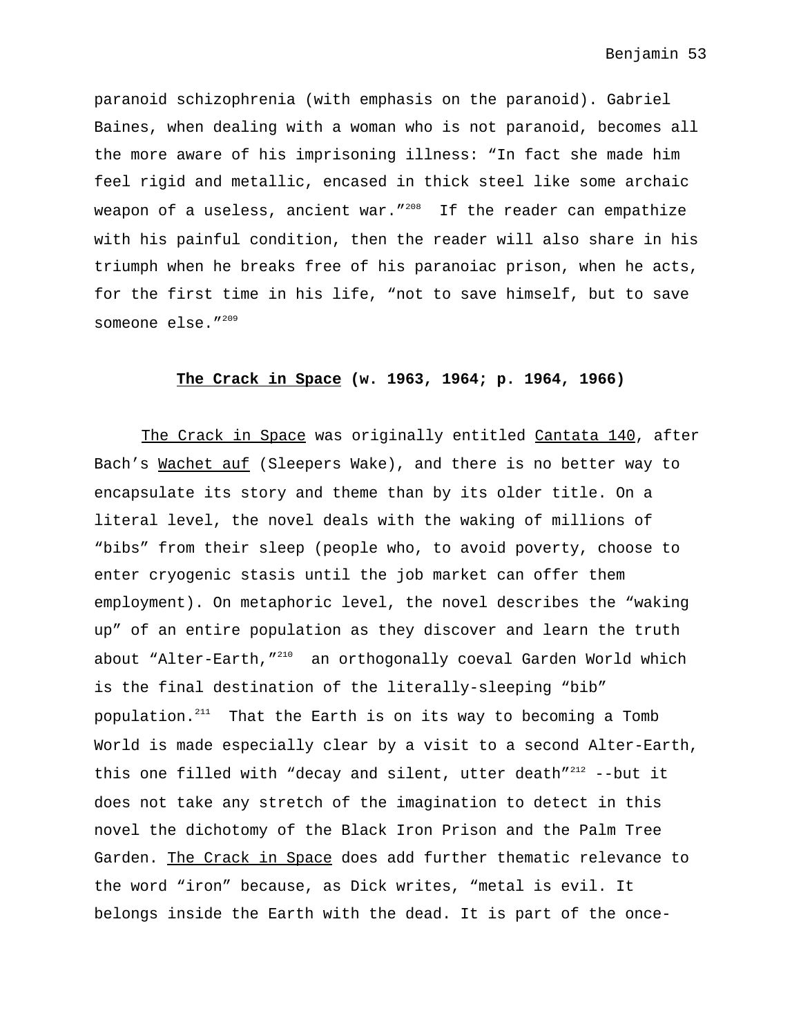paranoid schizophrenia (with emphasis on the paranoid). Gabriel Baines, when dealing with a woman who is not paranoid, becomes all the more aware of his imprisoning illness: "In fact she made him feel rigid and metallic, encased in thick steel like some archaic weapon of a useless, ancient war."[208] If the reader can empathize with his painful condition, then the reader will also share in his triumph when he breaks free of his paranoiac prison, when he acts, for the first time in his life, "not to save himself, but to save someone else."[209]

## **The Crack in Space (w. 1963, 1964; p. 1964, 1966)**

The Crack in Space was originally entitled Cantata 140, after Bach's Wachet auf (Sleepers Wake), and there is no better way to encapsulate its story and theme than by its older title. On a literal level, the novel deals with the waking of millions of "bibs" from their sleep (people who, to avoid poverty, choose to enter cryogenic stasis until the job market can offer them employment). On metaphoric level, the novel describes the "waking up" of an entire population as they discover and learn the truth about "Alter-Earth,"[210] an orthogonally coeval Garden World which is the final destination of the literally-sleeping "bib" population.[211] That the Earth is on its way to becoming a Tomb World is made especially clear by a visit to a second Alter-Earth, this one filled with "decay and silent, utter death"[212] --but it does not take any stretch of the imagination to detect in this novel the dichotomy of the Black Iron Prison and the Palm Tree Garden. The Crack in Space does add further thematic relevance to the word "iron" because, as Dick writes, "metal is evil. It belongs inside the Earth with the dead. It is part of the once-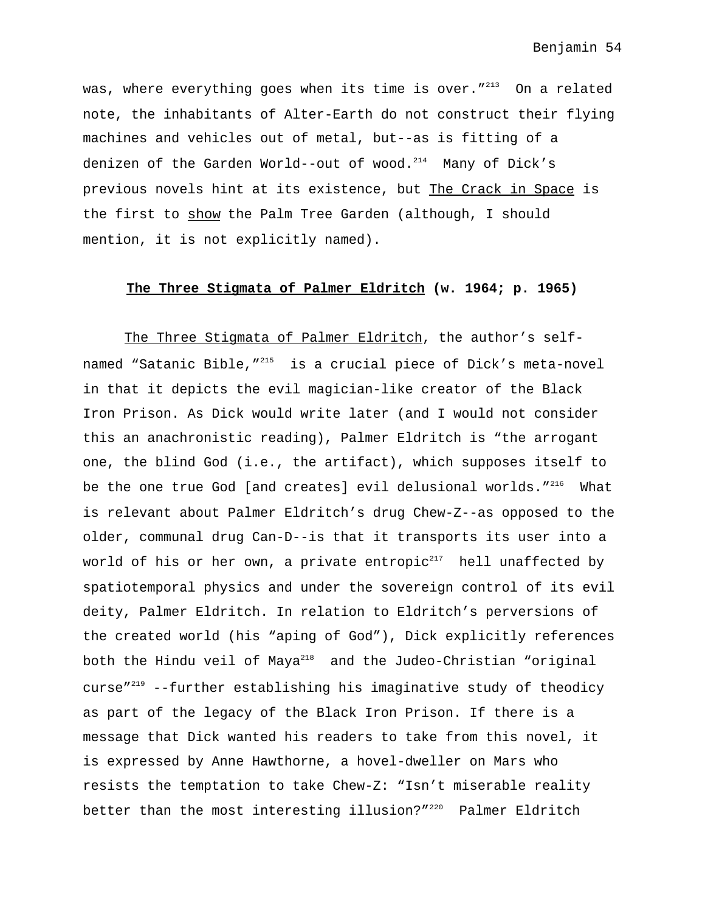was, where everything goes when its time is over."[213] On a related note, the inhabitants of Alter-Earth do not construct their flying machines and vehicles out of metal, but--as is fitting of a denizen of the Garden World--out of wood.[214] Many of Dick's previous novels hint at its existence, but The Crack in Space is the first to show the Palm Tree Garden (although, I should mention, it is not explicitly named).

## The Three Stigmata of Palmer Eldritch (w. 1964; p. 1965)

The Three Stigmata of Palmer Eldritch, the author's self-named "Satanic Bible,"[215] is a crucial piece of Dick's meta-novel in that it depicts the evil magician-like creator of the Black Iron Prison. As Dick would write later (and I would not consider this an anachronistic reading), Palmer Eldritch is "the arrogant one, the blind God (i.e., the artifact), which supposes itself to be the one true God [and creates] evil delusional worlds."[216] What is relevant about Palmer Eldritch's drug Chew-Z--as opposed to the older, communal drug Can-D--is that it transports its user into a world of his or her own, a private entropic[217] hell unaffected by spatiotemporal physics and under the sovereign control of its evil deity, Palmer Eldritch. In relation to Eldritch's perversions of the created world (his "aping of God"), Dick explicitly references both the Hindu veil of Maya[218] and the Judeo-Christian "original curse"[219] --further establishing his imaginative study of theodicy as part of the legacy of the Black Iron Prison. If there is a message that Dick wanted his readers to take from this novel, it is expressed by Anne Hawthorne, a hovel-dweller on Mars who resists the temptation to take Chew-Z: "Isn't miserable reality better than the most interesting illusion?"[220] Palmer Eldritch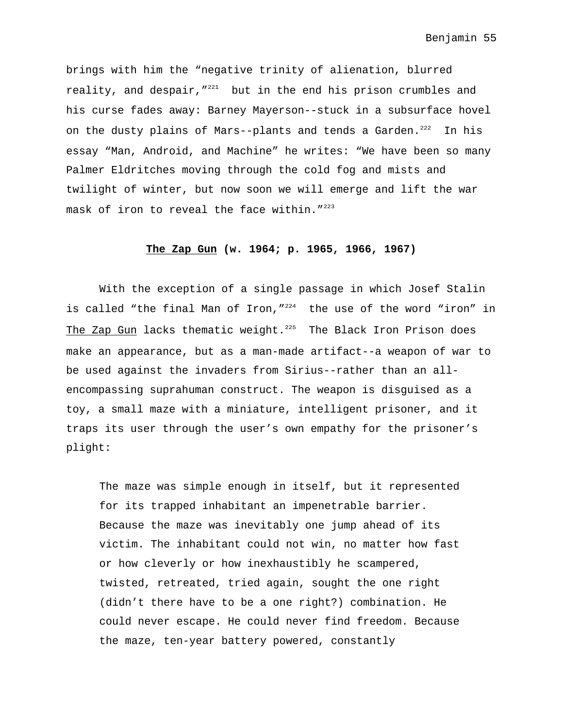brings with him the "negative trinity of alienation, blurred reality, and despair,"[221] but in the end his prison crumbles and his curse fades away: Barney Mayerson--stuck in a subsurface hovel on the dusty plains of Mars--plants and tends a Garden.[222] In his essay "Man, Android, and Machine" he writes: "We have been so many Palmer Eldritches moving through the cold fog and mists and twilight of winter, but now soon we will emerge and lift the war mask of iron to reveal the face within."[223]

### **<u>The Zap Gun</u> (w. 1964; p. 1965, 1966, 1967)**

With the exception of a single passage in which Josef Stalin is called "the final Man of Iron,"[224] the use of the word "iron" in <u>The Zap Gun</u> lacks thematic weight.[225] The Black Iron Prison does make an appearance, but as a man-made artifact--a weapon of war to be used against the invaders from Sirius--rather than an all-encompassing suprahuman construct. The weapon is disguised as a toy, a small maze with a miniature, intelligent prisoner, and it traps its user through the user's own empathy for the prisoner's plight:

> The maze was simple enough in itself, but it represented for its trapped inhabitant an impenetrable barrier. Because the maze was inevitably one jump ahead of its victim. The inhabitant could not win, no matter how fast or how cleverly or how inexhaustibly he scampered, twisted, retreated, tried again, sought the one right (didn't there have to be a one right?) combination. He could never escape. He could never find freedom. Because the maze, ten-year battery powered, constantly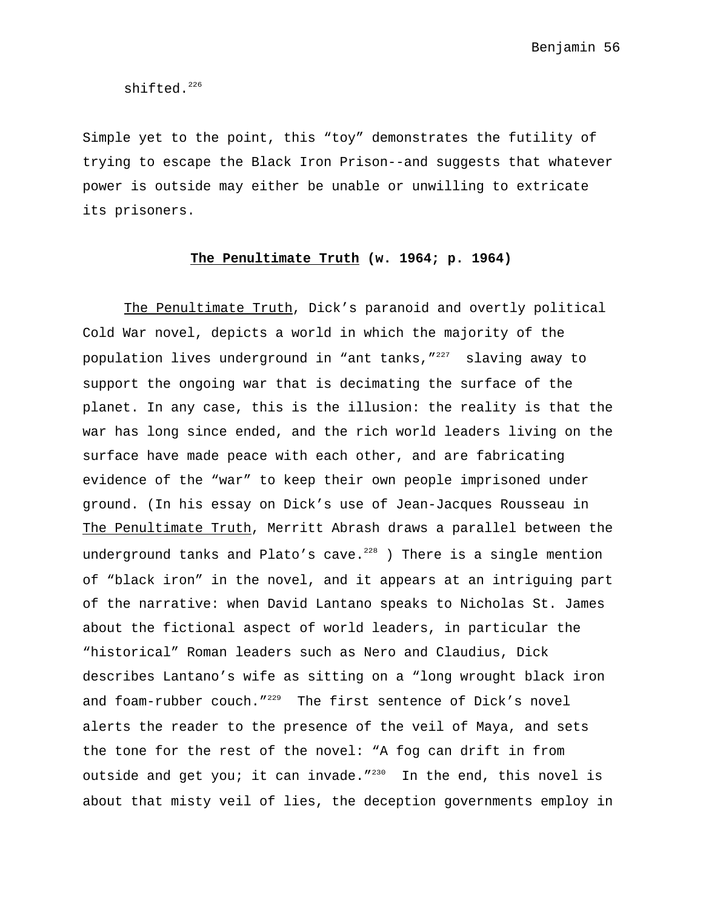shifted.[226]

Simple yet to the point, this "toy" demonstrates the futility of trying to escape the Black Iron Prison--and suggests that whatever power is outside may either be unable or unwilling to extricate its prisoners.

### **The Penultimate Truth (w. 1964; p. 1964)**

The Penultimate Truth, Dick's paranoid and overtly political Cold War novel, depicts a world in which the majority of the population lives underground in "ant tanks,"[227] slaving away to support the ongoing war that is decimating the surface of the planet. In any case, this is the illusion: the reality is that the war has long since ended, and the rich world leaders living on the surface have made peace with each other, and are fabricating evidence of the "war" to keep their own people imprisoned under ground. (In his essay on Dick's use of Jean-Jacques Rousseau in The Penultimate Truth, Merritt Abrash draws a parallel between the underground tanks and Plato's cave.[228] ) There is a single mention of "black iron" in the novel, and it appears at an intriguing part of the narrative: when David Lantano speaks to Nicholas St. James about the fictional aspect of world leaders, in particular the "historical" Roman leaders such as Nero and Claudius, Dick describes Lantano's wife as sitting on a "long wrought black iron and foam-rubber couch."[229] The first sentence of Dick's novel alerts the reader to the presence of the veil of Maya, and sets the tone for the rest of the novel: "A fog can drift in from outside and get you; it can invade."[230] In the end, this novel is about that misty veil of lies, the deception governments employ in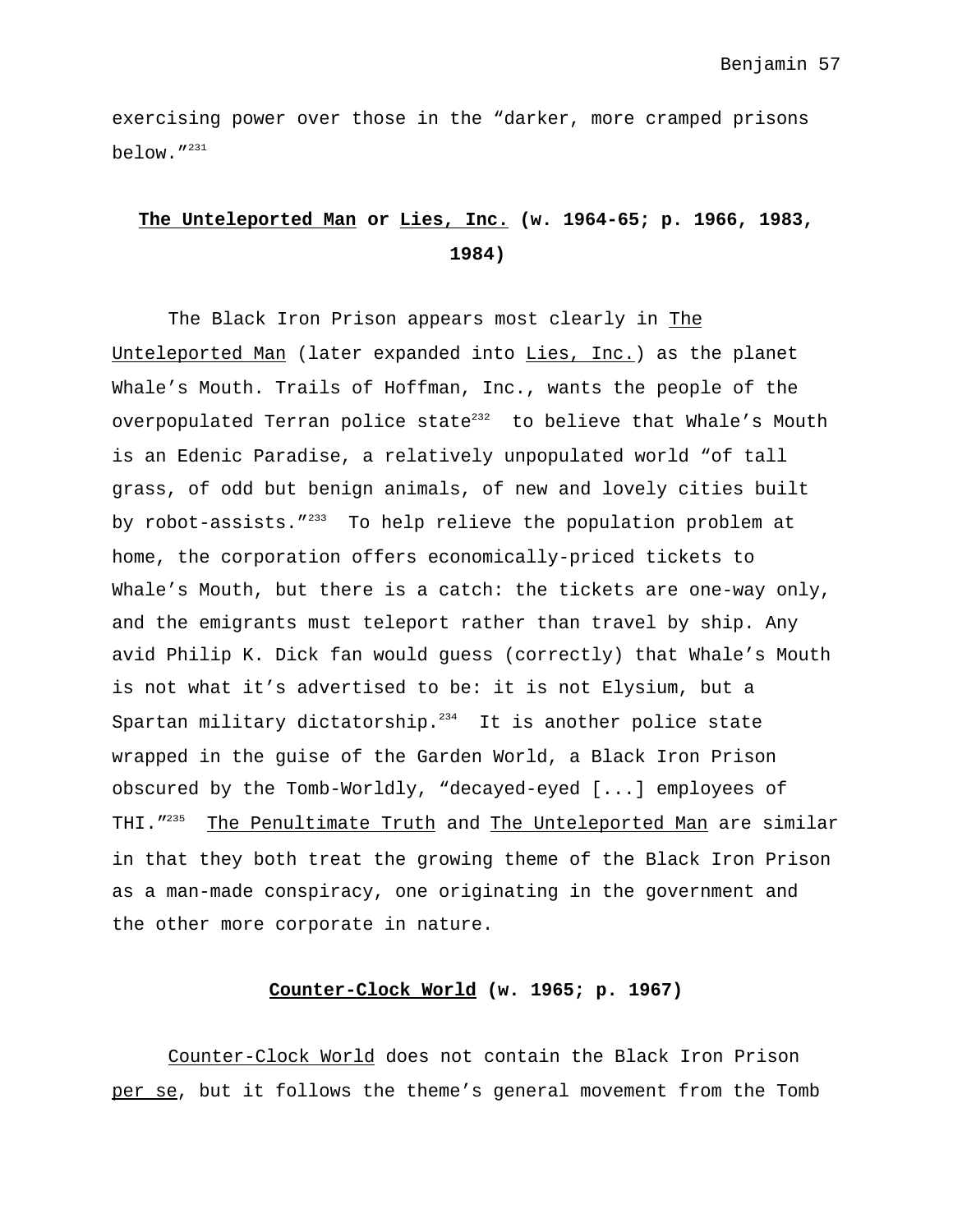exercising power over those in the "darker, more cramped prisons below."[231]

## The Unteleported Man or Lies, Inc. (w. 1964-65; p. 1966, 1983, 1984)

The Black Iron Prison appears most clearly in The Unteleported Man (later expanded into Lies, Inc.) as the planet Whale's Mouth. Trails of Hoffman, Inc., wants the people of the overpopulated Terran police state[232] to believe that Whale's Mouth is an Edenic Paradise, a relatively unpopulated world "of tall grass, of odd but benign animals, of new and lovely cities built by robot-assists."[233] To help relieve the population problem at home, the corporation offers economically-priced tickets to Whale's Mouth, but there is a catch: the tickets are one-way only, and the emigrants must teleport rather than travel by ship. Any avid Philip K. Dick fan would guess (correctly) that Whale's Mouth is not what it's advertised to be: it is not Elysium, but a Spartan military dictatorship.[234] It is another police state wrapped in the guise of the Garden World, a Black Iron Prison obscured by the Tomb-Worldly, "decayed-eyed [...] employees of THI."[235] The Penultimate Truth and The Unteleported Man are similar in that they both treat the growing theme of the Black Iron Prison as a man-made conspiracy, one originating in the government and the other more corporate in nature.

## Counter-Clock World (w. 1965; p. 1967)

Counter-Clock World does not contain the Black Iron Prison per se, but it follows the theme's general movement from the Tomb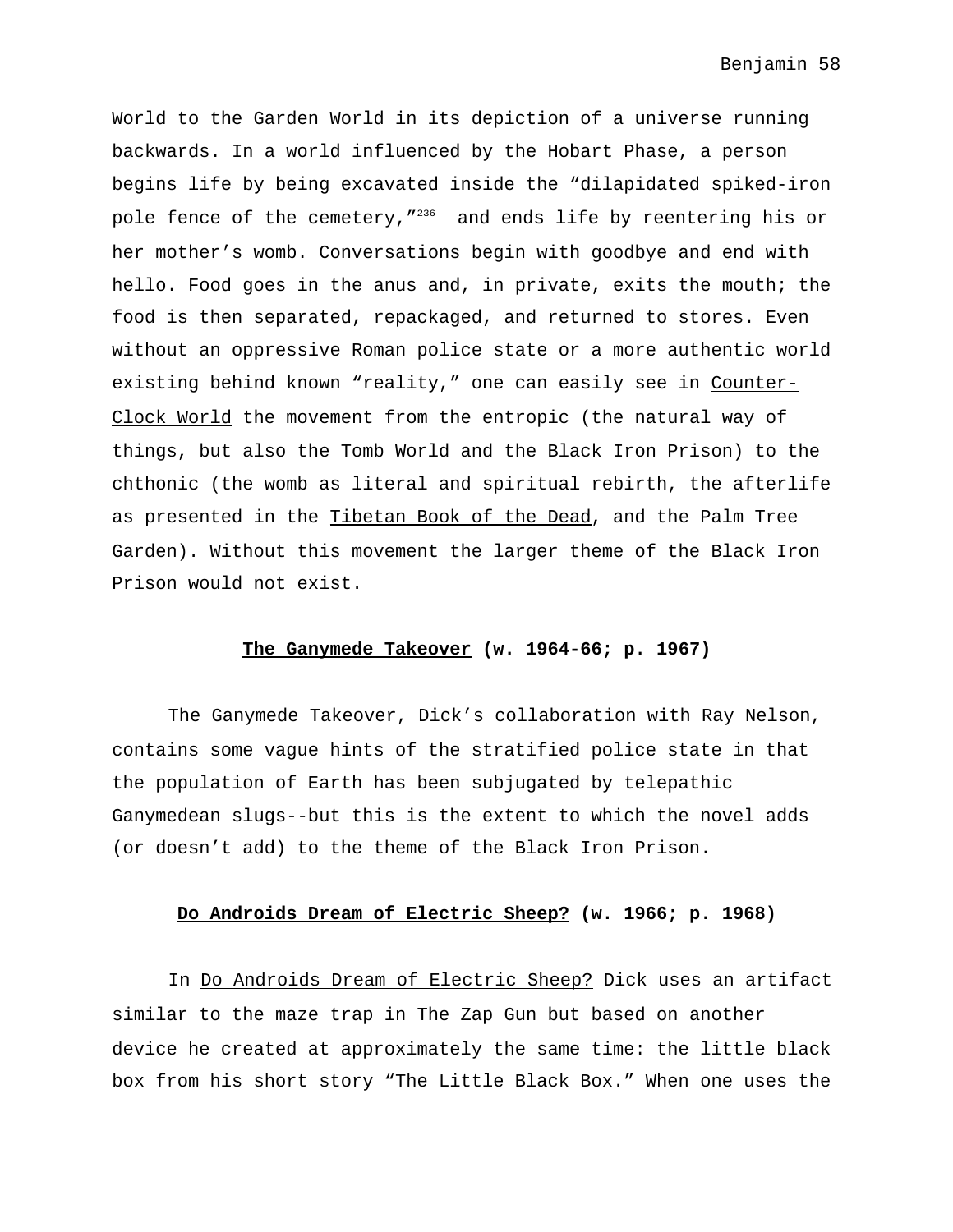World to the Garden World in its depiction of a universe running backwards. In a world influenced by the Hobart Phase, a person begins life by being excavated inside the "dilapidated spiked-iron pole fence of the cemetery,"[236] and ends life by reentering his or her mother's womb. Conversations begin with goodbye and end with hello. Food goes in the anus and, in private, exits the mouth; the food is then separated, repackaged, and returned to stores. Even without an oppressive Roman police state or a more authentic world existing behind known "reality," one can easily see in Counter-Clock World the movement from the entropic (the natural way of things, but also the Tomb World and the Black Iron Prison) to the chthonic (the womb as literal and spiritual rebirth, the afterlife as presented in the Tibetan Book of the Dead, and the Palm Tree Garden). Without this movement the larger theme of the Black Iron Prison would not exist.

### **The Ganymede Takeover (w. 1964-66; p. 1967)**

The Ganymede Takeover, Dick's collaboration with Ray Nelson, contains some vague hints of the stratified police state in that the population of Earth has been subjugated by telepathic Ganymedean slugs--but this is the extent to which the novel adds (or doesn't add) to the theme of the Black Iron Prison.

### **Do Androids Dream of Electric Sheep? (w. 1966; p. 1968)**

In Do Androids Dream of Electric Sheep? Dick uses an artifact similar to the maze trap in The Zap Gun but based on another device he created at approximately the same time: the little black box from his short story "The Little Black Box." When one uses the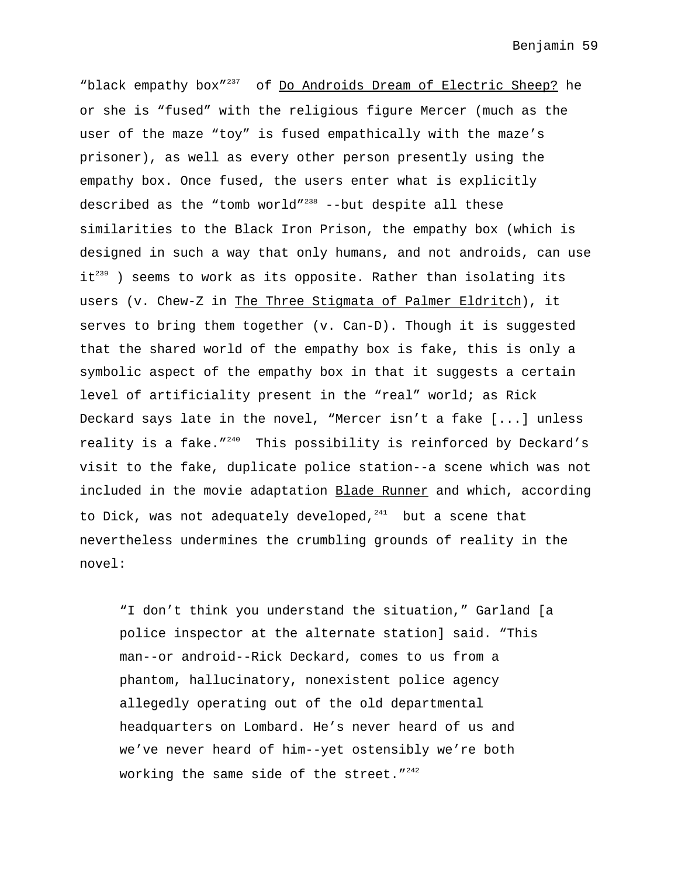"black empty box"[237] of Do Androids Dream of Electric Sheep? he or she is "fused" with the religious figure Mercer (much as the user of the maze "toy" is fused empathically with the maze's prisoner), as well as every other person presently using the empathy box. Once fused, the users enter what is explicitly described as the "tomb world"[238] --but despite all these similarities to the Black Iron Prison, the empathy box (which is designed in such a way that only humans, and not androids, can use it[239] ) seems to work as its opposite. Rather than isolating its users (v. Chew-Z in The Three Stigmata of Palmer Eldritch), it serves to bring them together (v. Can-D). Though it is suggested that the shared world of the empathy box is fake, this is only a symbolic aspect of the empathy box in that it suggests a certain level of artificiality present in the "real" world; as Rick Deckard says late in the novel, "Mercer isn't a fake [...] unless reality is a fake."[240] This possibility is reinforced by Deckard's visit to the fake, duplicate police station--a scene which was not included in the movie adaptation Blade Runner and which, according to Dick, was not adequately developed,[241] but a scene that nevertheless undermines the crumbling grounds of reality in the novel:

> "I don't think you understand the situation," Garland [a police inspector at the alternate station] said. "This man--or android--Rick Deckard, comes to us from a phantom, hallucinatory, nonexistent police agency allegedly operating out of the old departmental headquarters on Lombard. He's never heard of us and we've never heard of him--yet ostensibly we're both working the same side of the street."[242]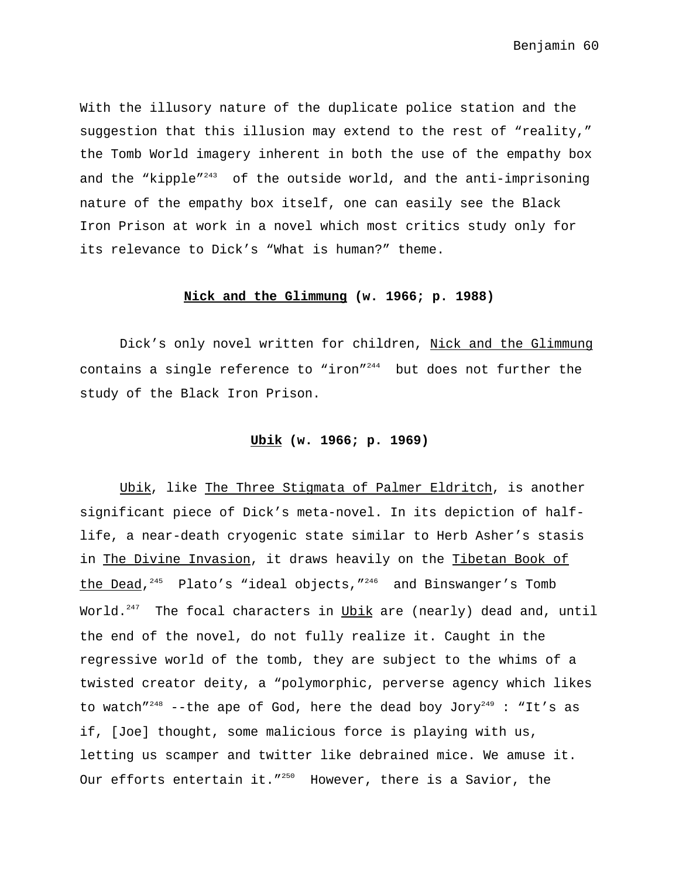With the illusory nature of the duplicate police station and the suggestion that this illusion may extend to the rest of "reality," the Tomb World imagery inherent in both the use of the empathy box and the "kipple"[243] of the outside world, and the anti-imprisoning nature of the empathy box itself, one can easily see the Black Iron Prison at work in a novel which most critics study only for its relevance to Dick's "What is human?" theme.

## Nick and the Glimmung (w. 1966; p. 1988)

Dick's only novel written for children, Nick and the Glimmung contains a single reference to "iron"[244] but does not further the study of the Black Iron Prison.

## Ubik (w. 1966; p. 1969)

Ubik, like The Three Stigmata of Palmer Eldritch, is another significant piece of Dick's meta-novel. In its depiction of half-life, a near-death cryogenic state similar to Herb Asher's stasis in The Divine Invasion, it draws heavily on the Tibetan Book of the Dead,[245] Plato's "ideal objects,"[246] and Binswanger's Tomb World.[247] The focal characters in Ubik are (nearly) dead and, until the end of the novel, do not fully realize it. Caught in the regressive world of the tomb, they are subject to the whims of a twisted creator deity, a "polymorphic, perverse agency which likes to watch"[248] --the ape of God, here the dead boy Jory[249] : "It's as if, [Joe] thought, some malicious force is playing with us, letting us scamper and twitter like debrained mice. We amuse it. Our efforts entertain it."[250] However, there is a Savior, the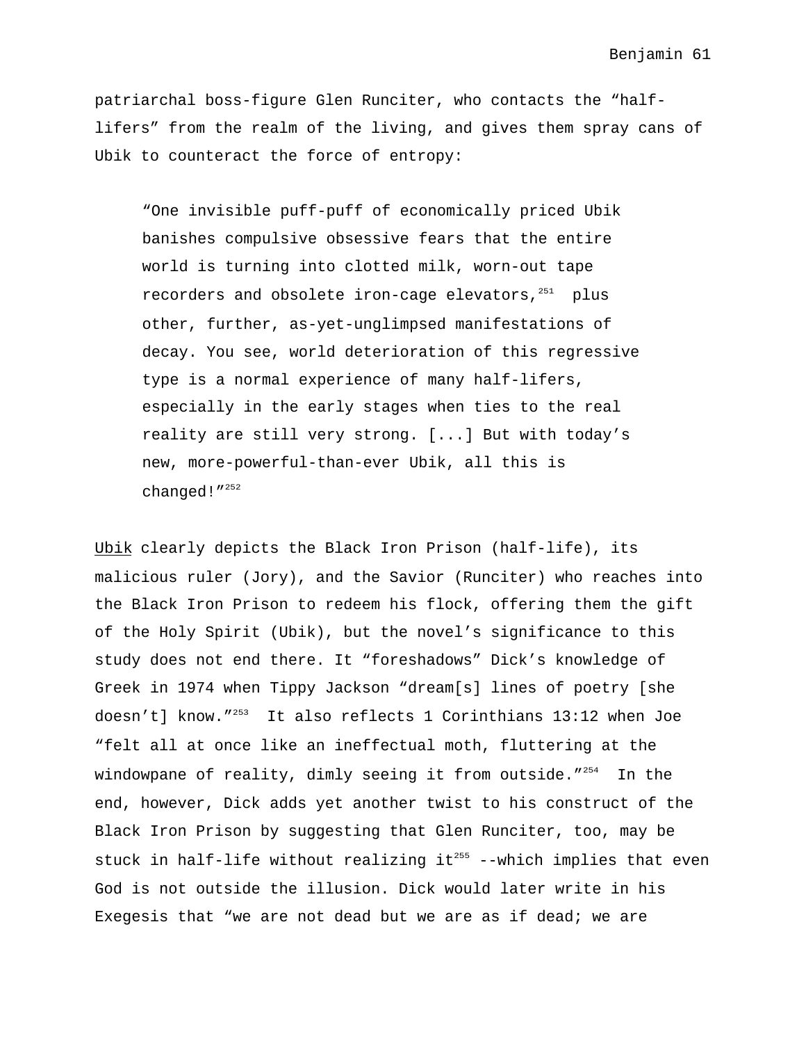patriarchal boss-figure Glen Runciter, who contacts the "half-lifers" from the realm of the living, and gives them spray cans of Ubik to counteract the force of entropy:

> "One invisible puff-puff of economically priced Ubik banishes compulsive obsessive fears that the entire world is turning into clotted milk, worn-out tape recorders and obsolete iron-cage elevators,[251] plus other, further, as-yet-unglimpsed manifestations of decay. You see, world deterioration of this regressive type is a normal experience of many half-lifers, especially in the early stages when ties to the real reality are still very strong. [...] But with today's new, more-powerful-than-ever Ubik, all this is changed!"[252]

Ubik clearly depicts the Black Iron Prison (half-life), its malicious ruler (Jory), and the Savior (Runciter) who reaches into the Black Iron Prison to redeem his flock, offering them the gift of the Holy Spirit (Ubik), but the novel's significance to this study does not end there. It "foreshadows" Dick's knowledge of Greek in 1974 when Tippy Jackson "dream[s] lines of poetry [she doesn't] know."[253] It also reflects 1 Corinthians 13:12 when Joe "felt all at once like an ineffectual moth, fluttering at the windowpane of reality, dimly seeing it from outside."[254] In the end, however, Dick adds yet another twist to his construct of the Black Iron Prison by suggesting that Glen Runciter, too, may be stuck in half-life without realizing it[255] --which implies that even God is not outside the illusion. Dick would later write in his Exegesis that "we are not dead but we are as if dead; we are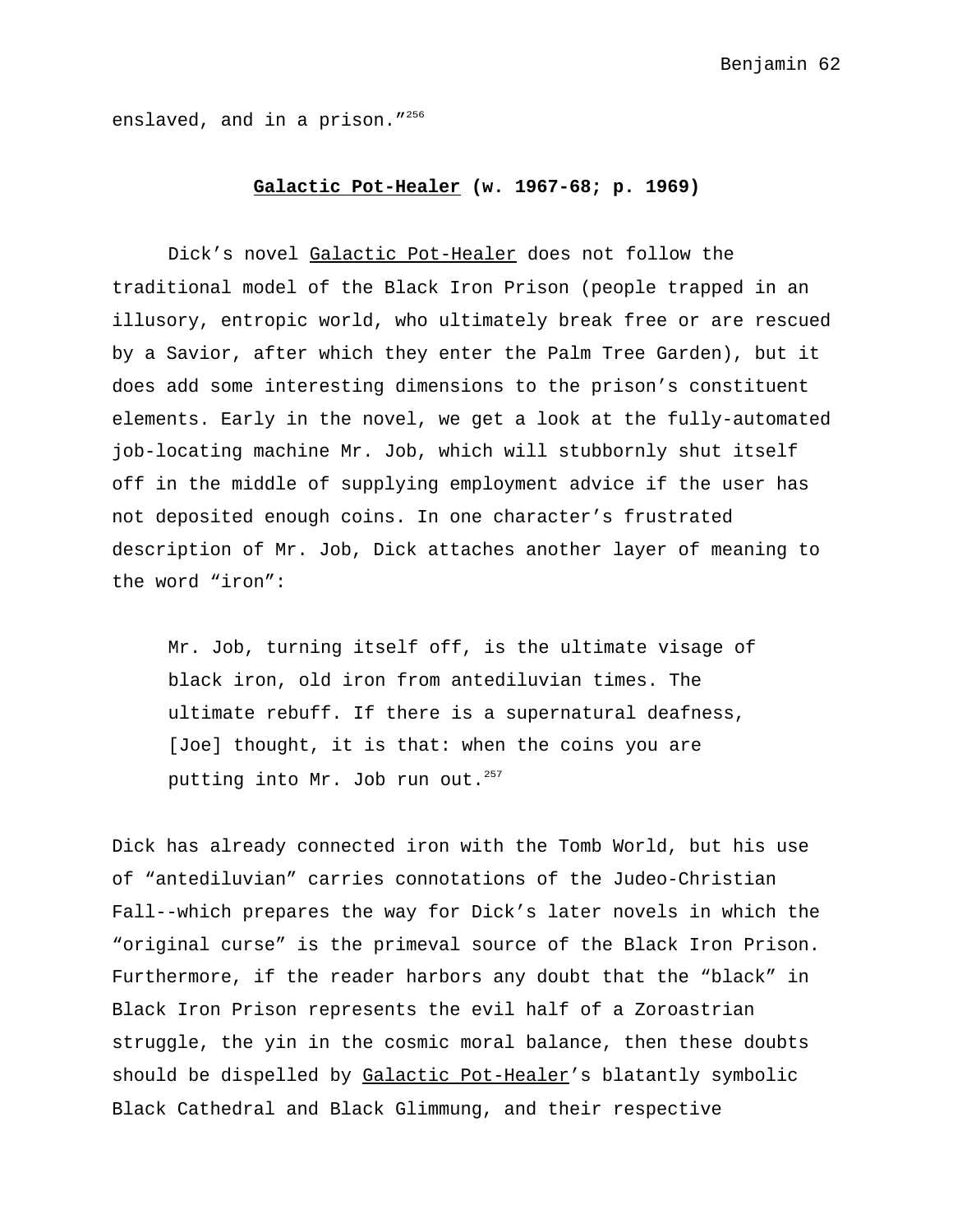enslaved, and in a prison."[256]

## Galactic Pot-Healer (w. 1967-68; p. 1969)

Dick's novel Galactic Pot-Healer does not follow the traditional model of the Black Iron Prison (people trapped in an illusory, entropic world, who ultimately break free or are rescued by a Savior, after which they enter the Palm Tree Garden), but it does add some interesting dimensions to the prison's constituent elements. Early in the novel, we get a look at the fully-automated job-locating machine Mr. Job, which will stubbornly shut itself off in the middle of supplying employment advice if the user has not deposited enough coins. In one character's frustrated description of Mr. Job, Dick attaches another layer of meaning to the word "iron":

> Mr. Job, turning itself off, is the ultimate visage of black iron, old iron from antediluvian times. The ultimate rebuff. If there is a supernatural deafness, [Joe] thought, it is that: when the coins you are putting into Mr. Job run out.[257]

Dick has already connected iron with the Tomb World, but his use of "antediluvian" carries connotations of the Judeo-Christian Fall--which prepares the way for Dick's later novels in which the "original curse" is the primeval source of the Black Iron Prison. Furthermore, if the reader harbors any doubt that the "black" in Black Iron Prison represents the evil half of a Zoroastrian struggle, the yin in the cosmic moral balance, then these doubts should be dispelled by Galactic Pot-Healer's blatantly symbolic Black Cathedral and Black Glimmung, and their respective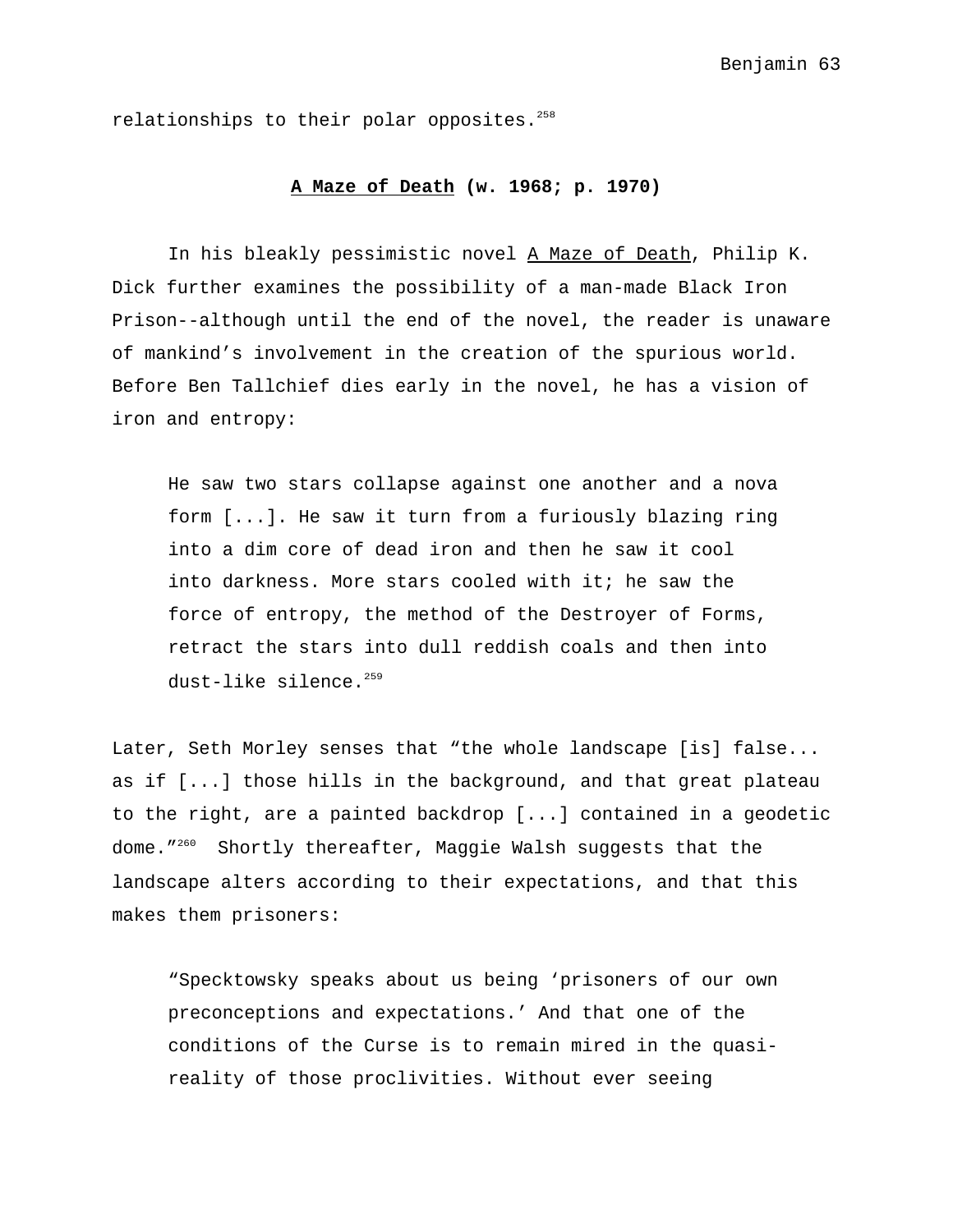relationships to their polar opposites.[258]

## <u>A Maze of Death</u> (w. 1968; p. 1970)

In his bleakly pessimistic novel <u>A Maze of Death</u>, Philip K. Dick further examines the possibility of a man-made Black Iron Prison--although until the end of the novel, the reader is unaware of mankind's involvement in the creation of the spurious world. Before Ben Tallchief dies early in the novel, he has a vision of iron and entropy:

> He saw two stars collapse against one another and a nova form [...]. He saw it turn from a furiously blazing ring into a dim core of dead iron and then he saw it cool into darkness. More stars cooled with it; he saw the force of entropy, the method of the Destroyer of Forms, retract the stars into dull reddish coals and then into dust-like silence.[259]

Later, Seth Morley senses that "the whole landscape [is] false... as if [...] those hills in the background, and that great plateau to the right, are a painted backdrop [...] contained in a geodetic dome."[260] Shortly thereafter, Maggie Walsh suggests that the landscape alters according to their expectations, and that this makes them prisoners:

> "Specktowsky speaks about us being 'prisoners of our own preconceptions and expectations.' And that one of the conditions of the Curse is to remain mired in the quasi-reality of those proclivities. Without ever seeing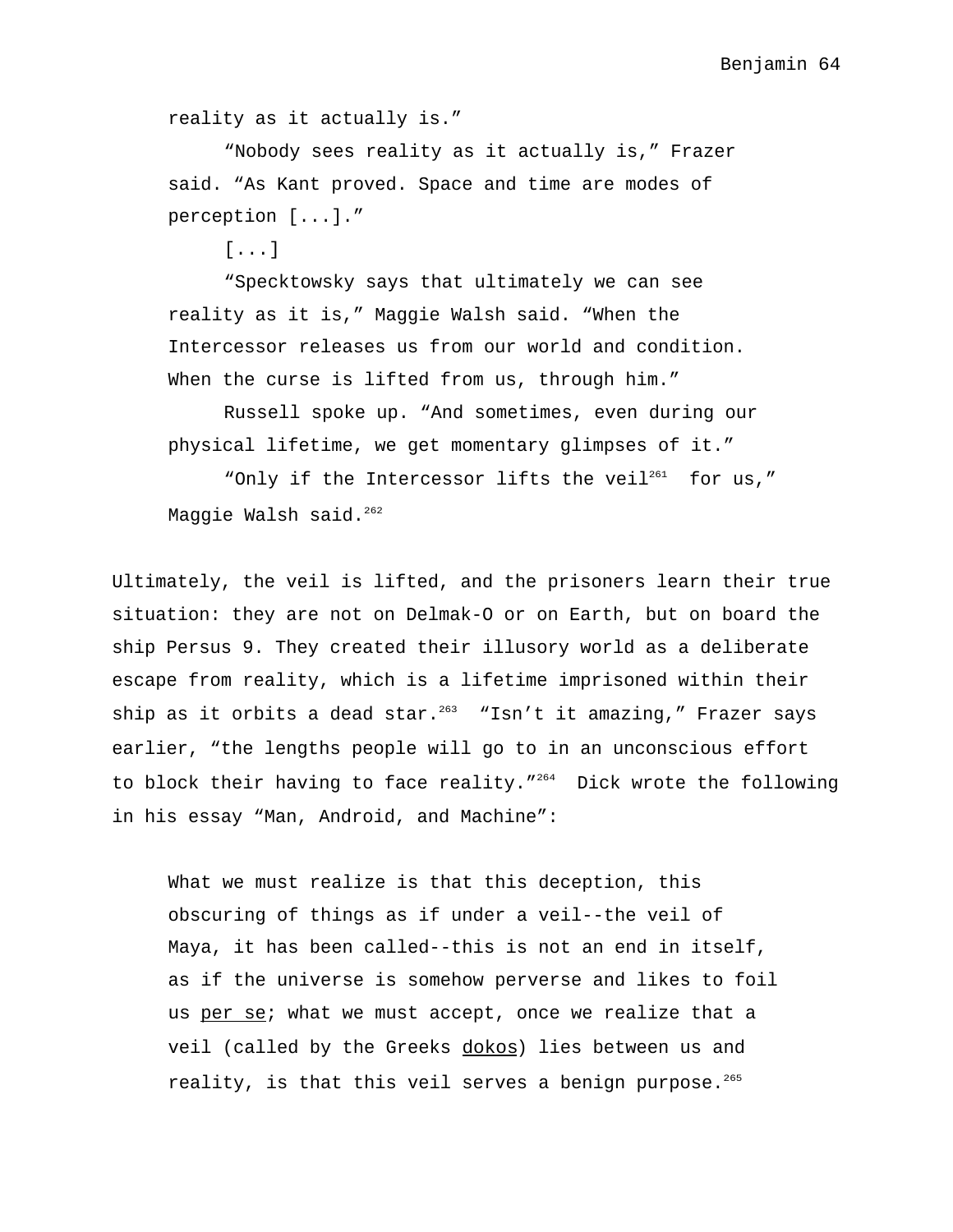> reality as it actually is."
>
> "Nobody sees reality as it actually is," Frazer said. "As Kant proved. Space and time are modes of perception [...]."
>
> [...]
>
> "Specktowsky says that ultimately we can see reality as it is," Maggie Walsh said. "When the Intercessor releases us from our world and condition. When the curse is lifted from us, through him."
>
> Russell spoke up. "And sometimes, even during our physical lifetime, we get momentary glimpses of it."
>
> "Only if the Intercessor lifts the veil[261] for us," Maggie Walsh said.[262]

Ultimately, the veil is lifted, and the prisoners learn their true situation: they are not on Delmak-O or on Earth, but on board the ship Persus 9. They created their illusory world as a deliberate escape from reality, which is a lifetime imprisoned within their ship as it orbits a dead star.[263] "Isn't it amazing," Frazer says earlier, "the lengths people will go to in an unconscious effort to block their having to face reality."[264] Dick wrote the following in his essay "Man, Android, and Machine":

> What we must realize is that this deception, this obscuring of things as if under a veil--the veil of Maya, it has been called--this is not an end in itself, as if the universe is somehow perverse and likes to foil us per se; what we must accept, once we realize that a veil (called by the Greeks dokos) lies between us and reality, is that this veil serves a benign purpose.[265]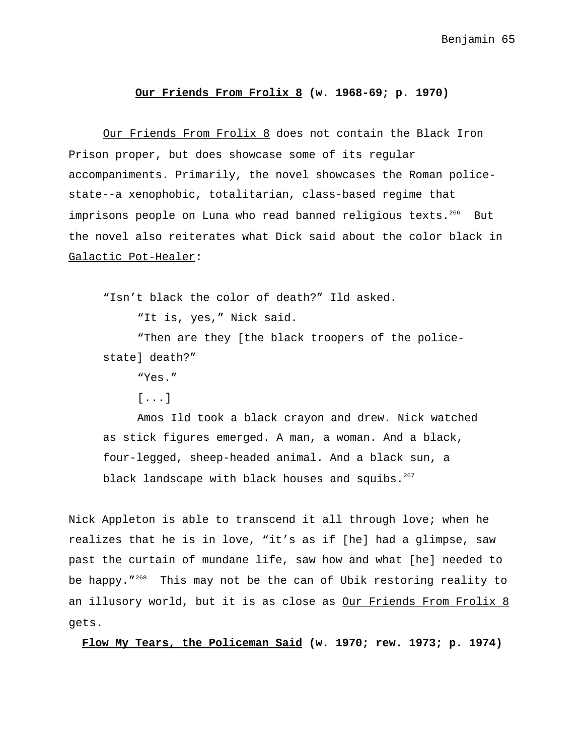## Our Friends From Frolix 8 (w. 1968-69; p. 1970)

Our Friends From Frolix 8 does not contain the Black Iron Prison proper, but does showcase some of its regular accompaniments. Primarily, the novel showcases the Roman police-state--a xenophobic, totalitarian, class-based regime that imprisons people on Luna who read banned religious texts.[266] But the novel also reiterates what Dick said about the color black in Galactic Pot-Healer:

> "Isn't black the color of death?" Ild asked.
>
> "It is, yes," Nick said.
>
> "Then are they [the black troopers of the police-state] death?"
>
> "Yes."
>
> [...]
>
> Amos Ild took a black crayon and drew. Nick watched as stick figures emerged. A man, a woman. And a black, four-legged, sheep-headed animal. And a black sun, a black landscape with black houses and squibs.[267]

Nick Appleton is able to transcend it all through love; when he realizes that he is in love, "it's as if [he] had a glimpse, saw past the curtain of mundane life, saw how and what [he] needed to be happy."[268] This may not be the can of Ubik restoring reality to an illusory world, but it is as close as Our Friends From Frolix 8 gets.

## Flow My Tears, the Policeman Said (w. 1970; rew. 1973; p. 1974)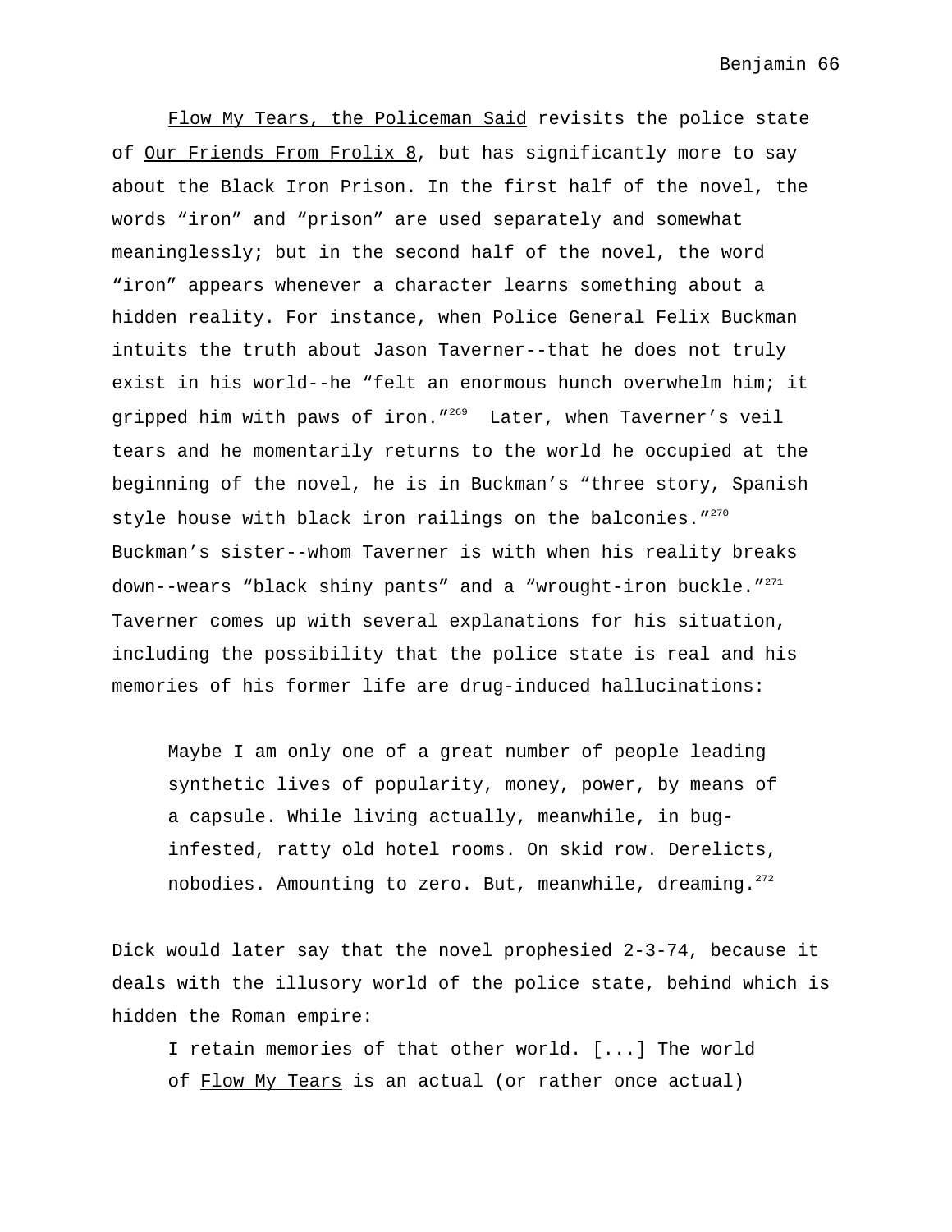Flow My Tears, the Policeman Said revisits the police state of Our Friends From Frolix 8, but has significantly more to say about the Black Iron Prison. In the first half of the novel, the words “iron” and “prison” are used separately and somewhat meaninglessly; but in the second half of the novel, the word “iron” appears whenever a character learns something about a hidden reality. For instance, when Police General Felix Buckman intuits the truth about Jason Taverner--that he does not truly exist in his world--he “felt an enormous hunch overwhelm him; it gripped him with paws of iron.”[269] Later, when Taverner’s veil tears and he momentarily returns to the world he occupied at the beginning of the novel, he is in Buckman’s “three story, Spanish style house with black iron railings on the balconies.”[270] Buckman’s sister--whom Taverner is with when his reality breaks down--wears “black shiny pants” and a “wrought-iron buckle.”[271] Taverner comes up with several explanations for his situation, including the possibility that the police state is real and his memories of his former life are drug-induced hallucinations:

> Maybe I am only one of a great number of people leading synthetic lives of popularity, money, power, by means of a capsule. While living actually, meanwhile, in bug-infested, ratty old hotel rooms. On skid row. Derelicts, nobodies. Amounting to zero. But, meanwhile, dreaming.[272]

Dick would later say that the novel prophesied 2-3-74, because it deals with the illusory world of the police state, behind which is hidden the Roman empire:

> I retain memories of that other world. [...] The world of Flow My Tears is an actual (or rather once actual)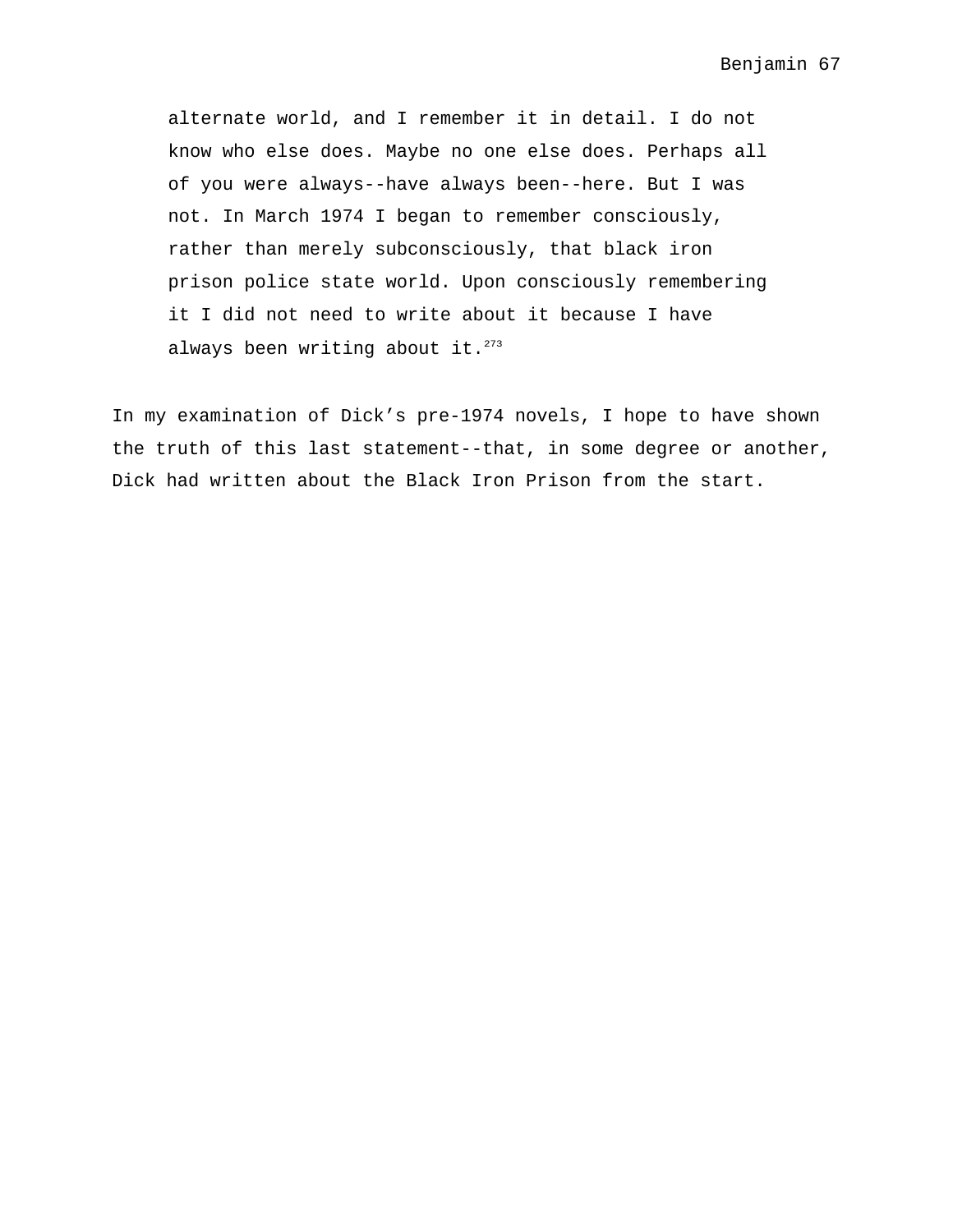> alternate world, and I remember it in detail. I do not know who else does. Maybe no one else does. Perhaps all of you were always--have always been--here. But I was not. In March 1974 I began to remember consciously, rather than merely subconsciously, that black iron prison police state world. Upon consciously remembering it I did not need to write about it because I have always been writing about it.[273]

In my examination of Dick's pre-1974 novels, I hope to have shown the truth of this last statement--that, in some degree or another, Dick had written about the Black Iron Prison from the start.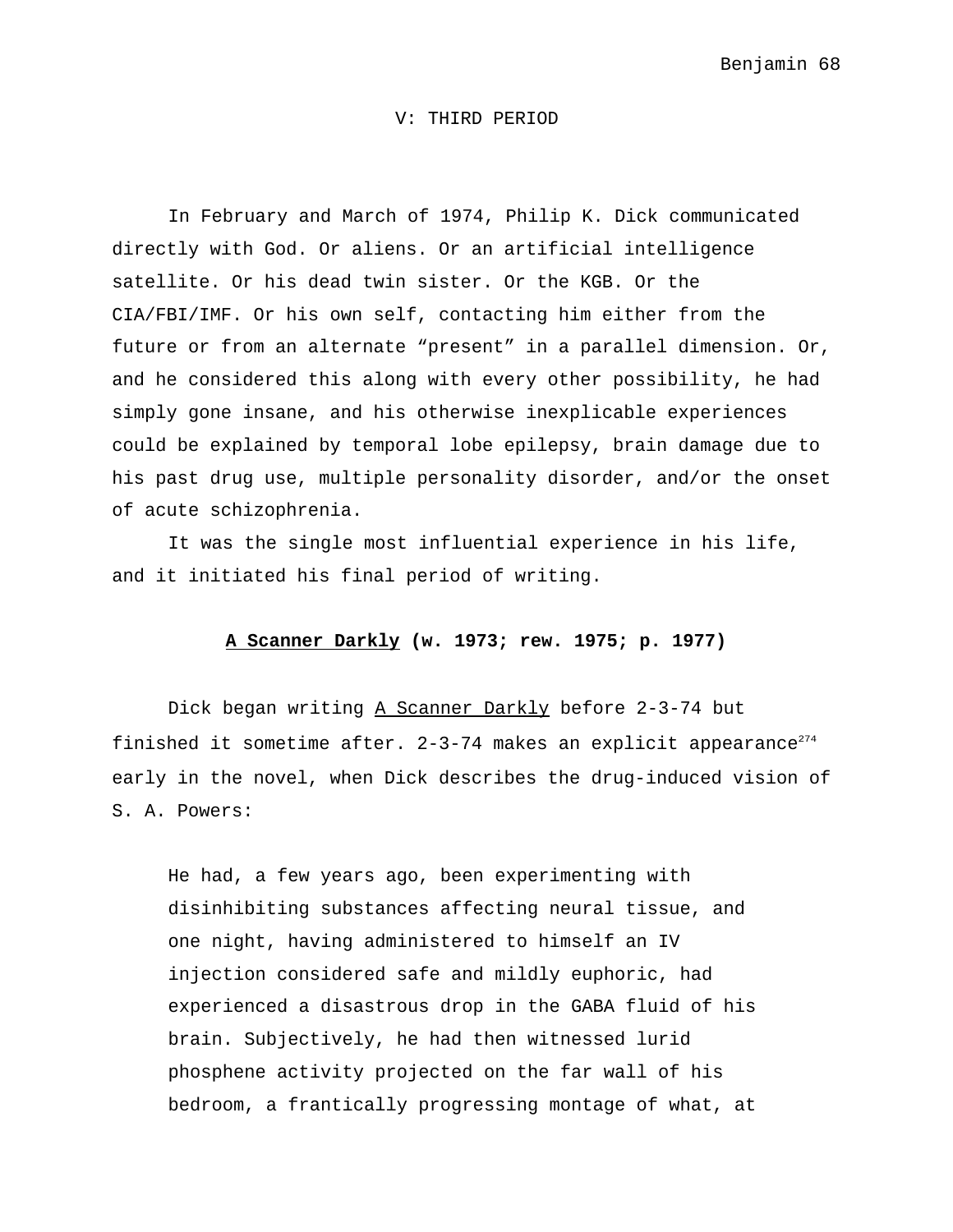## V: THIRD PERIOD

In February and March of 1974, Philip K. Dick communicated directly with God. Or aliens. Or an artificial intelligence satellite. Or his dead twin sister. Or the KGB. Or the CIA/FBI/IMF. Or his own self, contacting him either from the future or from an alternate "present" in a parallel dimension. Or, and he considered this along with every other possibility, he had simply gone insane, and his otherwise inexplicable experiences could be explained by temporal lobe epilepsy, brain damage due to his past drug use, multiple personality disorder, and/or the onset of acute schizophrenia.

It was the single most influential experience in his life, and it initiated his final period of writing.

### **A Scanner Darkly (w. 1973; rew. 1975; p. 1977)**

Dick began writing A Scanner Darkly before 2-3-74 but finished it sometime after. 2-3-74 makes an explicit appearance[274] early in the novel, when Dick describes the drug-induced vision of S. A. Powers:

> He had, a few years ago, been experimenting with disinhibiting substances affecting neural tissue, and one night, having administered to himself an IV injection considered safe and mildly euphoric, had experienced a disastrous drop in the GABA fluid of his brain. Subjectively, he had then witnessed lurid phosphene activity projected on the far wall of his bedroom, a frantically progressing montage of what, at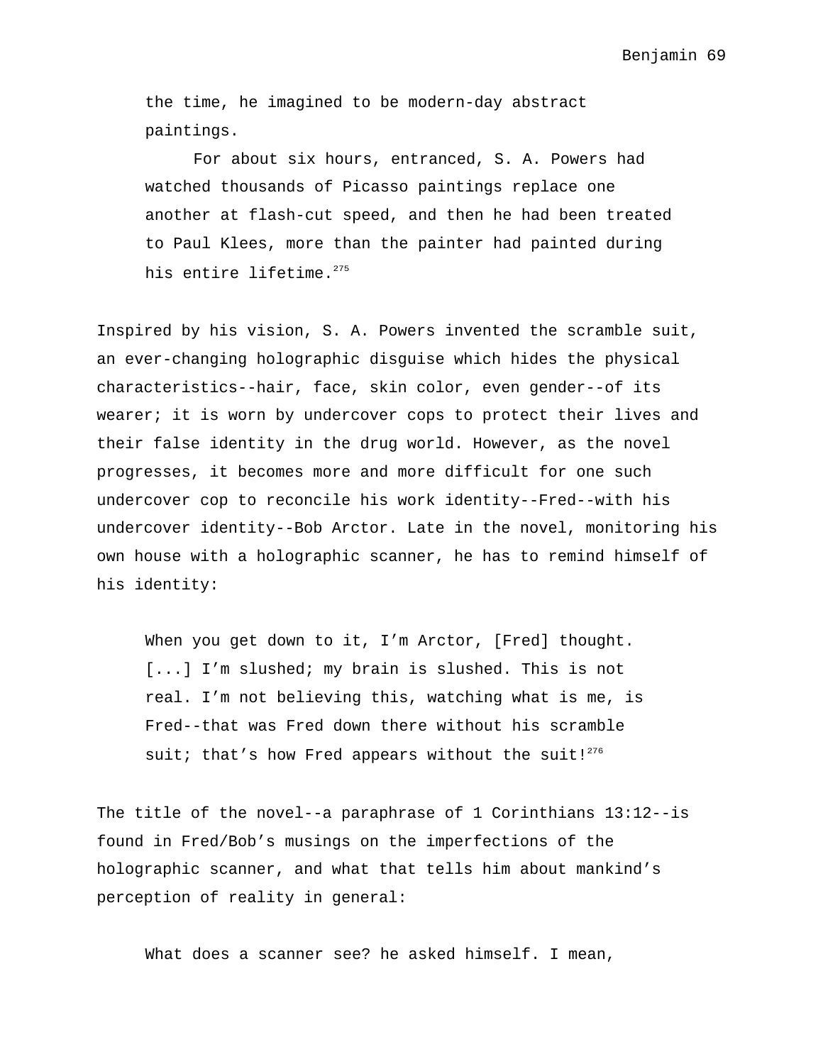> the time, he imagined to be modern-day abstract paintings.
>
> For about six hours, entranced, S. A. Powers had watched thousands of Picasso paintings replace one another at flash-cut speed, and then he had been treated to Paul Klees, more than the painter had painted during his entire lifetime.[275]

Inspired by his vision, S. A. Powers invented the scramble suit, an ever-changing holographic disguise which hides the physical characteristics--hair, face, skin color, even gender--of its wearer; it is worn by undercover cops to protect their lives and their false identity in the drug world. However, as the novel progresses, it becomes more and more difficult for one such undercover cop to reconcile his work identity--Fred--with his undercover identity--Bob Arctor. Late in the novel, monitoring his own house with a holographic scanner, he has to remind himself of his identity:

> When you get down to it, I'm Arctor, [Fred] thought. [...] I'm slushed; my brain is slushed. This is not real. I'm not believing this, watching what is me, is Fred--that was Fred down there without his scramble suit; that's how Fred appears without the suit![276]

The title of the novel--a paraphrase of 1 Corinthians 13:12--is found in Fred/Bob's musings on the imperfections of the holographic scanner, and what that tells him about mankind's perception of reality in general:

> What does a scanner see? he asked himself. I mean,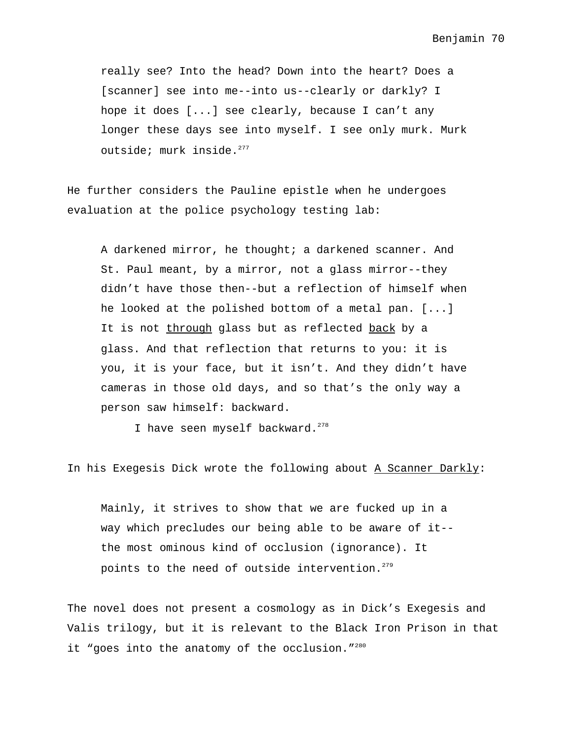> really see? Into the head? Down into the heart? Does a [scanner] see into me--into us--clearly or darkly? I hope it does [...] see clearly, because I can't any longer these days see into myself. I see only murk. Murk outside; murk inside.[277]

He further considers the Pauline epistle when he undergoes evaluation at the police psychology testing lab:

> A darkened mirror, he thought; a darkened scanner. And St. Paul meant, by a mirror, not a glass mirror--they didn't have those then--but a reflection of himself when he looked at the polished bottom of a metal pan. [...] It is not <u>through</u> glass but as reflected <u>back</u> by a glass. And that reflection that returns to you: it is you, it is your face, but it isn't. And they didn't have cameras in those old days, and so that's the only way a person saw himself: backward.
>
> I have seen myself backward.[278]

In his Exegesis Dick wrote the following about <u>A Scanner Darkly</u>:

> Mainly, it strives to show that we are fucked up in a way which precludes our being able to be aware of it--the most ominous kind of occlusion (ignorance). It points to the need of outside intervention.[279]

The novel does not present a cosmology as in Dick's Exegesis and Valis trilogy, but it is relevant to the Black Iron Prison in that it "goes into the anatomy of the occlusion."[280]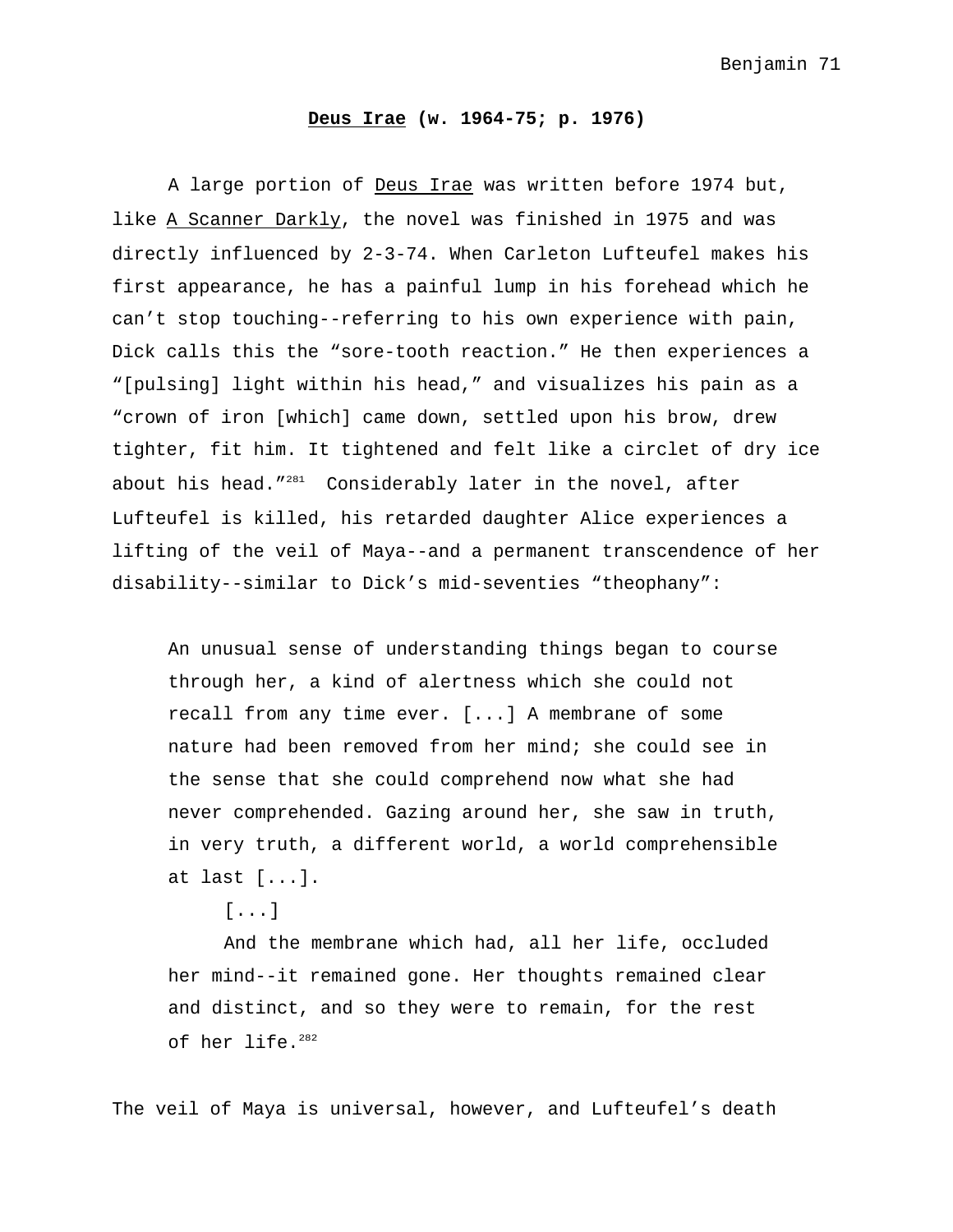## <u>Deus Irae</u> (w. 1964-75; p. 1976)

A large portion of <u>Deus Irae</u> was written before 1974 but, like <u>A Scanner Darkly</u>, the novel was finished in 1975 and was directly influenced by 2-3-74. When Carleton Lufteufel makes his first appearance, he has a painful lump in his forehead which he can't stop touching--referring to his own experience with pain, Dick calls this the "sore-tooth reaction." He then experiences a "[pulsing] light within his head," and visualizes his pain as a "crown of iron [which] came down, settled upon his brow, drew tighter, fit him. It tightened and felt like a circlet of dry ice about his head."[281] Considerably later in the novel, after Lufteufel is killed, his retarded daughter Alice experiences a lifting of the veil of Maya--and a permanent transcendence of her disability--similar to Dick's mid-seventies "theophany":

> An unusual sense of understanding things began to course through her, a kind of alertness which she could not recall from any time ever. [...] A membrane of some nature had been removed from her mind; she could see in the sense that she could comprehend now what she had never comprehended. Gazing around her, she saw in truth, in very truth, a different world, a world comprehensible at last [...].
>
> [...]
>
> And the membrane which had, all her life, occluded her mind--it remained gone. Her thoughts remained clear and distinct, and so they were to remain, for the rest of her life.[282]

The veil of Maya is universal, however, and Lufteufel's death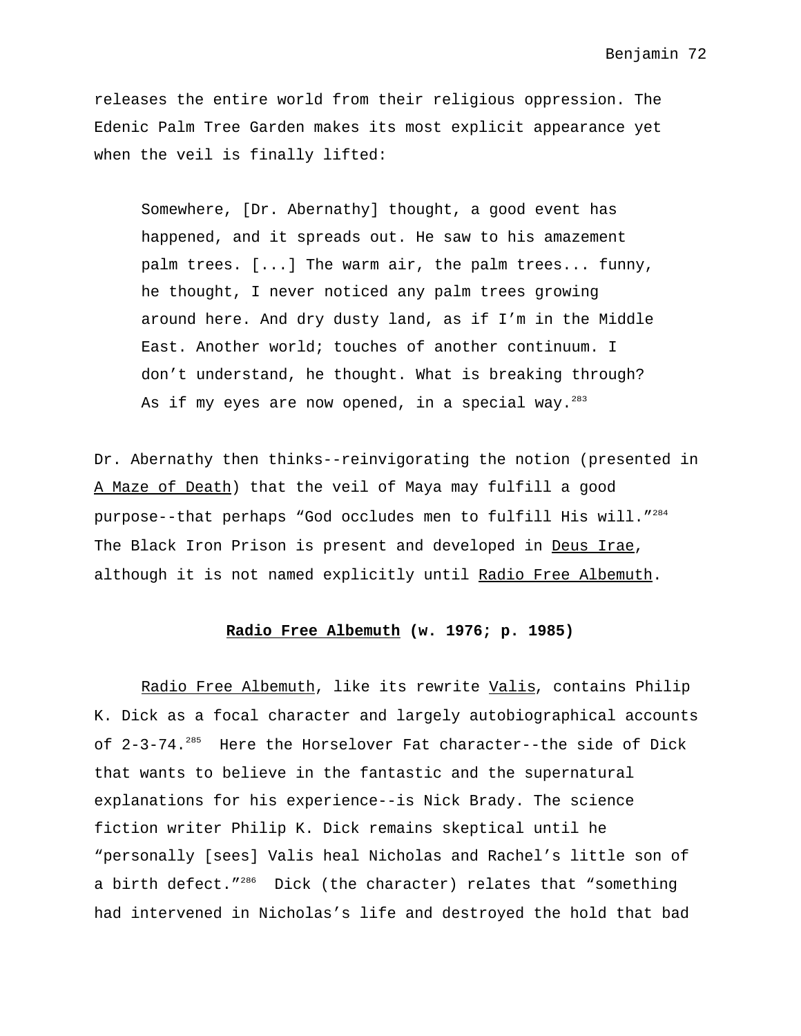releases the entire world from their religious oppression. The Edenic Palm Tree Garden makes its most explicit appearance yet when the veil is finally lifted:

> Somewhere, [Dr. Abernathy] thought, a good event has happened, and it spreads out. He saw to his amazement palm trees. [...] The warm air, the palm trees... funny, he thought, I never noticed any palm trees growing around here. And dry dusty land, as if I'm in the Middle East. Another world; touches of another continuum. I don't understand, he thought. What is breaking through? As if my eyes are now opened, in a special way.[283]

Dr. Abernathy then thinks--reinvigorating the notion (presented in <u>A Maze of Death</u>) that the veil of Maya may fulfill a good purpose--that perhaps "God occludes men to fulfill His will."[284] The Black Iron Prison is present and developed in <u>Deus Irae</u>, although it is not named explicitly until <u>Radio Free Albemuth</u>.

### **<u>Radio Free Albemuth</u> (w. 1976; p. 1985)**

<u>Radio Free Albemuth</u>, like its rewrite <u>Valis</u>, contains Philip K. Dick as a focal character and largely autobiographical accounts of 2-3-74.[285] Here the Horselover Fat character--the side of Dick that wants to believe in the fantastic and the supernatural explanations for his experience--is Nick Brady. The science fiction writer Philip K. Dick remains skeptical until he "personally [sees] Valis heal Nicholas and Rachel's little son of a birth defect."[286] Dick (the character) relates that "something had intervened in Nicholas's life and destroyed the hold that bad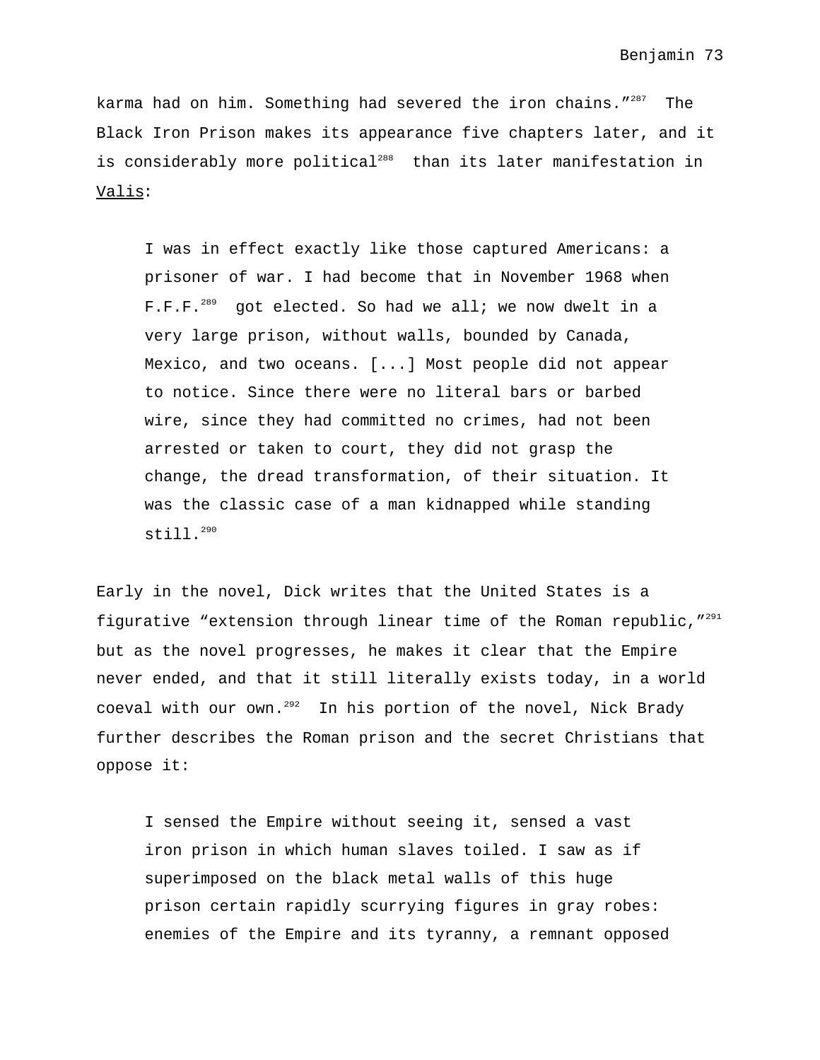karma had on him. Something had severed the iron chains."[287] The Black Iron Prison makes its appearance five chapters later, and it is considerably more political[288] than its later manifestation in Valis:

> I was in effect exactly like those captured Americans: a prisoner of war. I had become that in November 1968 when F.F.F.[289] got elected. So had we all; we now dwelt in a very large prison, without walls, bounded by Canada, Mexico, and two oceans. [...] Most people did not appear to notice. Since there were no literal bars or barbed wire, since they had committed no crimes, had not been arrested or taken to court, they did not grasp the change, the dread transformation, of their situation. It was the classic case of a man kidnapped while standing still.[290]

Early in the novel, Dick writes that the United States is a figurative "extension through linear time of the Roman republic,"[291] but as the novel progresses, he makes it clear that the Empire never ended, and that it still literally exists today, in a world coeval with our own.[292] In his portion of the novel, Nick Brady further describes the Roman prison and the secret Christians that oppose it:

> I sensed the Empire without seeing it, sensed a vast iron prison in which human slaves toiled. I saw as if superimposed on the black metal walls of this huge prison certain rapidly scurrying figures in gray robes: enemies of the Empire and its tyranny, a remnant opposed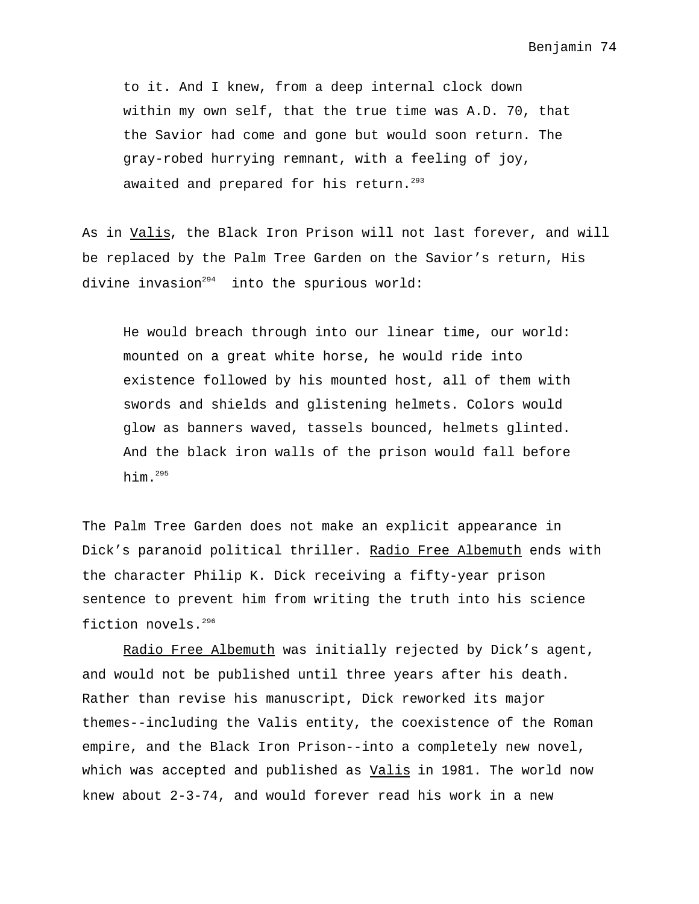> to it. And I knew, from a deep internal clock down within my own self, that the true time was A.D. 70, that the Savior had come and gone but would soon return. The gray-robed hurrying remnant, with a feeling of joy, awaited and prepared for his return.[293]

As in <u>Valis</u>, the Black Iron Prison will not last forever, and will be replaced by the Palm Tree Garden on the Savior's return, His divine invasion[294] into the spurious world:

> He would breach through into our linear time, our world: mounted on a great white horse, he would ride into existence followed by his mounted host, all of them with swords and shields and glistening helmets. Colors would glow as banners waved, tassels bounced, helmets glinted. And the black iron walls of the prison would fall before him.[295]

The Palm Tree Garden does not make an explicit appearance in Dick's paranoid political thriller. <u>Radio Free Albemuth</u> ends with the character Philip K. Dick receiving a fifty-year prison sentence to prevent him from writing the truth into his science fiction novels.[296]

<u>Radio Free Albemuth</u> was initially rejected by Dick's agent, and would not be published until three years after his death. Rather than revise his manuscript, Dick reworked its major themes--including the Valis entity, the coexistence of the Roman empire, and the Black Iron Prison--into a completely new novel, which was accepted and published as <u>Valis</u> in 1981. The world now knew about 2-3-74, and would forever read his work in a new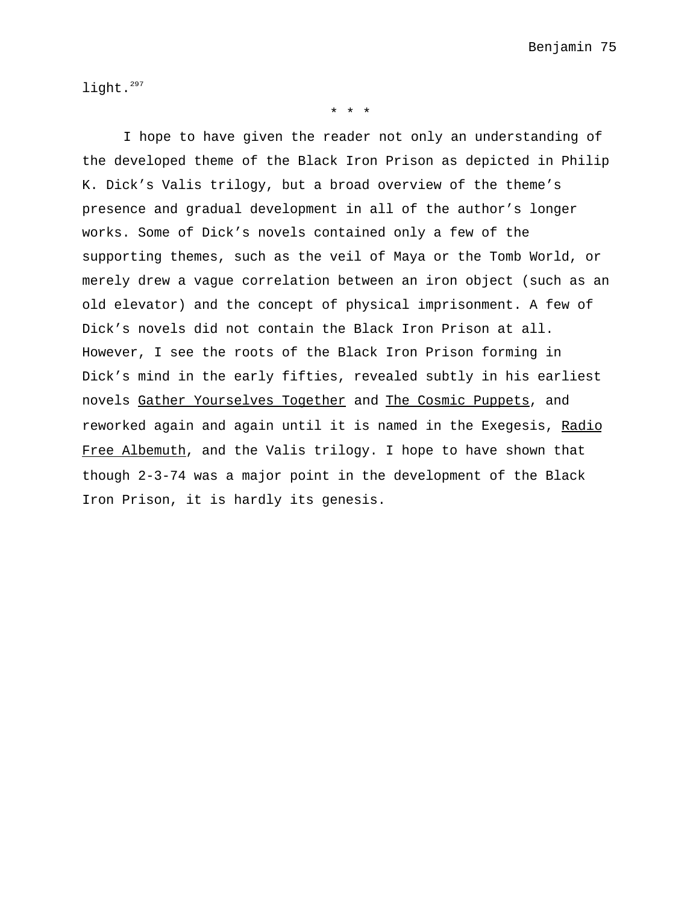light.[297]

* * *

I hope to have given the reader not only an understanding of the developed theme of the Black Iron Prison as depicted in Philip K. Dick's Valis trilogy, but a broad overview of the theme's presence and gradual development in all of the author's longer works. Some of Dick's novels contained only a few of the supporting themes, such as the veil of Maya or the Tomb World, or merely drew a vague correlation between an iron object (such as an old elevator) and the concept of physical imprisonment. A few of Dick's novels did not contain the Black Iron Prison at all. However, I see the roots of the Black Iron Prison forming in Dick's mind in the early fifties, revealed subtly in his earliest novels <u>Gather Yourselves Together</u> and <u>The Cosmic Puppets</u>, and reworked again and again until it is named in the Exegesis, <u>Radio Free Albemuth</u>, and the Valis trilogy. I hope to have shown that though 2-3-74 was a major point in the development of the Black Iron Prison, it is hardly its genesis.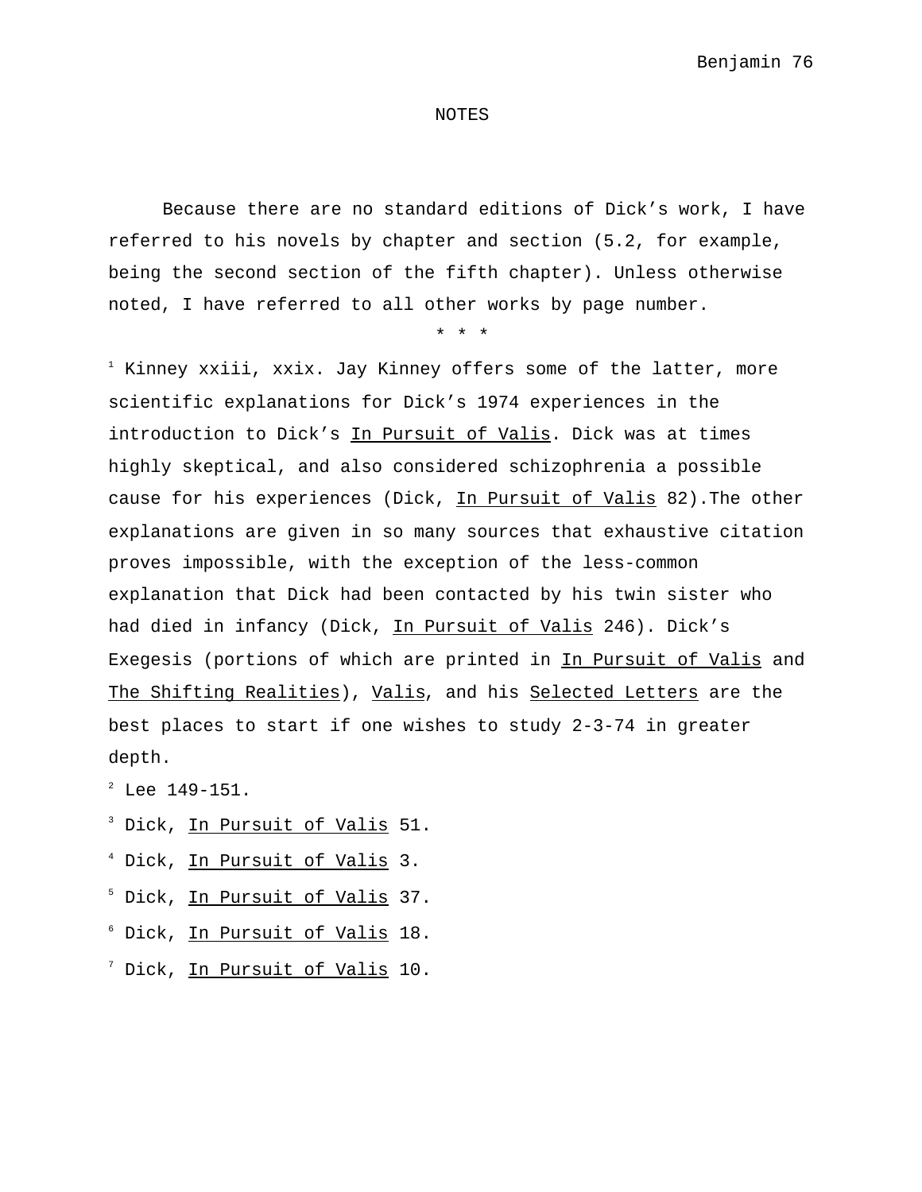# NOTES

Because there are no standard editions of Dick's work, I have referred to his novels by chapter and section (5.2, for example, being the second section of the fifth chapter). Unless otherwise noted, I have referred to all other works by page number.

\* \* \*

[1] Kinney xxiii, xxix. Jay Kinney offers some of the latter, more scientific explanations for Dick's 1974 experiences in the introduction to Dick's _In Pursuit of Valis_. Dick was at times highly skeptical, and also considered schizophrenia a possible cause for his experiences (Dick, _In Pursuit of Valis_ 82).The other explanations are given in so many sources that exhaustive citation proves impossible, with the exception of the less-common explanation that Dick had been contacted by his twin sister who had died in infancy (Dick, _In Pursuit of Valis_ 246). Dick's Exegesis (portions of which are printed in _In Pursuit of Valis_ and _The Shifting Realities_), _Valis_, and his _Selected Letters_ are the best places to start if one wishes to study 2-3-74 in greater depth.

[2] Lee 149-151.

[3] Dick, _In Pursuit of Valis_ 51.

[4] Dick, _In Pursuit of Valis_ 3.

[5] Dick, _In Pursuit of Valis_ 37.

[6] Dick, _In Pursuit of Valis_ 18.

[7] Dick, _In Pursuit of Valis_ 10.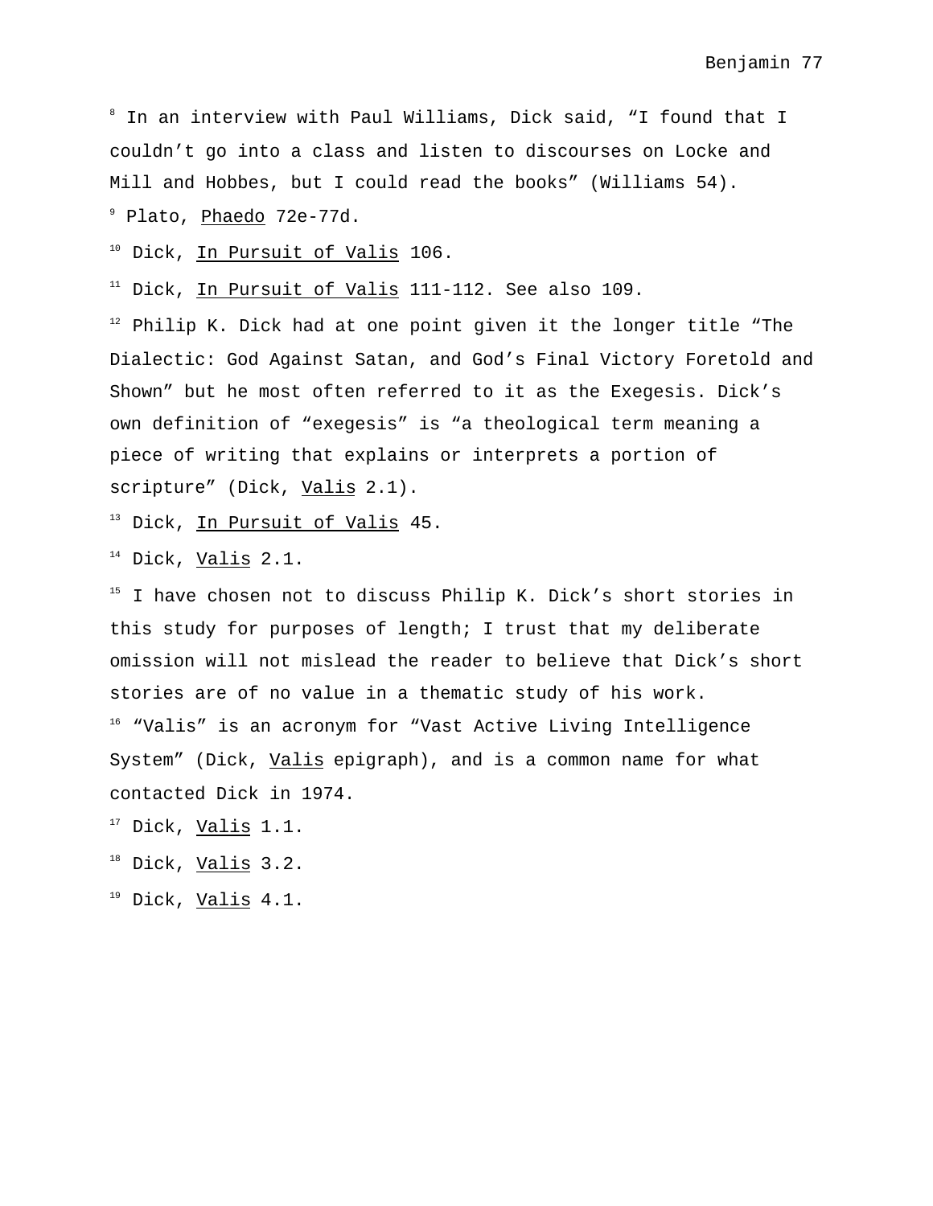[8] In an interview with Paul Williams, Dick said, "I found that I couldn't go into a class and listen to discourses on Locke and Mill and Hobbes, but I could read the books" (Williams 54).

[9] Plato, _Phaedo_ 72e-77d.

[10] Dick, _In Pursuit of Valis_ 106.

[11] Dick, _In Pursuit of Valis_ 111-112. See also 109.

[12] Philip K. Dick had at one point given it the longer title "The Dialectic: God Against Satan, and God's Final Victory Foretold and Shown" but he most often referred to it as the Exegesis. Dick's own definition of "exegesis" is "a theological term meaning a piece of writing that explains or interprets a portion of scripture" (Dick, _Valis_ 2.1).

[13] Dick, _In Pursuit of Valis_ 45.

[14] Dick, _Valis_ 2.1.

[15] I have chosen not to discuss Philip K. Dick's short stories in this study for purposes of length; I trust that my deliberate omission will not mislead the reader to believe that Dick's short stories are of no value in a thematic study of his work.

[16] "Valis" is an acronym for "Vast Active Living Intelligence System" (Dick, _Valis_ epigraph), and is a common name for what contacted Dick in 1974.

[17] Dick, _Valis_ 1.1.

[18] Dick, _Valis_ 3.2.

[19] Dick, _Valis_ 4.1.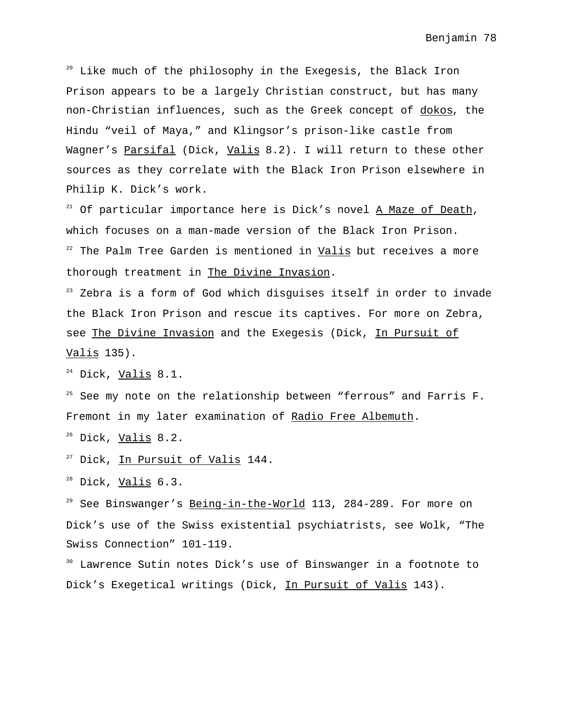[20] Like much of the philosophy in the Exegesis, the Black Iron Prison appears to be a largely Christian construct, but has many non-Christian influences, such as the Greek concept of dokos, the Hindu "veil of Maya," and Klingsor's prison-like castle from Wagner's Parsifal (Dick, Valis 8.2). I will return to these other sources as they correlate with the Black Iron Prison elsewhere in Philip K. Dick's work.

[21] Of particular importance here is Dick's novel A Maze of Death, which focuses on a man-made version of the Black Iron Prison.

[22] The Palm Tree Garden is mentioned in Valis but receives a more thorough treatment in The Divine Invasion.

[23] Zebra is a form of God which disguises itself in order to invade the Black Iron Prison and rescue its captives. For more on Zebra, see The Divine Invasion and the Exegesis (Dick, In Pursuit of Valis 135).

[24] Dick, Valis 8.1.

[25] See my note on the relationship between "ferrous" and Farris F. Fremont in my later examination of Radio Free Albemuth.

[26] Dick, Valis 8.2.

[27] Dick, In Pursuit of Valis 144.

[28] Dick, Valis 6.3.

[29] See Binswanger's Being-in-the-World 113, 284-289. For more on Dick's use of the Swiss existential psychiatrists, see Wolk, "The Swiss Connection" 101-119.

[30] Lawrence Sutin notes Dick's use of Binswanger in a footnote to Dick's Exegetical writings (Dick, In Pursuit of Valis 143).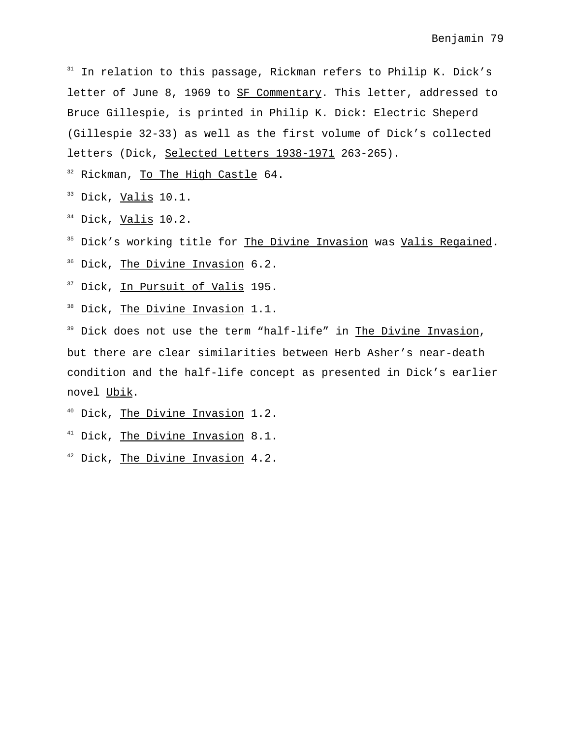[31] In relation to this passage, Rickman refers to Philip K. Dick's letter of June 8, 1969 to SF Commentary. This letter, addressed to Bruce Gillespie, is printed in Philip K. Dick: Electric Sheperd (Gillespie 32-33) as well as the first volume of Dick's collected letters (Dick, Selected Letters 1938-1971 263-265).

[32] Rickman, To The High Castle 64.

[33] Dick, Valis 10.1.

[34] Dick, Valis 10.2.

[35] Dick's working title for The Divine Invasion was Valis Regained.

[36] Dick, The Divine Invasion 6.2.

[37] Dick, In Pursuit of Valis 195.

[38] Dick, The Divine Invasion 1.1.

[39] Dick does not use the term "half-life" in The Divine Invasion, but there are clear similarities between Herb Asher's near-death condition and the half-life concept as presented in Dick's earlier novel Ubik.

[40] Dick, The Divine Invasion 1.2.

[41] Dick, The Divine Invasion 8.1.

[42] Dick, The Divine Invasion 4.2.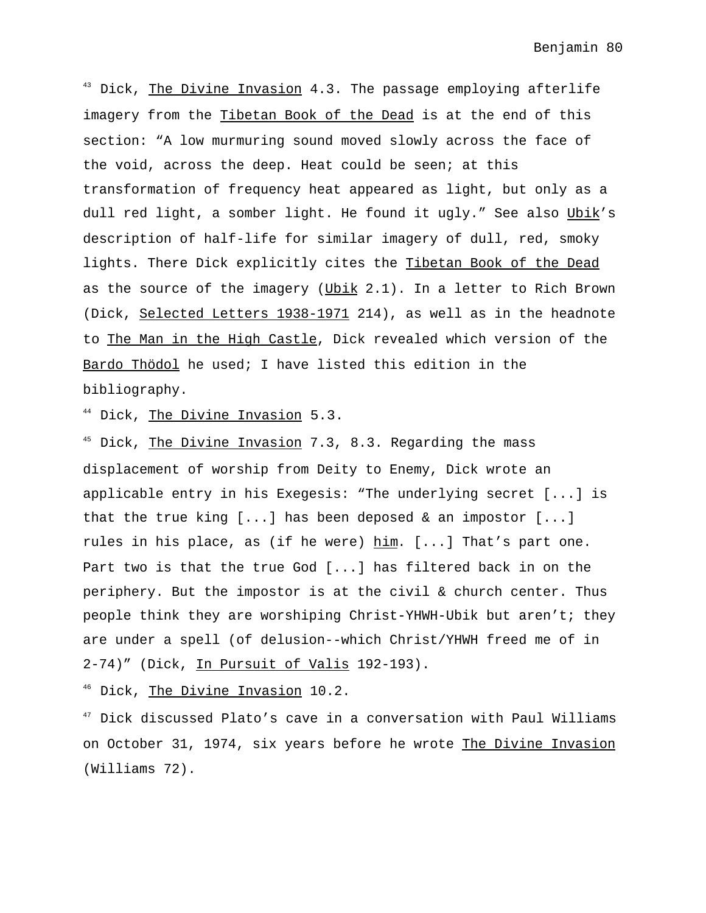[43] Dick, The Divine Invasion 4.3. The passage employing afterlife imagery from the Tibetan Book of the Dead is at the end of this section: "A low murmuring sound moved slowly across the face of the void, across the deep. Heat could be seen; at this transformation of frequency heat appeared as light, but only as a dull red light, a somber light. He found it ugly." See also Ubik's description of half-life for similar imagery of dull, red, smoky lights. There Dick explicitly cites the Tibetan Book of the Dead as the source of the imagery (Ubik 2.1). In a letter to Rich Brown (Dick, Selected Letters 1938-1971 214), as well as in the headnote to The Man in the High Castle, Dick revealed which version of the Bardo Thödol he used; I have listed this edition in the bibliography.

[44] Dick, The Divine Invasion 5.3.

[45] Dick, The Divine Invasion 7.3, 8.3. Regarding the mass displacement of worship from Deity to Enemy, Dick wrote an applicable entry in his Exegesis: "The underlying secret [...] is that the true king [...] has been deposed & an impostor [...] rules in his place, as (if he were) him. [...] That's part one. Part two is that the true God [...] has filtered back in on the periphery. But the impostor is at the civil & church center. Thus people think they are worshiping Christ-YHWH-Ubik but aren't; they are under a spell (of delusion--which Christ/YHWH freed me of in 2-74)" (Dick, In Pursuit of Valis 192-193).

[46] Dick, The Divine Invasion 10.2.

[47] Dick discussed Plato's cave in a conversation with Paul Williams on October 31, 1974, six years before he wrote The Divine Invasion (Williams 72).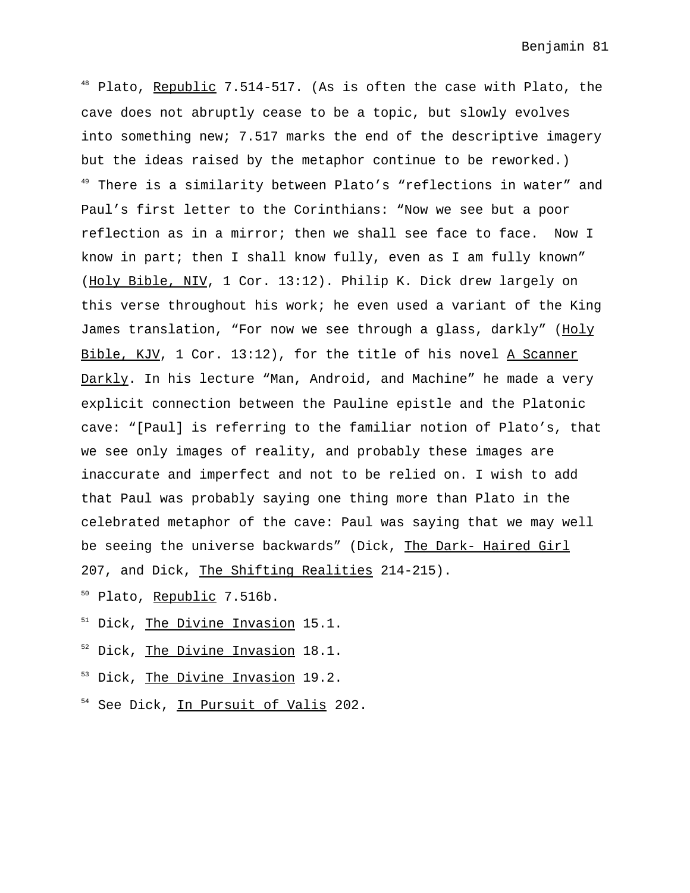[48] Plato, Republic 7.514-517. (As is often the case with Plato, the cave does not abruptly cease to be a topic, but slowly evolves into something new; 7.517 marks the end of the descriptive imagery but the ideas raised by the metaphor continue to be reworked.)

[49] There is a similarity between Plato's "reflections in water" and Paul's first letter to the Corinthians: "Now we see but a poor reflection as in a mirror; then we shall see face to face. Now I know in part; then I shall know fully, even as I am fully known" (Holy Bible, NIV, 1 Cor. 13:12). Philip K. Dick drew largely on this verse throughout his work; he even used a variant of the King James translation, "For now we see through a glass, darkly" (Holy Bible, KJV, 1 Cor. 13:12), for the title of his novel A Scanner Darkly. In his lecture "Man, Android, and Machine" he made a very explicit connection between the Pauline epistle and the Platonic cave: "[Paul] is referring to the familiar notion of Plato's, that we see only images of reality, and probably these images are inaccurate and imperfect and not to be relied on. I wish to add that Paul was probably saying one thing more than Plato in the celebrated metaphor of the cave: Paul was saying that we may well be seeing the universe backwards" (Dick, The Dark- Haired Girl 207, and Dick, The Shifting Realities 214-215).

[50] Plato, Republic 7.516b.

[51] Dick, The Divine Invasion 15.1.

[52] Dick, The Divine Invasion 18.1.

[53] Dick, The Divine Invasion 19.2.

[54] See Dick, In Pursuit of Valis 202.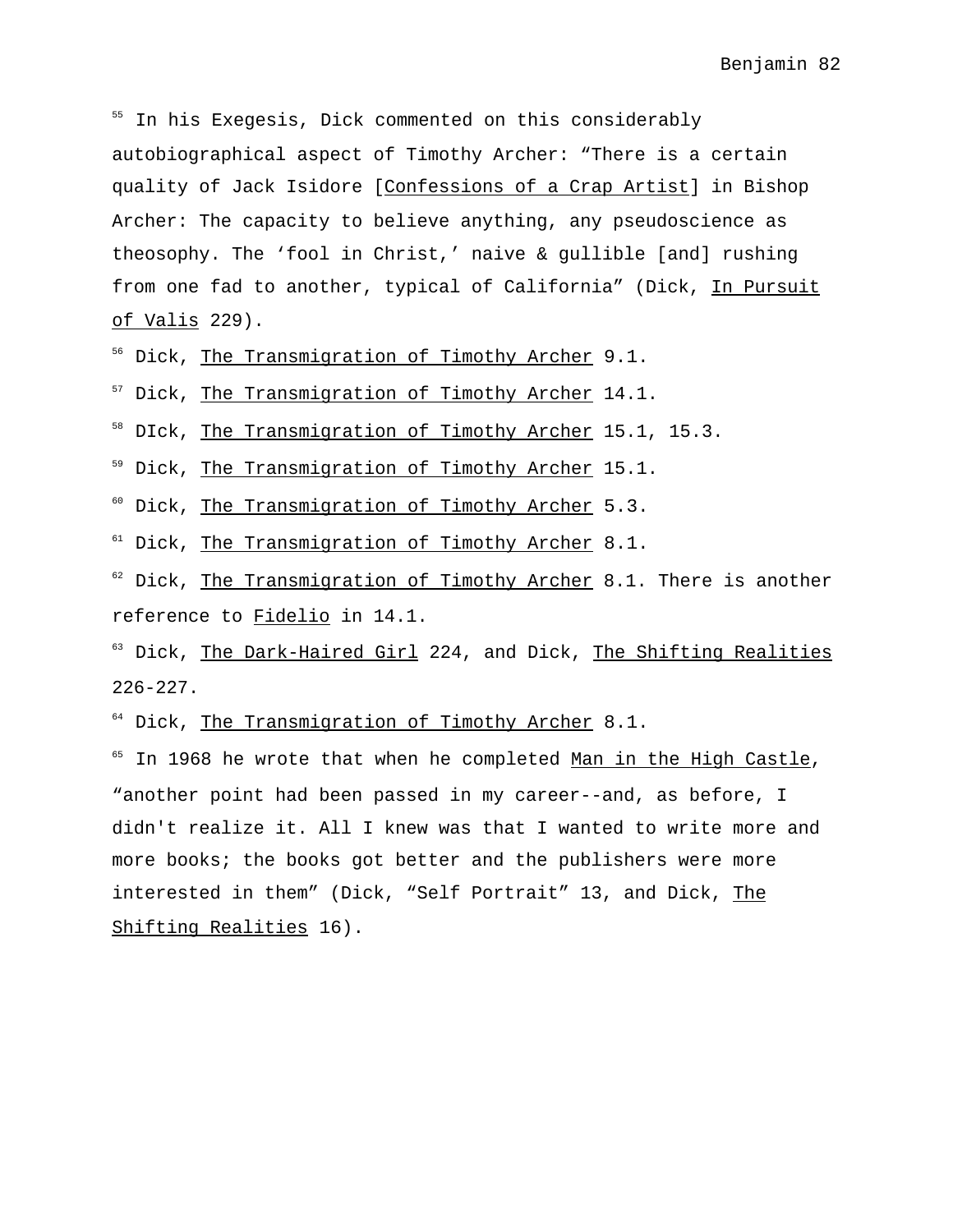[55] In his Exegesis, Dick commented on this considerably autobiographical aspect of Timothy Archer: “There is a certain quality of Jack Isidore [Confessions of a Crap Artist] in Bishop Archer: The capacity to believe anything, any pseudoscience as theosophy. The ‘fool in Christ,’ naive & gullible [and] rushing from one fad to another, typical of California” (Dick, In Pursuit of Valis 229).

[56] Dick, The Transmigration of Timothy Archer 9.1.

[57] Dick, The Transmigration of Timothy Archer 14.1.

[58] DIck, The Transmigration of Timothy Archer 15.1, 15.3.

[59] Dick, The Transmigration of Timothy Archer 15.1.

[60] Dick, The Transmigration of Timothy Archer 5.3.

[61] Dick, The Transmigration of Timothy Archer 8.1.

[62] Dick, The Transmigration of Timothy Archer 8.1. There is another reference to Fidelio in 14.1.

[63] Dick, The Dark-Haired Girl 224, and Dick, The Shifting Realities 226-227.

[64] Dick, The Transmigration of Timothy Archer 8.1.

[65] In 1968 he wrote that when he completed Man in the High Castle, “another point had been passed in my career--and, as before, I didn't realize it. All I knew was that I wanted to write more and more books; the books got better and the publishers were more interested in them” (Dick, “Self Portrait” 13, and Dick, The Shifting Realities 16).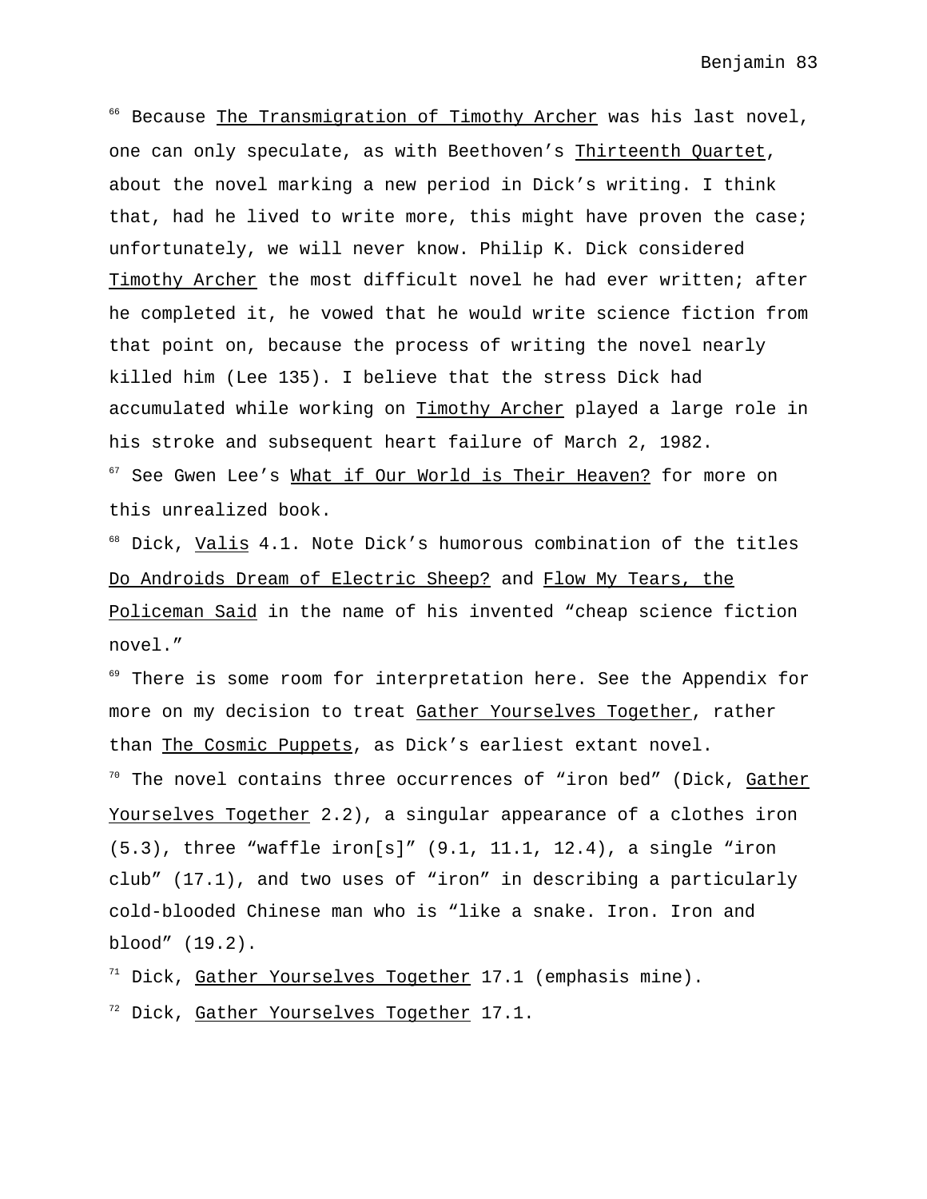[66] Because The Transmigration of Timothy Archer was his last novel, one can only speculate, as with Beethoven's Thirteenth Quartet, about the novel marking a new period in Dick's writing. I think that, had he lived to write more, this might have proven the case; unfortunately, we will never know. Philip K. Dick considered Timothy Archer the most difficult novel he had ever written; after he completed it, he vowed that he would write science fiction from that point on, because the process of writing the novel nearly killed him (Lee 135). I believe that the stress Dick had accumulated while working on Timothy Archer played a large role in his stroke and subsequent heart failure of March 2, 1982.

[67] See Gwen Lee's What if Our World is Their Heaven? for more on this unrealized book.

[68] Dick, Valis 4.1. Note Dick's humorous combination of the titles Do Androids Dream of Electric Sheep? and Flow My Tears, the Policeman Said in the name of his invented "cheap science fiction novel."

[69] There is some room for interpretation here. See the Appendix for more on my decision to treat Gather Yourselves Together, rather than The Cosmic Puppets, as Dick's earliest extant novel.

[70] The novel contains three occurrences of "iron bed" (Dick, Gather Yourselves Together 2.2), a singular appearance of a clothes iron (5.3), three "waffle iron[s]" (9.1, 11.1, 12.4), a single "iron club" (17.1), and two uses of "iron" in describing a particularly cold-blooded Chinese man who is "like a snake. Iron. Iron and blood" (19.2).

[71] Dick, Gather Yourselves Together 17.1 (emphasis mine).

[72] Dick, Gather Yourselves Together 17.1.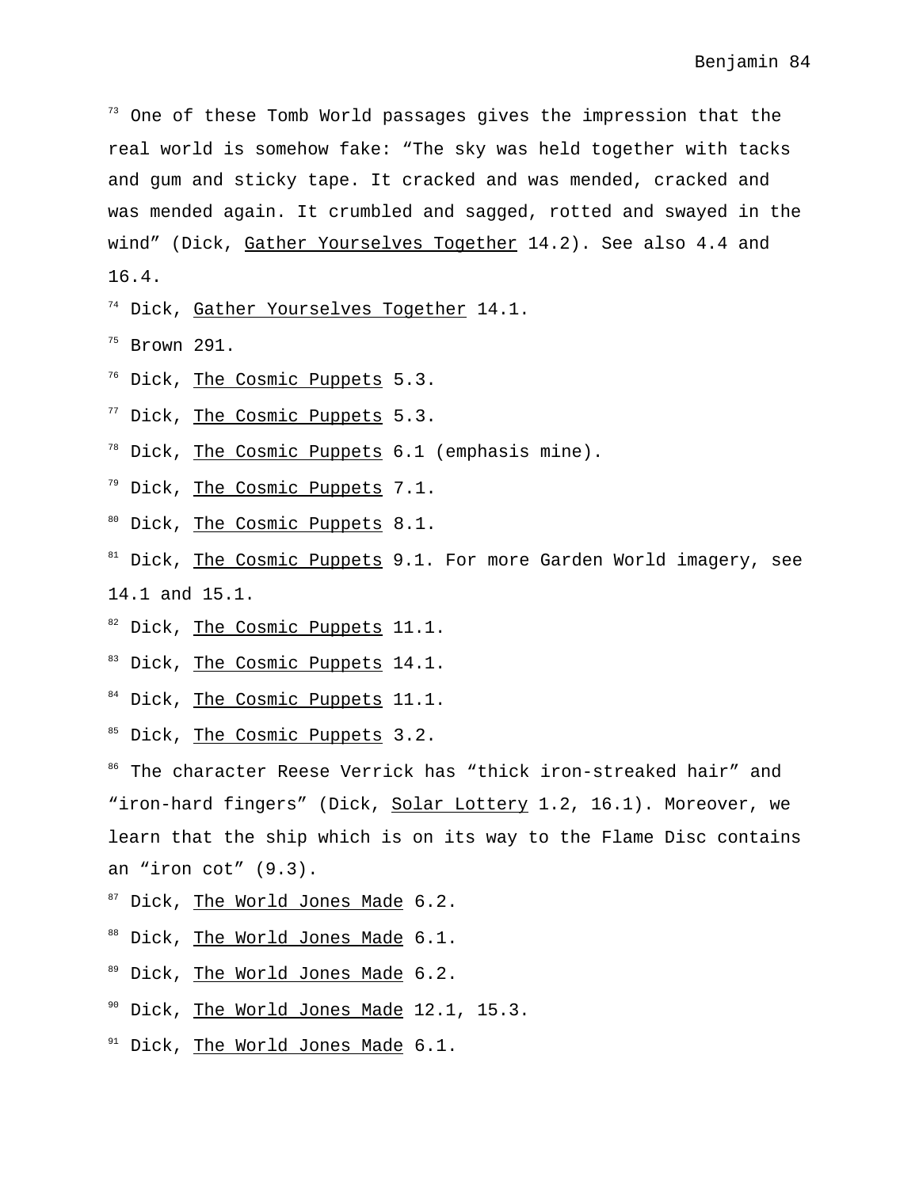[73] One of these Tomb World passages gives the impression that the real world is somehow fake: “The sky was held together with tacks and gum and sticky tape. It cracked and was mended, cracked and was mended again. It crumbled and sagged, rotted and swayed in the wind” (Dick, _Gather Yourselves Together_ 14.2). See also 4.4 and 16.4.

[74] Dick, _Gather Yourselves Together_ 14.1.

[75] Brown 291.

[76] Dick, _The Cosmic Puppets_ 5.3.

[77] Dick, _The Cosmic Puppets_ 5.3.

[78] Dick, _The Cosmic Puppets_ 6.1 (emphasis mine).

[79] Dick, _The Cosmic Puppets_ 7.1.

[80] Dick, _The Cosmic Puppets_ 8.1.

[81] Dick, _The Cosmic Puppets_ 9.1. For more Garden World imagery, see 14.1 and 15.1.

[82] Dick, _The Cosmic Puppets_ 11.1.

[83] Dick, _The Cosmic Puppets_ 14.1.

[84] Dick, _The Cosmic Puppets_ 11.1.

[85] Dick, _The Cosmic Puppets_ 3.2.

[86] The character Reese Verrick has “thick iron-streaked hair” and “iron-hard fingers” (Dick, _Solar Lottery_ 1.2, 16.1). Moreover, we learn that the ship which is on its way to the Flame Disc contains an “iron cot” (9.3).

[87] Dick, _The World Jones Made_ 6.2.

[88] Dick, _The World Jones Made_ 6.1.

[89] Dick, _The World Jones Made_ 6.2.

[90] Dick, _The World Jones Made_ 12.1, 15.3.

[91] Dick, _The World Jones Made_ 6.1.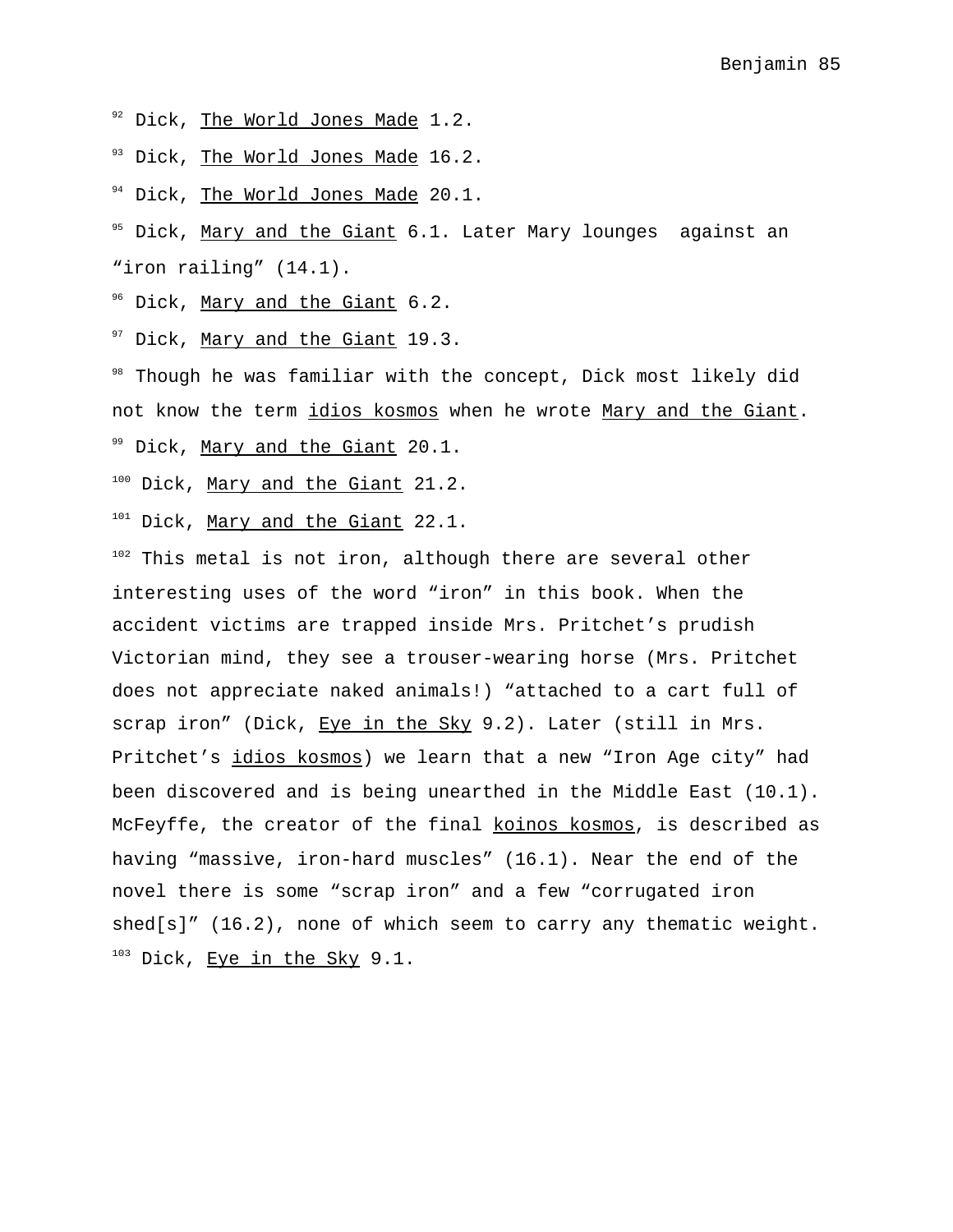[92] Dick, The World Jones Made 1.2.

[93] Dick, The World Jones Made 16.2.

[94] Dick, The World Jones Made 20.1.

[95] Dick, Mary and the Giant 6.1. Later Mary lounges against an “iron railing” (14.1).

[96] Dick, Mary and the Giant 6.2.

[97] Dick, Mary and the Giant 19.3.

[98] Though he was familiar with the concept, Dick most likely did not know the term idios kosmos when he wrote Mary and the Giant.

[99] Dick, Mary and the Giant 20.1.

[100] Dick, Mary and the Giant 21.2.

[101] Dick, Mary and the Giant 22.1.

[102] This metal is not iron, although there are several other interesting uses of the word “iron” in this book. When the accident victims are trapped inside Mrs. Pritchet’s prudish Victorian mind, they see a trouser-wearing horse (Mrs. Pritchet does not appreciate naked animals!) “attached to a cart full of scrap iron” (Dick, Eye in the Sky 9.2). Later (still in Mrs. Pritchet’s idios kosmos) we learn that a new “Iron Age city” had been discovered and is being unearthed in the Middle East (10.1). McFeyffe, the creator of the final koinos kosmos, is described as having “massive, iron-hard muscles” (16.1). Near the end of the novel there is some “scrap iron” and a few “corrugated iron shed[s]” (16.2), none of which seem to carry any thematic weight.

[103] Dick, Eye in the Sky 9.1.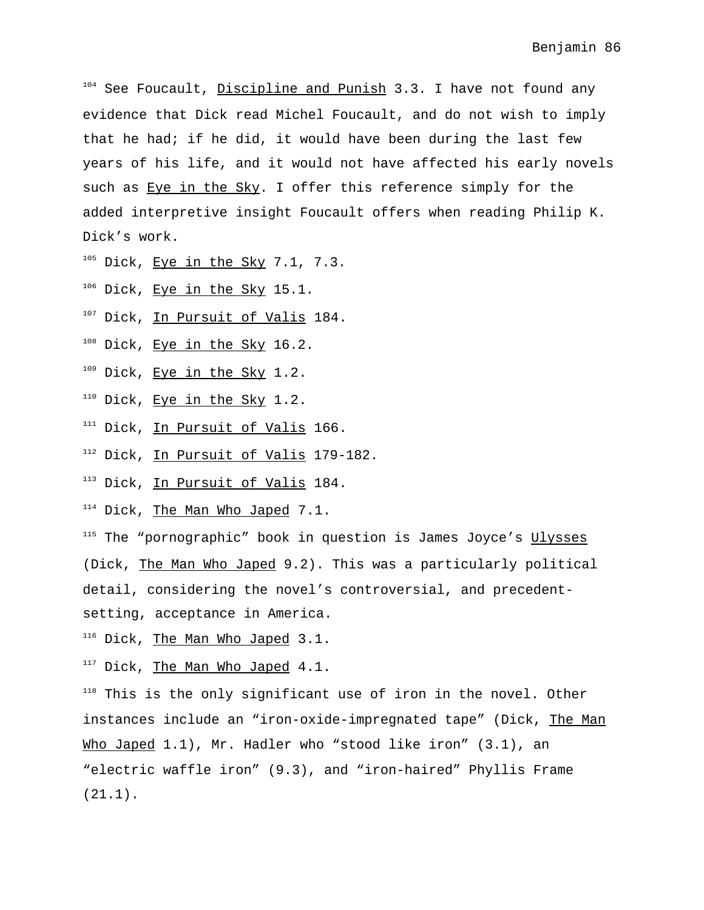[104] See Foucault, Discipline and Punish 3.3. I have not found any evidence that Dick read Michel Foucault, and do not wish to imply that he had; if he did, it would have been during the last few years of his life, and it would not have affected his early novels such as Eye in the Sky. I offer this reference simply for the added interpretive insight Foucault offers when reading Philip K. Dick's work.

[105] Dick, Eye in the Sky 7.1, 7.3.

[106] Dick, Eye in the Sky 15.1.

[107] Dick, In Pursuit of Valis 184.

[108] Dick, Eye in the Sky 16.2.

[109] Dick, Eye in the Sky 1.2.

[110] Dick, Eye in the Sky 1.2.

[111] Dick, In Pursuit of Valis 166.

[112] Dick, In Pursuit of Valis 179-182.

[113] Dick, In Pursuit of Valis 184.

[114] Dick, The Man Who Japed 7.1.

[115] The "pornographic" book in question is James Joyce's Ulysses (Dick, The Man Who Japed 9.2). This was a particularly political detail, considering the novel's controversial, and precedent-setting, acceptance in America.

[116] Dick, The Man Who Japed 3.1.

[117] Dick, The Man Who Japed 4.1.

[118] This is the only significant use of iron in the novel. Other instances include an "iron-oxide-impregnated tape" (Dick, The Man Who Japed 1.1), Mr. Hadler who "stood like iron" (3.1), an "electric waffle iron" (9.3), and "iron-haired" Phyllis Frame (21.1).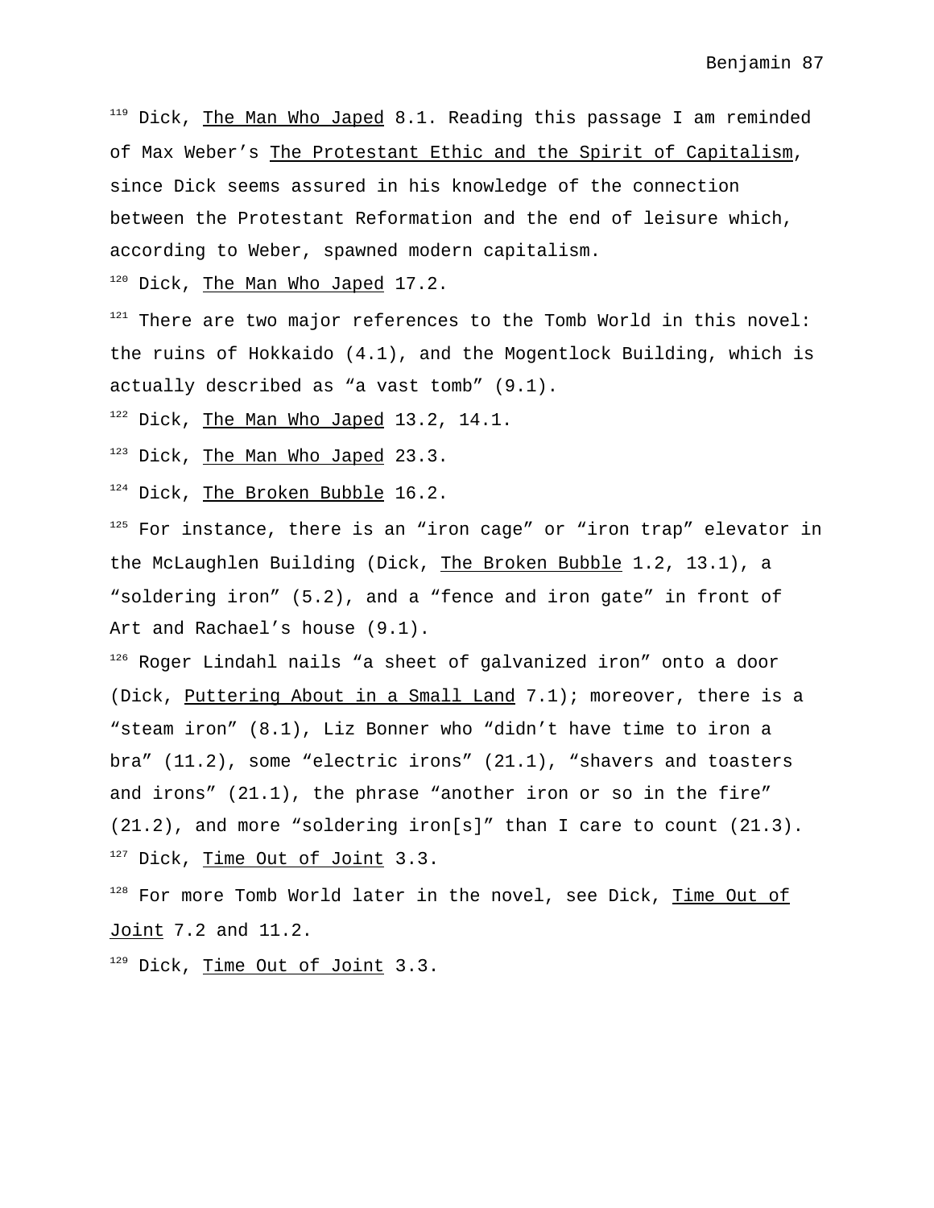[119] Dick, The Man Who Japed 8.1. Reading this passage I am reminded of Max Weber's The Protestant Ethic and the Spirit of Capitalism, since Dick seems assured in his knowledge of the connection between the Protestant Reformation and the end of leisure which, according to Weber, spawned modern capitalism.

[120] Dick, The Man Who Japed 17.2.

[121] There are two major references to the Tomb World in this novel: the ruins of Hokkaido (4.1), and the Mogentlock Building, which is actually described as "a vast tomb" (9.1).

[122] Dick, The Man Who Japed 13.2, 14.1.

[123] Dick, The Man Who Japed 23.3.

[124] Dick, The Broken Bubble 16.2.

[125] For instance, there is an "iron cage" or "iron trap" elevator in the McLaughlen Building (Dick, The Broken Bubble 1.2, 13.1), a "soldering iron" (5.2), and a "fence and iron gate" in front of Art and Rachael's house (9.1).

[126] Roger Lindahl nails "a sheet of galvanized iron" onto a door (Dick, Puttering About in a Small Land 7.1); moreover, there is a "steam iron" (8.1), Liz Bonner who "didn't have time to iron a bra" (11.2), some "electric irons" (21.1), "shavers and toasters and irons" (21.1), the phrase "another iron or so in the fire" (21.2), and more "soldering iron[s]" than I care to count (21.3).

[127] Dick, Time Out of Joint 3.3.

[128] For more Tomb World later in the novel, see Dick, Time Out of Joint 7.2 and 11.2.

[129] Dick, Time Out of Joint 3.3.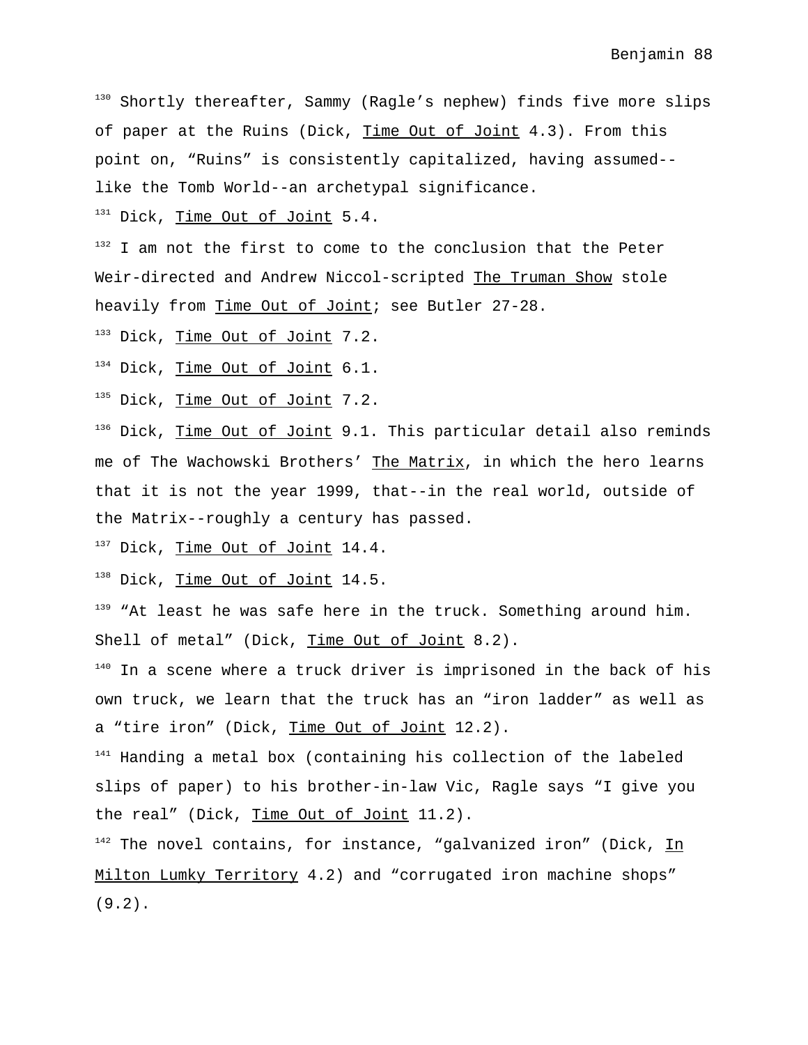[130] Shortly thereafter, Sammy (Ragle's nephew) finds five more slips of paper at the Ruins (Dick, Time Out of Joint 4.3). From this point on, "Ruins" is consistently capitalized, having assumed--like the Tomb World--an archetypal significance.

[131] Dick, Time Out of Joint 5.4.

[132] I am not the first to come to the conclusion that the Peter Weir-directed and Andrew Niccol-scripted The Truman Show stole heavily from Time Out of Joint; see Butler 27-28.

[133] Dick, Time Out of Joint 7.2.

[134] Dick, Time Out of Joint 6.1.

[135] Dick, Time Out of Joint 7.2.

[136] Dick, Time Out of Joint 9.1. This particular detail also reminds me of The Wachowski Brothers' The Matrix, in which the hero learns that it is not the year 1999, that--in the real world, outside of the Matrix--roughly a century has passed.

[137] Dick, Time Out of Joint 14.4.

[138] Dick, Time Out of Joint 14.5.

[139] "At least he was safe here in the truck. Something around him. Shell of metal" (Dick, Time Out of Joint 8.2).

[140] In a scene where a truck driver is imprisoned in the back of his own truck, we learn that the truck has an "iron ladder" as well as a "tire iron" (Dick, Time Out of Joint 12.2).

[141] Handing a metal box (containing his collection of the labeled slips of paper) to his brother-in-law Vic, Ragle says "I give you the real" (Dick, Time Out of Joint 11.2).

[142] The novel contains, for instance, "galvanized iron" (Dick, In Milton Lumky Territory 4.2) and "corrugated iron machine shops" (9.2).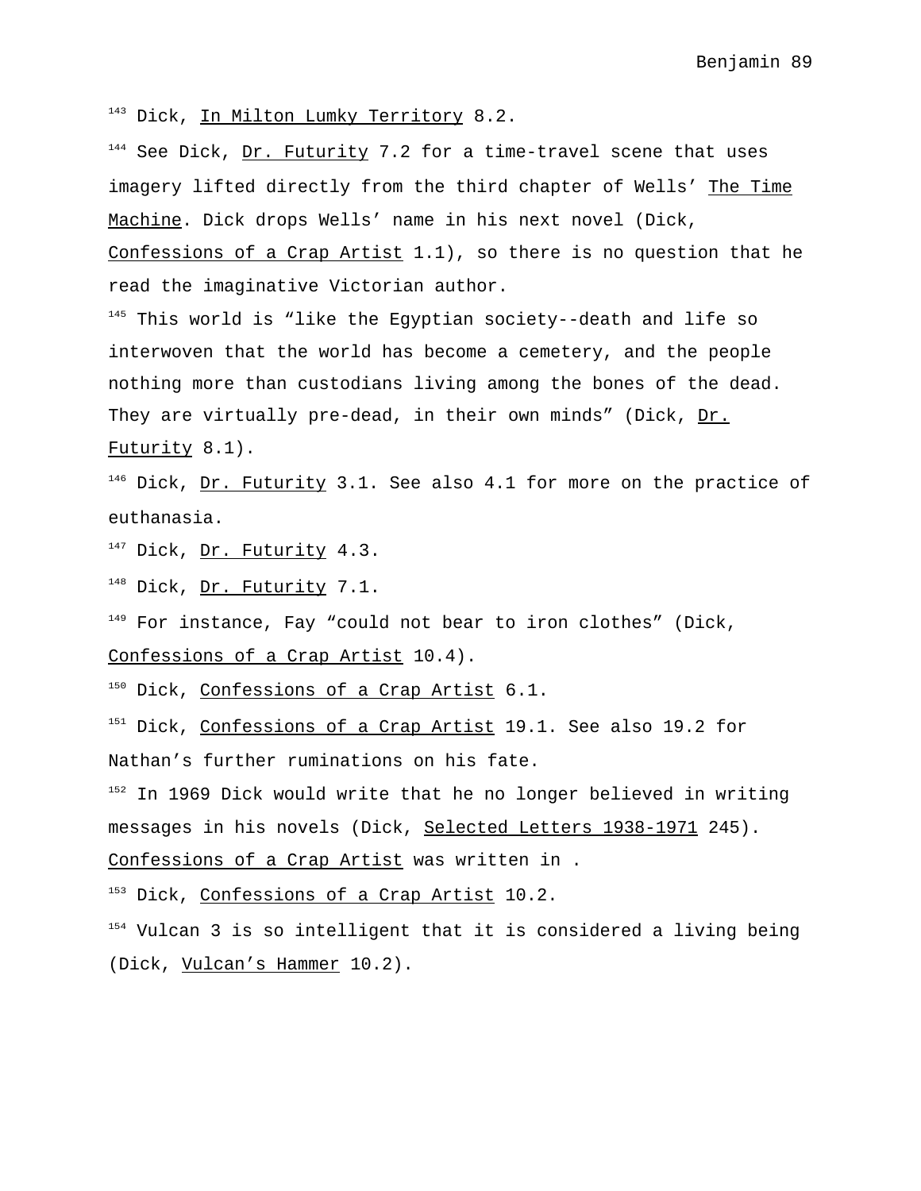[143] Dick, In Milton Lumky Territory 8.2.

[144] See Dick, Dr. Futurity 7.2 for a time-travel scene that uses imagery lifted directly from the third chapter of Wells' The Time Machine. Dick drops Wells' name in his next novel (Dick, Confessions of a Crap Artist 1.1), so there is no question that he read the imaginative Victorian author.

[145] This world is "like the Egyptian society--death and life so interwoven that the world has become a cemetery, and the people nothing more than custodians living among the bones of the dead. They are virtually pre-dead, in their own minds" (Dick, Dr. Futurity 8.1).

[146] Dick, Dr. Futurity 3.1. See also 4.1 for more on the practice of euthanasia.

[147] Dick, Dr. Futurity 4.3.

[148] Dick, Dr. Futurity 7.1.

[149] For instance, Fay "could not bear to iron clothes" (Dick, Confessions of a Crap Artist 10.4).

[150] Dick, Confessions of a Crap Artist 6.1.

[151] Dick, Confessions of a Crap Artist 19.1. See also 19.2 for Nathan's further ruminations on his fate.

[152] In 1969 Dick would write that he no longer believed in writing messages in his novels (Dick, Selected Letters 1938-1971 245). Confessions of a Crap Artist was written in .

[153] Dick, Confessions of a Crap Artist 10.2.

[154] Vulcan 3 is so intelligent that it is considered a living being (Dick, Vulcan's Hammer 10.2).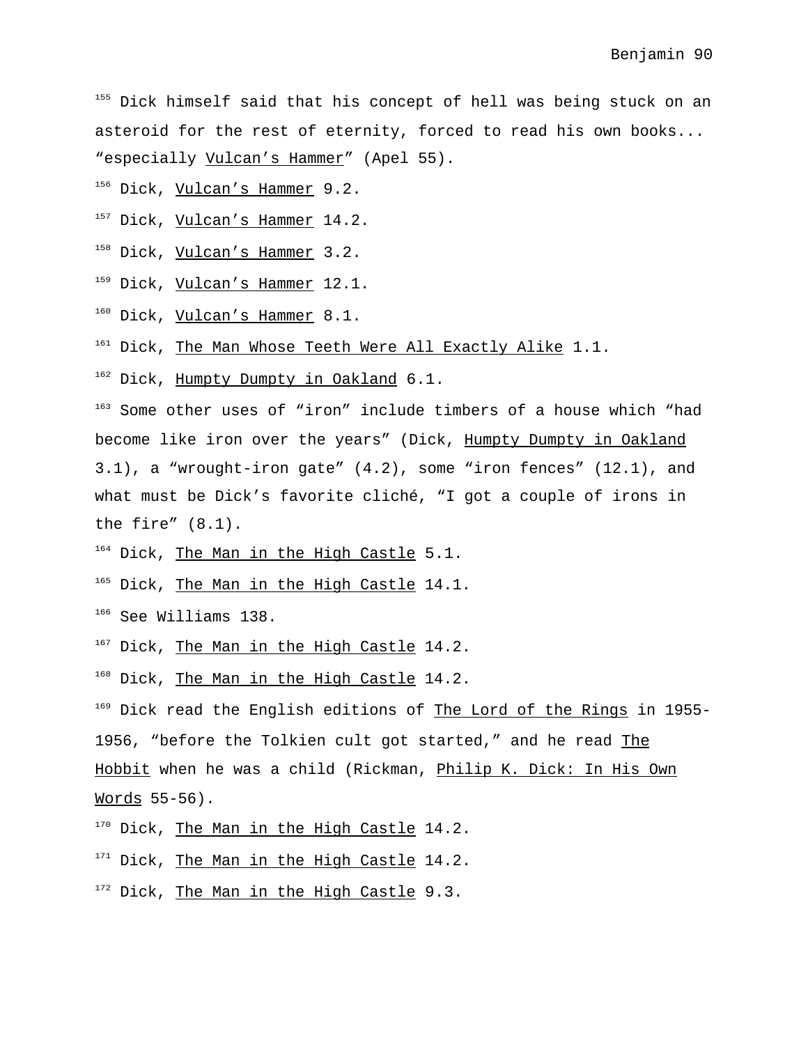[155] Dick himself said that his concept of hell was being stuck on an asteroid for the rest of eternity, forced to read his own books... "especially Vulcan's Hammer" (Apel 55).

[156] Dick, Vulcan's Hammer 9.2.

[157] Dick, Vulcan's Hammer 14.2.

[158] Dick, Vulcan's Hammer 3.2.

[159] Dick, Vulcan's Hammer 12.1.

[160] Dick, Vulcan's Hammer 8.1.

[161] Dick, The Man Whose Teeth Were All Exactly Alike 1.1.

[162] Dick, Humpty Dumpty in Oakland 6.1.

[163] Some other uses of "iron" include timbers of a house which "had become like iron over the years" (Dick, Humpty Dumpty in Oakland 3.1), a "wrought-iron gate" (4.2), some "iron fences" (12.1), and what must be Dick's favorite cliché, "I got a couple of irons in the fire" (8.1).

[164] Dick, The Man in the High Castle 5.1.

[165] Dick, The Man in the High Castle 14.1.

[166] See Williams 138.

[167] Dick, The Man in the High Castle 14.2.

[168] Dick, The Man in the High Castle 14.2.

[169] Dick read the English editions of The Lord of the Rings in 1955-1956, "before the Tolkien cult got started," and he read The Hobbit when he was a child (Rickman, Philip K. Dick: In His Own Words 55-56).

[170] Dick, The Man in the High Castle 14.2.

[171] Dick, The Man in the High Castle 14.2.

[172] Dick, The Man in the High Castle 9.3.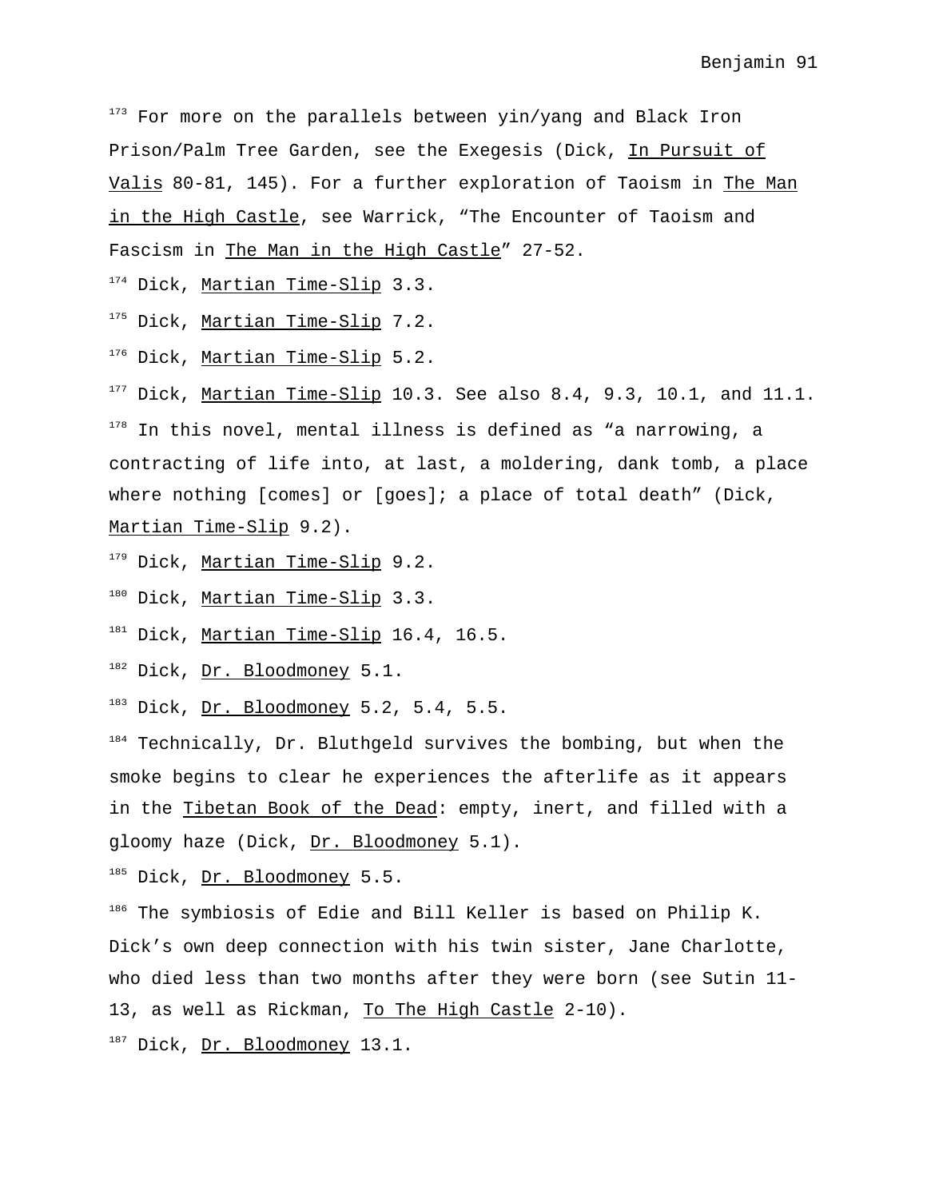[173] For more on the parallels between yin/yang and Black Iron Prison/Palm Tree Garden, see the Exegesis (Dick, In Pursuit of Valis 80-81, 145). For a further exploration of Taoism in The Man in the High Castle, see Warrick, "The Encounter of Taoism and Fascism in The Man in the High Castle" 27-52.

[174] Dick, Martian Time-Slip 3.3.

[175] Dick, Martian Time-Slip 7.2.

[176] Dick, Martian Time-Slip 5.2.

[177] Dick, Martian Time-Slip 10.3. See also 8.4, 9.3, 10.1, and 11.1.

[178] In this novel, mental illness is defined as "a narrowing, a contracting of life into, at last, a moldering, dank tomb, a place where nothing [comes] or [goes]; a place of total death" (Dick, Martian Time-Slip 9.2).

[179] Dick, Martian Time-Slip 9.2.

[180] Dick, Martian Time-Slip 3.3.

[181] Dick, Martian Time-Slip 16.4, 16.5.

[182] Dick, Dr. Bloodmoney 5.1.

[183] Dick, Dr. Bloodmoney 5.2, 5.4, 5.5.

[184] Technically, Dr. Bluthgeld survives the bombing, but when the smoke begins to clear he experiences the afterlife as it appears in the Tibetan Book of the Dead: empty, inert, and filled with a gloomy haze (Dick, Dr. Bloodmoney 5.1).

[185] Dick, Dr. Bloodmoney 5.5.

[186] The symbiosis of Edie and Bill Keller is based on Philip K. Dick's own deep connection with his twin sister, Jane Charlotte, who died less than two months after they were born (see Sutin 11-13, as well as Rickman, To The High Castle 2-10).

[187] Dick, Dr. Bloodmoney 13.1.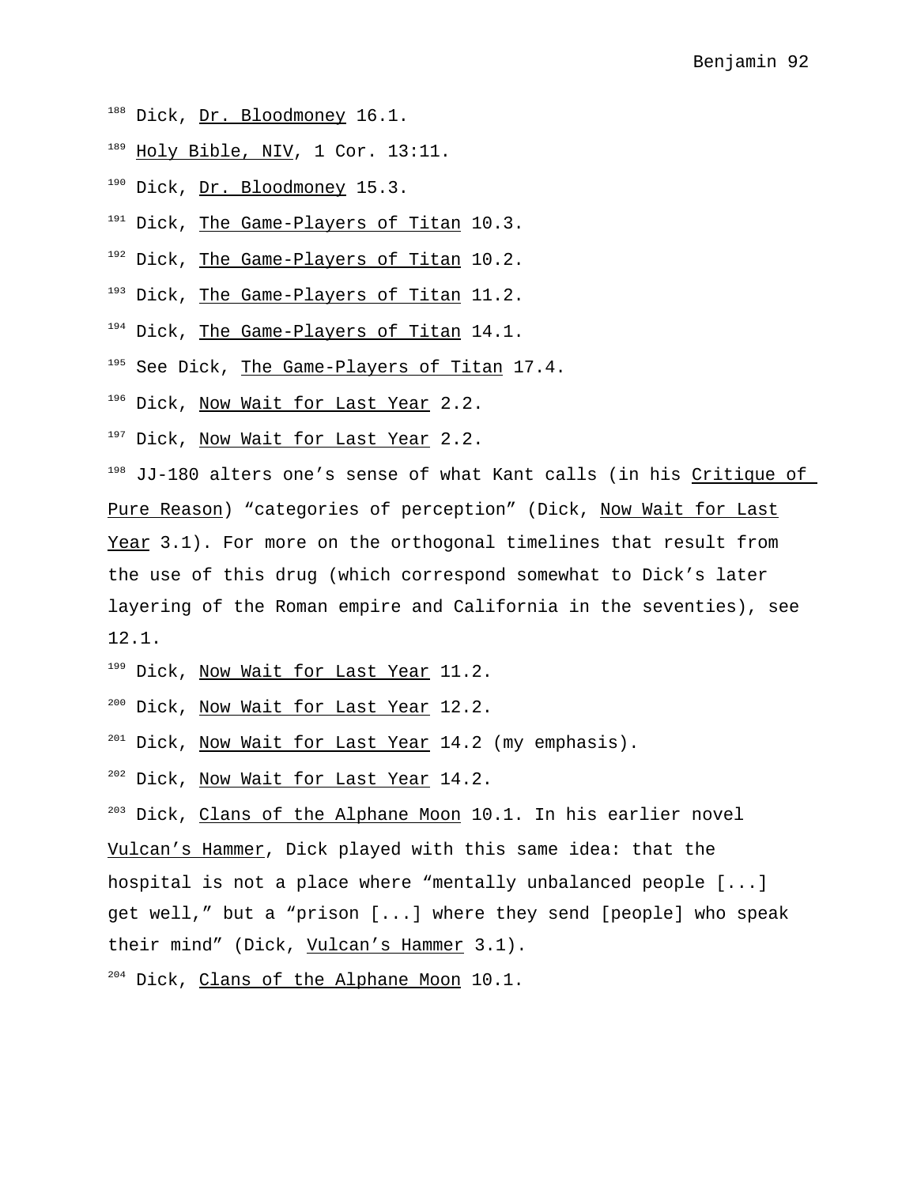[188] Dick, Dr. Bloodmoney 16.1.

[189] Holy Bible, NIV, 1 Cor. 13:11.

[190] Dick, Dr. Bloodmoney 15.3.

[191] Dick, The Game-Players of Titan 10.3.

[192] Dick, The Game-Players of Titan 10.2.

[193] Dick, The Game-Players of Titan 11.2.

[194] Dick, The Game-Players of Titan 14.1.

[195] See Dick, The Game-Players of Titan 17.4.

[196] Dick, Now Wait for Last Year 2.2.

[197] Dick, Now Wait for Last Year 2.2.

[198] JJ-180 alters one's sense of what Kant calls (in his Critique of Pure Reason) "categories of perception" (Dick, Now Wait for Last Year 3.1). For more on the orthogonal timelines that result from the use of this drug (which correspond somewhat to Dick's later layering of the Roman empire and California in the seventies), see 12.1.

[199] Dick, Now Wait for Last Year 11.2.

[200] Dick, Now Wait for Last Year 12.2.

[201] Dick, Now Wait for Last Year 14.2 (my emphasis).

[202] Dick, Now Wait for Last Year 14.2.

[203] Dick, Clans of the Alphane Moon 10.1. In his earlier novel Vulcan's Hammer, Dick played with this same idea: that the hospital is not a place where "mentally unbalanced people [...] get well," but a "prison [...] where they send [people] who speak their mind" (Dick, Vulcan's Hammer 3.1).

[204] Dick, Clans of the Alphane Moon 10.1.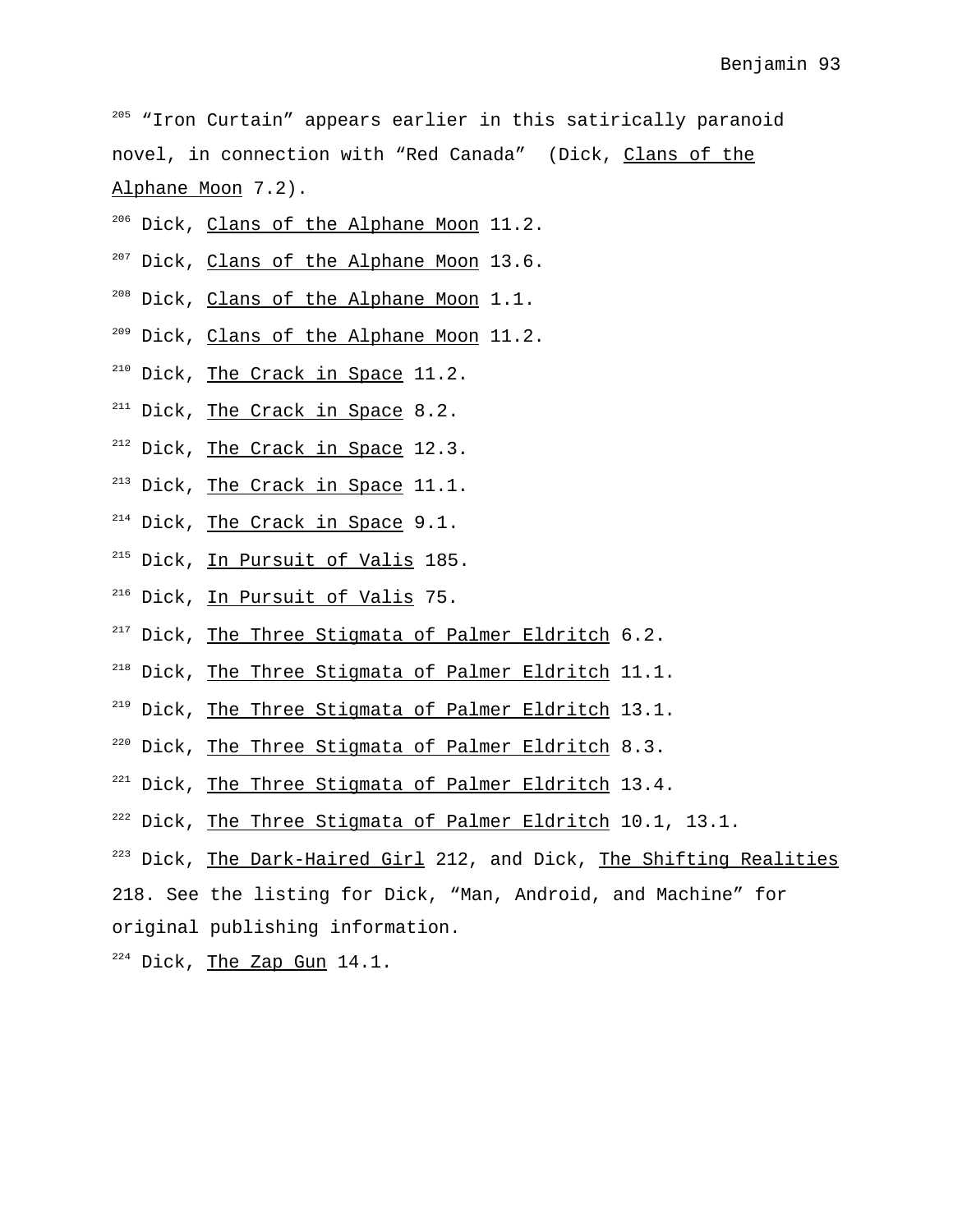[205] "Iron Curtain" appears earlier in this satirically paranoid novel, in connection with "Red Canada" (Dick, _Clans of the Alphane Moon_ 7.2).

[206] Dick, _Clans of the Alphane Moon_ 11.2.

[207] Dick, _Clans of the Alphane Moon_ 13.6.

[208] Dick, _Clans of the Alphane Moon_ 1.1.

[209] Dick, _Clans of the Alphane Moon_ 11.2.

[210] Dick, _The Crack in Space_ 11.2.

[211] Dick, _The Crack in Space_ 8.2.

[212] Dick, _The Crack in Space_ 12.3.

[213] Dick, _The Crack in Space_ 11.1.

[214] Dick, _The Crack in Space_ 9.1.

[215] Dick, _In Pursuit of Valis_ 185.

[216] Dick, _In Pursuit of Valis_ 75.

[217] Dick, _The Three Stigmata of Palmer Eldritch_ 6.2.

[218] Dick, _The Three Stigmata of Palmer Eldritch_ 11.1.

[219] Dick, _The Three Stigmata of Palmer Eldritch_ 13.1.

[220] Dick, _The Three Stigmata of Palmer Eldritch_ 8.3.

[221] Dick, _The Three Stigmata of Palmer Eldritch_ 13.4.

[222] Dick, _The Three Stigmata of Palmer Eldritch_ 10.1, 13.1.

[223] Dick, _The Dark-Haired Girl_ 212, and Dick, _The Shifting Realities_ 218. See the listing for Dick, "Man, Android, and Machine" for original publishing information.

[224] Dick, _The Zap Gun_ 14.1.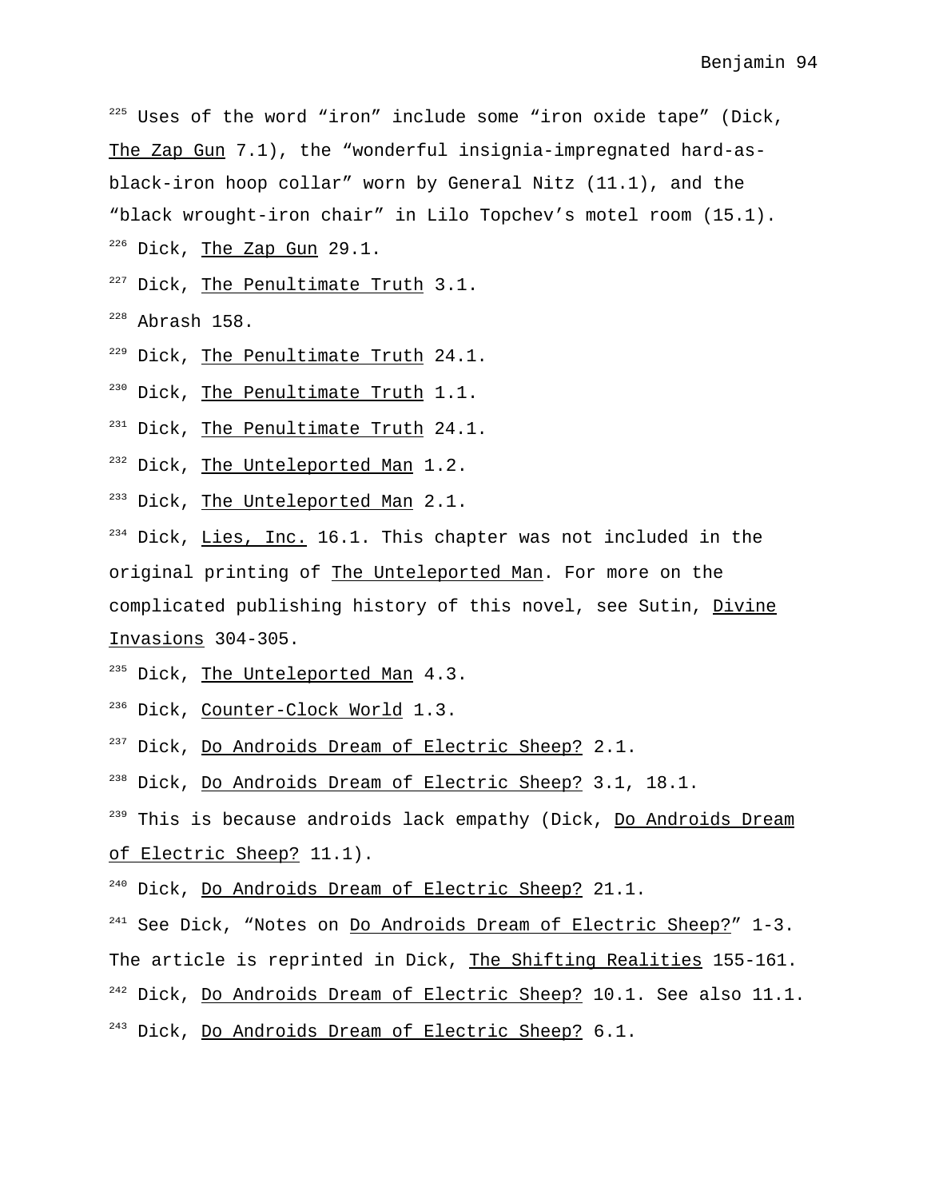[225] Uses of the word "iron" include some "iron oxide tape" (Dick, The Zap Gun 7.1), the "wonderful insignia-impregnated hard-as-black-iron hoop collar" worn by General Nitz (11.1), and the "black wrought-iron chair" in Lilo Topchev's motel room (15.1).

[226] Dick, The Zap Gun 29.1.

[227] Dick, The Penultimate Truth 3.1.

[228] Abrash 158.

[229] Dick, The Penultimate Truth 24.1.

[230] Dick, The Penultimate Truth 1.1.

[231] Dick, The Penultimate Truth 24.1.

[232] Dick, The Unteleported Man 1.2.

[233] Dick, The Unteleported Man 2.1.

[234] Dick, Lies, Inc. 16.1. This chapter was not included in the original printing of The Unteleported Man. For more on the complicated publishing history of this novel, see Sutin, Divine Invasions 304-305.

[235] Dick, The Unteleported Man 4.3.

[236] Dick, Counter-Clock World 1.3.

[237] Dick, Do Androids Dream of Electric Sheep? 2.1.

[238] Dick, Do Androids Dream of Electric Sheep? 3.1, 18.1.

[239] This is because androids lack empathy (Dick, Do Androids Dream of Electric Sheep? 11.1).

[240] Dick, Do Androids Dream of Electric Sheep? 21.1.

[241] See Dick, "Notes on Do Androids Dream of Electric Sheep?" 1-3. The article is reprinted in Dick, The Shifting Realities 155-161.

[242] Dick, Do Androids Dream of Electric Sheep? 10.1. See also 11.1.

[243] Dick, Do Androids Dream of Electric Sheep? 6.1.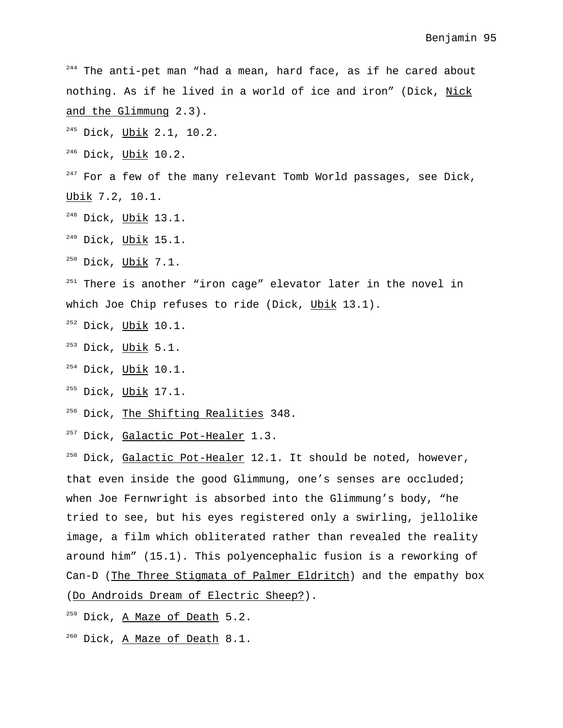[244] The anti-pet man “had a mean, hard face, as if he cared about nothing. As if he lived in a world of ice and iron” (Dick, Nick and the Glimmung 2.3).

[245] Dick, Ubik 2.1, 10.2.

[246] Dick, Ubik 10.2.

[247] For a few of the many relevant Tomb World passages, see Dick, Ubik 7.2, 10.1.

[248] Dick, Ubik 13.1.

[249] Dick, Ubik 15.1.

[250] Dick, Ubik 7.1.

[251] There is another “iron cage” elevator later in the novel in which Joe Chip refuses to ride (Dick, Ubik 13.1).

[252] Dick, Ubik 10.1.

[253] Dick, Ubik 5.1.

[254] Dick, Ubik 10.1.

[255] Dick, Ubik 17.1.

[256] Dick, The Shifting Realities 348.

[257] Dick, Galactic Pot-Healer 1.3.

[258] Dick, Galactic Pot-Healer 12.1. It should be noted, however, that even inside the good Glimmung, one’s senses are occluded; when Joe Fernwright is absorbed into the Glimmung’s body, “he tried to see, but his eyes registered only a swirling, jellolike image, a film which obliterated rather than revealed the reality around him” (15.1). This polyencephalic fusion is a reworking of Can-D (The Three Stigmata of Palmer Eldritch) and the empathy box (Do Androids Dream of Electric Sheep?).

[259] Dick, A Maze of Death 5.2.

[260] Dick, A Maze of Death 8.1.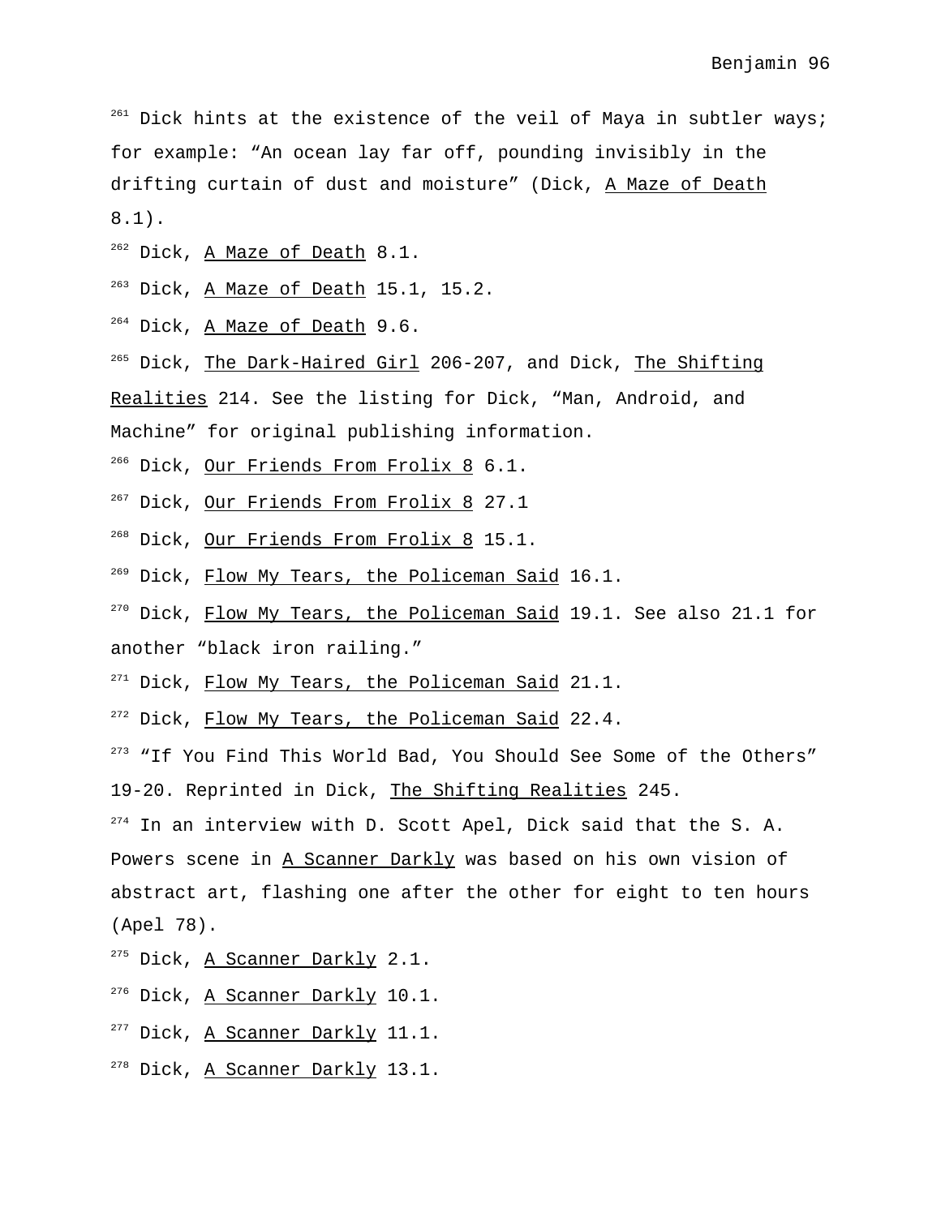[261] Dick hints at the existence of the veil of Maya in subtler ways; for example: “An ocean lay far off, pounding invisibly in the drifting curtain of dust and moisture” (Dick, A Maze of Death 8.1).

[262] Dick, A Maze of Death 8.1.

[263] Dick, A Maze of Death 15.1, 15.2.

[264] Dick, A Maze of Death 9.6.

[265] Dick, The Dark-Haired Girl 206-207, and Dick, The Shifting Realities 214. See the listing for Dick, “Man, Android, and Machine” for original publishing information.

[266] Dick, Our Friends From Frolix 8 6.1.

[267] Dick, Our Friends From Frolix 8 27.1

[268] Dick, Our Friends From Frolix 8 15.1.

[269] Dick, Flow My Tears, the Policeman Said 16.1.

[270] Dick, Flow My Tears, the Policeman Said 19.1. See also 21.1 for another “black iron railing.”

[271] Dick, Flow My Tears, the Policeman Said 21.1.

[272] Dick, Flow My Tears, the Policeman Said 22.4.

[273] “If You Find This World Bad, You Should See Some of the Others” 19-20. Reprinted in Dick, The Shifting Realities 245.

[274] In an interview with D. Scott Apel, Dick said that the S. A. Powers scene in A Scanner Darkly was based on his own vision of abstract art, flashing one after the other for eight to ten hours (Apel 78).

[275] Dick, A Scanner Darkly 2.1.

[276] Dick, A Scanner Darkly 10.1.

[277] Dick, A Scanner Darkly 11.1.

[278] Dick, A Scanner Darkly 13.1.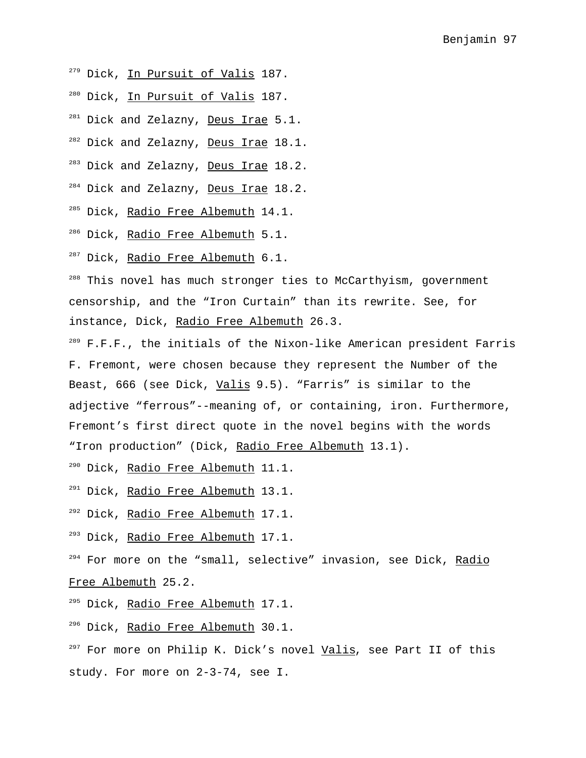[279] Dick, <u>In Pursuit of Valis</u> 187.

[280] Dick, <u>In Pursuit of Valis</u> 187.

[281] Dick and Zelazny, <u>Deus Irae</u> 5.1.

[282] Dick and Zelazny, <u>Deus Irae</u> 18.1.

[283] Dick and Zelazny, <u>Deus Irae</u> 18.2.

[284] Dick and Zelazny, <u>Deus Irae</u> 18.2.

[285] Dick, <u>Radio Free Albemuth</u> 14.1.

[286] Dick, <u>Radio Free Albemuth</u> 5.1.

[287] Dick, <u>Radio Free Albemuth</u> 6.1.

[288] This novel has much stronger ties to McCarthyism, government censorship, and the "Iron Curtain" than its rewrite. See, for instance, Dick, <u>Radio Free Albemuth</u> 26.3.

[289] F.F.F., the initials of the Nixon-like American president Farris F. Fremont, were chosen because they represent the Number of the Beast, 666 (see Dick, <u>Valis</u> 9.5). "Farris" is similar to the adjective "ferrous"--meaning of, or containing, iron. Furthermore, Fremont's first direct quote in the novel begins with the words "Iron production" (Dick, <u>Radio Free Albemuth</u> 13.1).

[290] Dick, <u>Radio Free Albemuth</u> 11.1.

[291] Dick, <u>Radio Free Albemuth</u> 13.1.

[292] Dick, <u>Radio Free Albemuth</u> 17.1.

[293] Dick, <u>Radio Free Albemuth</u> 17.1.

[294] For more on the "small, selective" invasion, see Dick, <u>Radio Free Albemuth</u> 25.2.

[295] Dick, <u>Radio Free Albemuth</u> 17.1.

[296] Dick, <u>Radio Free Albemuth</u> 30.1.

[297] For more on Philip K. Dick's novel <u>Valis</u>, see Part II of this study. For more on 2-3-74, see I.